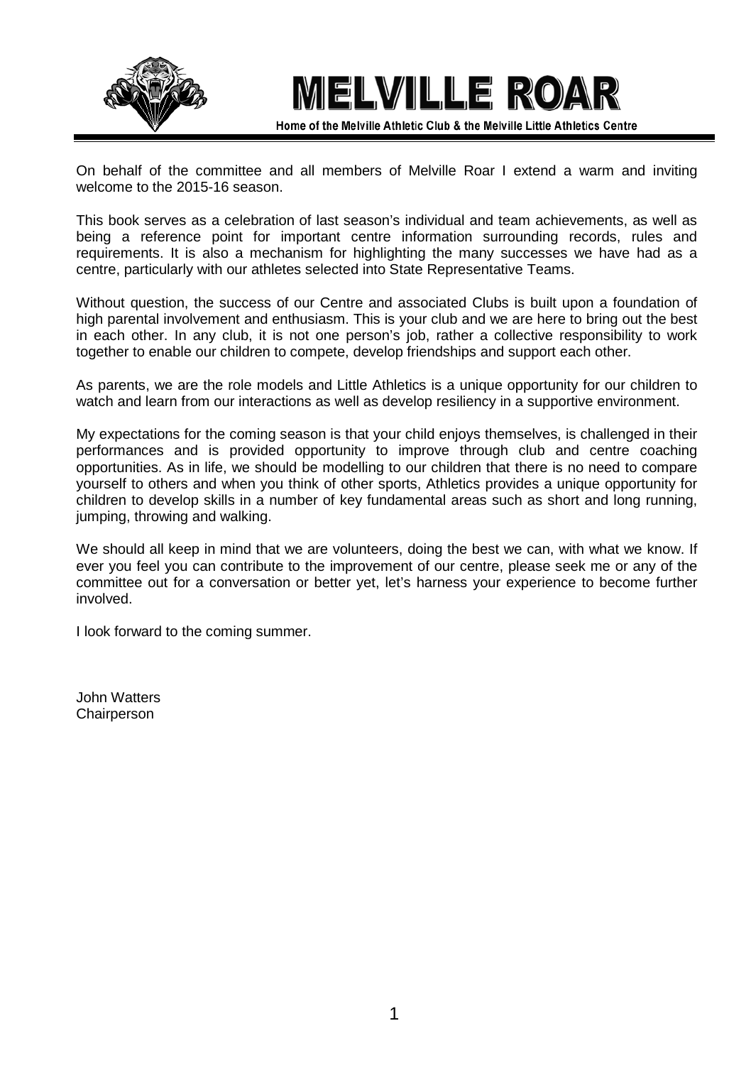# MELVILLE ROAR

Home of the Melville Athletic Club & the Melville Little Athletics Centre

On behalf of the committee and all members of Melville Roar I extend a warm and inviting welcome to the 2015-16 season.

This book serves as a celebration of last season's individual and team achievements, as well as being a reference point for important centre information surrounding records, rules and requirements. It is also a mechanism for highlighting the many successes we have had as a centre, particularly with our athletes selected into State Representative Teams.

Without question, the success of our Centre and associated Clubs is built upon a foundation of high parental involvement and enthusiasm. This is your club and we are here to bring out the best in each other. In any club, it is not one person's job, rather a collective responsibility to work together to enable our children to compete, develop friendships and support each other.

As parents, we are the role models and Little Athletics is a unique opportunity for our children to watch and learn from our interactions as well as develop resiliency in a supportive environment.

My expectations for the coming season is that your child enjoys themselves, is challenged in their performances and is provided opportunity to improve through club and centre coaching opportunities. As in life, we should be modelling to our children that there is no need to compare yourself to others and when you think of other sports, Athletics provides a unique opportunity for children to develop skills in a number of key fundamental areas such as short and long running, jumping, throwing and walking.

We should all keep in mind that we are volunteers, doing the best we can, with what we know. If ever you feel you can contribute to the improvement of our centre, please seek me or any of the committee out for a conversation or better yet, let's harness your experience to become further involved.

I look forward to the coming summer.

John Watters
Chairperson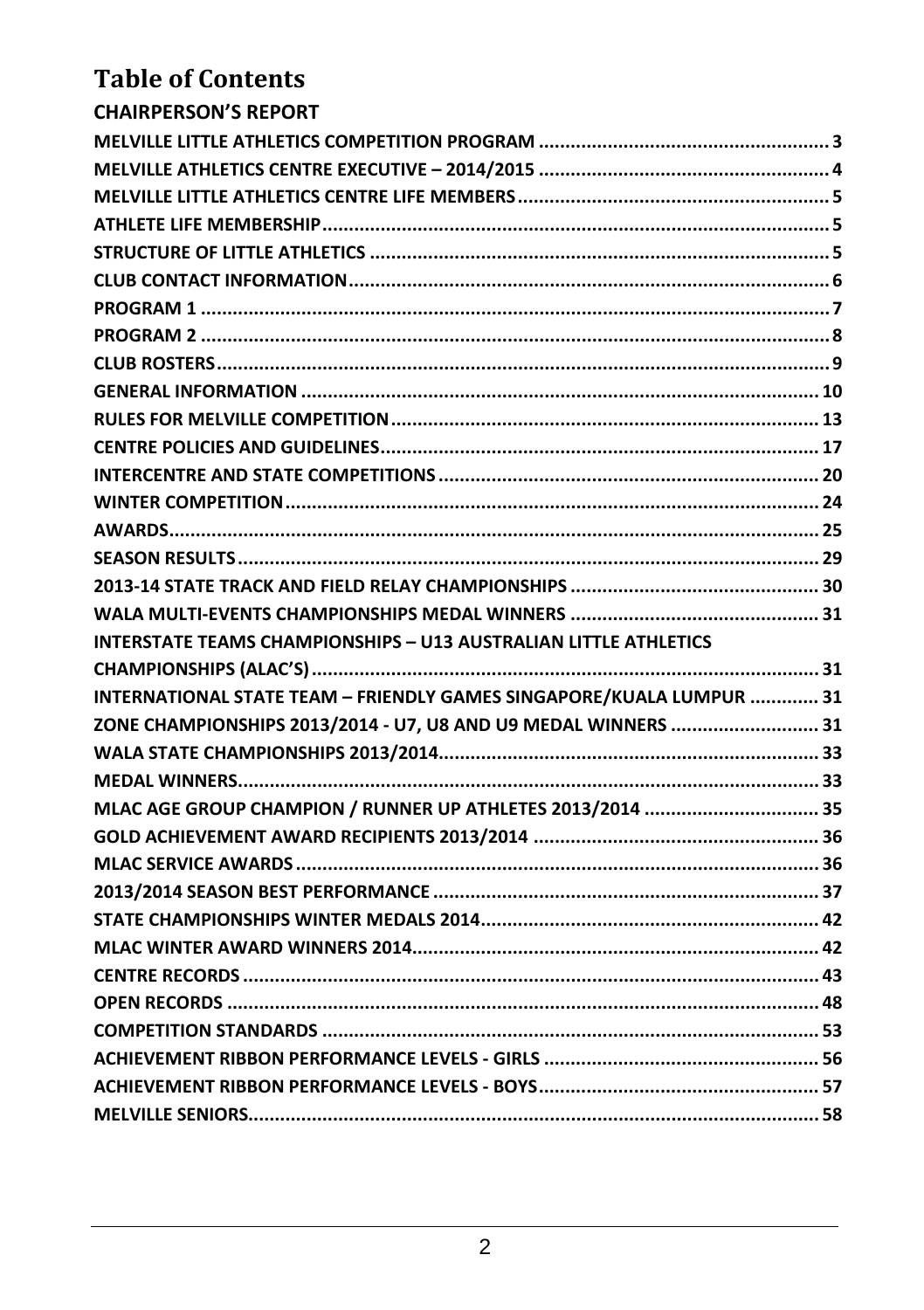# Table of Contents

**CHAIRPERSON'S REPORT**

- MELVILLE LITTLE ATHLETICS COMPETITION PROGRAM ..... 3
- MELVILLE ATHLETICS CENTRE EXECUTIVE – 2014/2015 ..... 4
- MELVILLE LITTLE ATHLETICS CENTRE LIFE MEMBERS ..... 5
- ATHLETE LIFE MEMBERSHIP ..... 5
- STRUCTURE OF LITTLE ATHLETICS ..... 5
- CLUB CONTACT INFORMATION ..... 6
- PROGRAM 1 ..... 7
- PROGRAM 2 ..... 8
- CLUB ROSTERS ..... 9
- GENERAL INFORMATION ..... 10
- RULES FOR MELVILLE COMPETITION ..... 13
- CENTRE POLICIES AND GUIDELINES ..... 17
- INTERCENTRE AND STATE COMPETITIONS ..... 20
- WINTER COMPETITION ..... 24
- AWARDS ..... 25
- SEASON RESULTS ..... 29
- 2013-14 STATE TRACK AND FIELD RELAY CHAMPIONSHIPS ..... 30
- WALA MULTI-EVENTS CHAMPIONSHIPS MEDAL WINNERS ..... 31
- INTERSTATE TEAMS CHAMPIONSHIPS – U13 AUSTRALIAN LITTLE ATHLETICS CHAMPIONSHIPS (ALAC'S) ..... 31
- INTERNATIONAL STATE TEAM – FRIENDLY GAMES SINGAPORE/KUALA LUMPUR ..... 31
- ZONE CHAMPIONSHIPS 2013/2014 - U7, U8 AND U9 MEDAL WINNERS ..... 31
- WALA STATE CHAMPIONSHIPS 2013/2014 ..... 33
- MEDAL WINNERS ..... 33
- MLAC AGE GROUP CHAMPION / RUNNER UP ATHLETES 2013/2014 ..... 35
- GOLD ACHIEVEMENT AWARD RECIPIENTS 2013/2014 ..... 36
- MLAC SERVICE AWARDS ..... 36
- 2013/2014 SEASON BEST PERFORMANCE ..... 37
- STATE CHAMPIONSHIPS WINTER MEDALS 2014 ..... 42
- MLAC WINTER AWARD WINNERS 2014 ..... 42
- CENTRE RECORDS ..... 43
- OPEN RECORDS ..... 48
- COMPETITION STANDARDS ..... 53
- ACHIEVEMENT RIBBON PERFORMANCE LEVELS - GIRLS ..... 56
- ACHIEVEMENT RIBBON PERFORMANCE LEVELS - BOYS ..... 57
- MELVILLE SENIORS ..... 58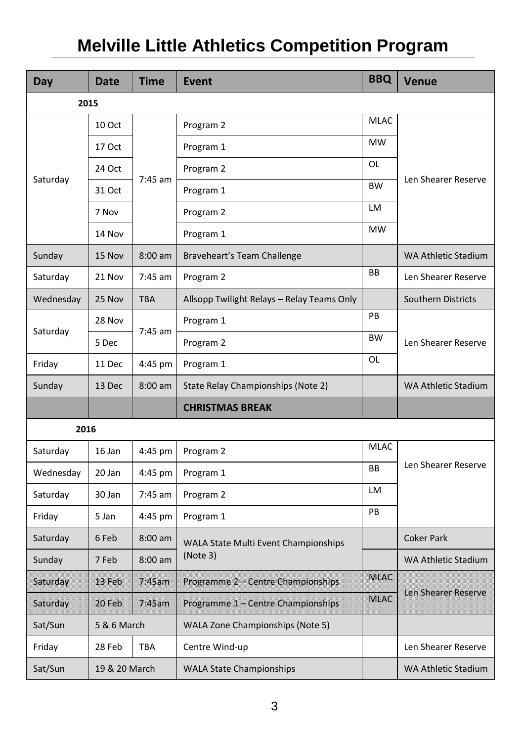# Melville Little Athletics Competition Program

| Day | Date | Time | Event | BBQ | Venue |
|---|---|---|---|---|---|
| **2015** | | | | | |
| Saturday | 10 Oct | 7:45 am | Program 2 | MLAC | Len Shearer Reserve |
| | 17 Oct | | Program 1 | MW | |
| | 24 Oct | | Program 2 | OL | |
| | 31 Oct | | Program 1 | BW | |
| | 7 Nov | | Program 2 | LM | |
| | 14 Nov | | Program 1 | MW | |
| Sunday | 15 Nov | 8:00 am | Braveheart's Team Challenge | | WA Athletic Stadium |
| Saturday | 21 Nov | 7:45 am | Program 2 | BB | Len Shearer Reserve |
| Wednesday | 25 Nov | TBA | Allsopp Twilight Relays – Relay Teams Only | | Southern Districts |
| Saturday | 28 Nov | 7:45 am | Program 1 | PB | Len Shearer Reserve |
| | 5 Dec | | Program 2 | BW | |
| Friday | 11 Dec | 4:45 pm | Program 1 | OL | |
| Sunday | 13 Dec | 8:00 am | State Relay Championships (Note 2) | | WA Athletic Stadium |
| | | | **CHRISTMAS BREAK** | | |
| **2016** | | | | | |
| Saturday | 16 Jan | 4:45 pm | Program 2 | MLAC | Len Shearer Reserve |
| Wednesday | 20 Jan | 4:45 pm | Program 1 | BB | |
| Saturday | 30 Jan | 7:45 am | Program 2 | LM | |
| Friday | 5 Jan | 4:45 pm | Program 1 | PB | |
| Saturday | 6 Feb | 8:00 am | WALA State Multi Event Championships (Note 3) | | Coker Park |
| Sunday | 7 Feb | 8:00 am | | | WA Athletic Stadium |
| Saturday | 13 Feb | 7:45am | Programme 2 – Centre Championships | MLAC | Len Shearer Reserve |
| Saturday | 20 Feb | 7:45am | Programme 1 – Centre Championships | MLAC | |
| Sat/Sun | 5 & 6 March | | WALA Zone Championships (Note 5) | | |
| Friday | 28 Feb | TBA | Centre Wind-up | | Len Shearer Reserve |
| Sat/Sun | 19 & 20 March | | WALA State Championships | | WA Athletic Stadium |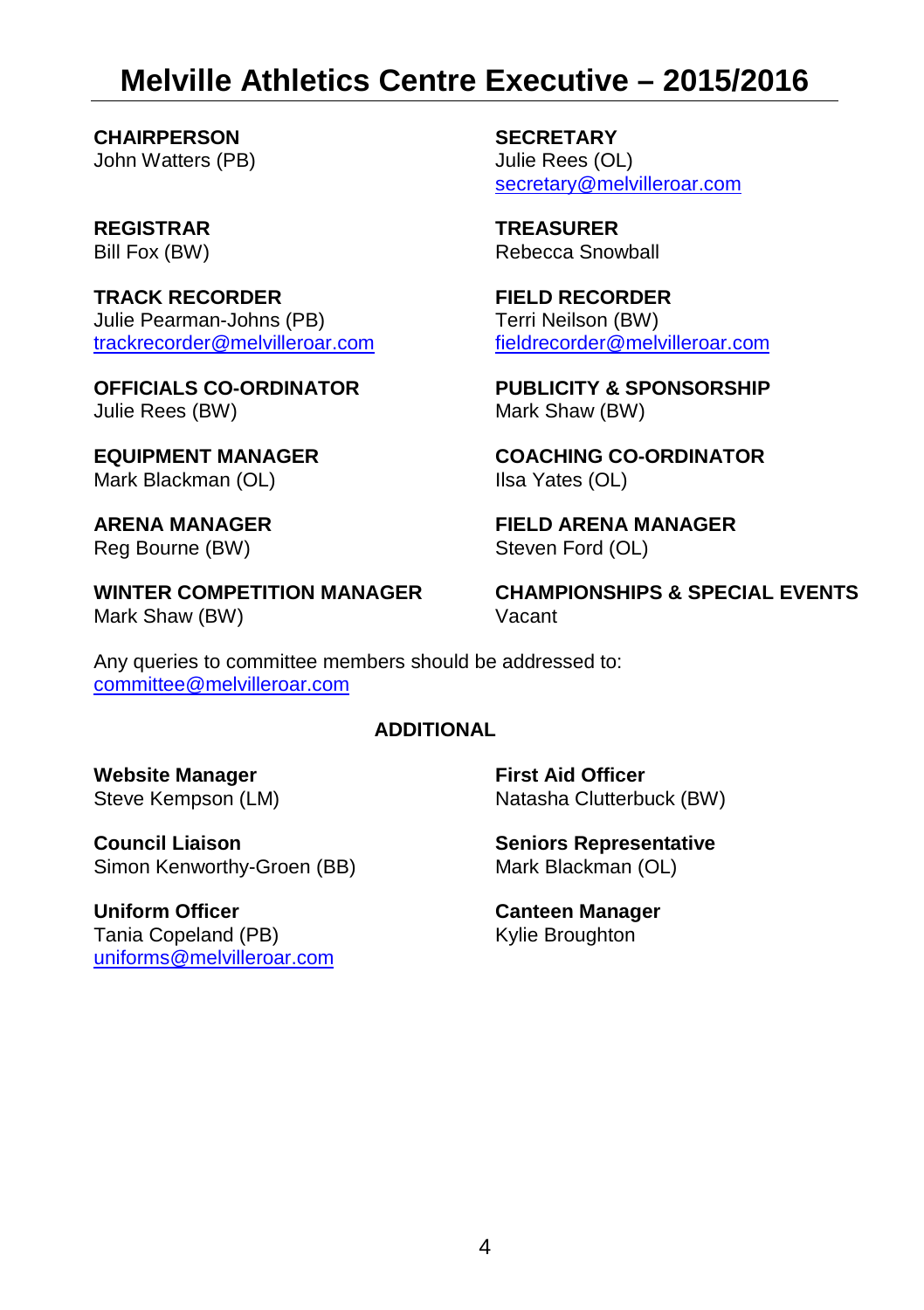# Melville Athletics Centre Executive – 2015/2016

**CHAIRPERSON**
John Watters (PB)

**SECRETARY**
Julie Rees (OL)
secretary@melvilleroar.com

**REGISTRAR**
Bill Fox (BW)

**TREASURER**
Rebecca Snowball

**TRACK RECORDER**
Julie Pearman-Johns (PB)
trackrecorder@melvilleroar.com

**FIELD RECORDER**
Terri Neilson (BW)
fieldrecorder@melvilleroar.com

**OFFICIALS CO-ORDINATOR**
Julie Rees (BW)

**PUBLICITY & SPONSORSHIP**
Mark Shaw (BW)

**EQUIPMENT MANAGER**
Mark Blackman (OL)

**COACHING CO-ORDINATOR**
Ilsa Yates (OL)

**ARENA MANAGER**
Reg Bourne (BW)

**FIELD ARENA MANAGER**
Steven Ford (OL)

**WINTER COMPETITION MANAGER**
Mark Shaw (BW)

**CHAMPIONSHIPS & SPECIAL EVENTS**
Vacant

Any queries to committee members should be addressed to:
committee@melvilleroar.com

**ADDITIONAL**

**Website Manager**
Steve Kempson (LM)

**First Aid Officer**
Natasha Clutterbuck (BW)

**Council Liaison**
Simon Kenworthy-Groen (BB)

**Seniors Representative**
Mark Blackman (OL)

**Uniform Officer**
Tania Copeland (PB)
uniforms@melvilleroar.com

**Canteen Manager**
Kylie Broughton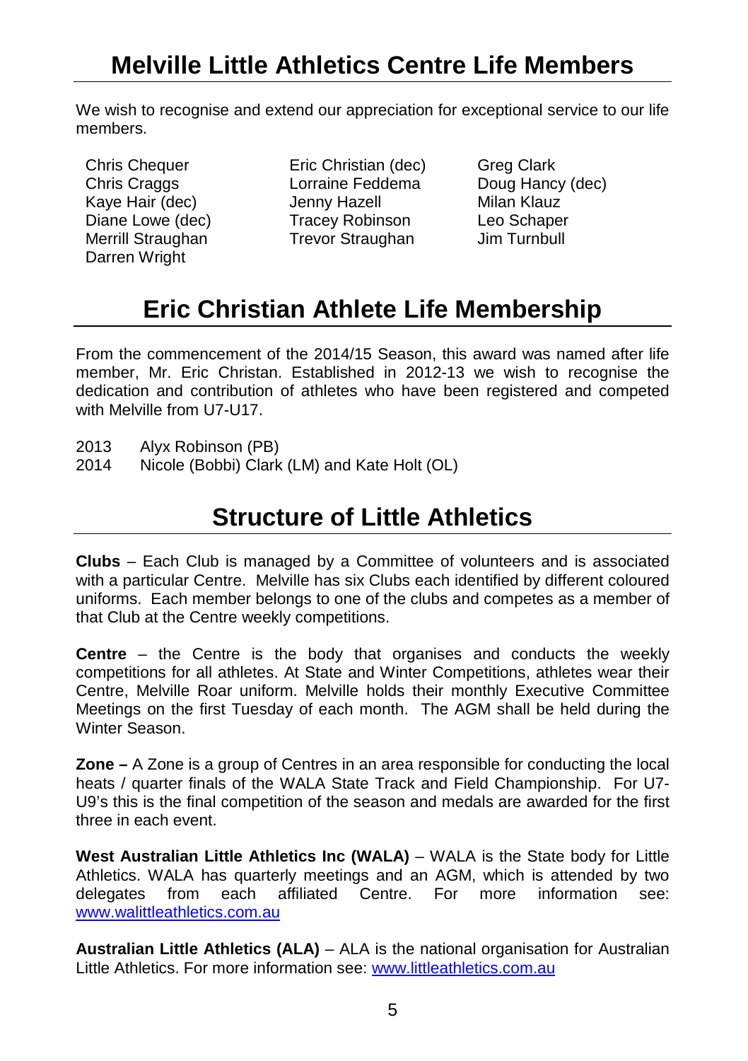# Melville Little Athletics Centre Life Members

We wish to recognise and extend our appreciation for exceptional service to our life members.

| | | |
|---|---|---|
| Chris Chequer | Eric Christian (dec) | Greg Clark |
| Chris Craggs | Lorraine Feddema | Doug Hancy (dec) |
| Kaye Hair (dec) | Jenny Hazell | Milan Klauz |
| Diane Lowe (dec) | Tracey Robinson | Leo Schaper |
| Merrill Straughan | Trevor Straughan | Jim Turnbull |
| Darren Wright | | |

# Eric Christian Athlete Life Membership

From the commencement of the 2014/15 Season, this award was named after life member, Mr. Eric Christan. Established in 2012-13 we wish to recognise the dedication and contribution of athletes who have been registered and competed with Melville from U7-U17.

2013 Alyx Robinson (PB)
2014 Nicole (Bobbi) Clark (LM) and Kate Holt (OL)

# Structure of Little Athletics

**Clubs** – Each Club is managed by a Committee of volunteers and is associated with a particular Centre. Melville has six Clubs each identified by different coloured uniforms. Each member belongs to one of the clubs and competes as a member of that Club at the Centre weekly competitions.

**Centre** – the Centre is the body that organises and conducts the weekly competitions for all athletes. At State and Winter Competitions, athletes wear their Centre, Melville Roar uniform. Melville holds their monthly Executive Committee Meetings on the first Tuesday of each month. The AGM shall be held during the Winter Season.

**Zone –** A Zone is a group of Centres in an area responsible for conducting the local heats / quarter finals of the WALA State Track and Field Championship. For U7-U9's this is the final competition of the season and medals are awarded for the first three in each event.

**West Australian Little Athletics Inc (WALA)** – WALA is the State body for Little Athletics. WALA has quarterly meetings and an AGM, which is attended by two delegates from each affiliated Centre. For more information see: www.walittleathletics.com.au

**Australian Little Athletics (ALA)** – ALA is the national organisation for Australian Little Athletics. For more information see: www.littleathletics.com.au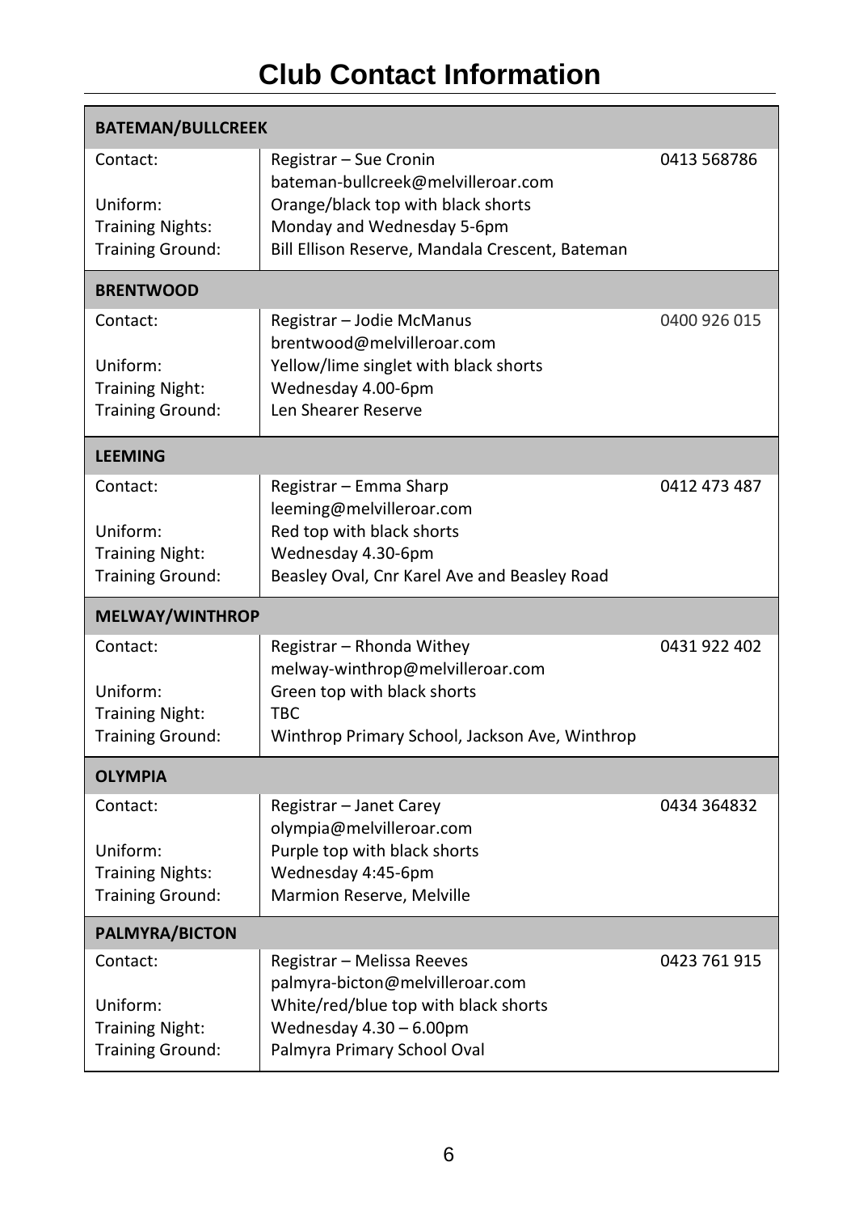# Club Contact Information

| BATEMAN/BULLCREEK | | |
|---|---|---|
| Contact: | Registrar – Sue Cronin<br>bateman-bullcreek@melvilleroar.com | 0413 568786 |
| Uniform: | Orange/black top with black shorts | |
| Training Nights: | Monday and Wednesday 5-6pm | |
| Training Ground: | Bill Ellison Reserve, Mandala Crescent, Bateman | |

| BRENTWOOD | | |
|---|---|---|
| Contact: | Registrar – Jodie McManus<br>brentwood@melvilleroar.com | 0400 926 015 |
| Uniform: | Yellow/lime singlet with black shorts | |
| Training Night: | Wednesday 4.00-6pm | |
| Training Ground: | Len Shearer Reserve | |

| LEEMING | | |
|---|---|---|
| Contact: | Registrar – Emma Sharp<br>leeming@melvilleroar.com | 0412 473 487 |
| Uniform: | Red top with black shorts | |
| Training Night: | Wednesday 4.30-6pm | |
| Training Ground: | Beasley Oval, Cnr Karel Ave and Beasley Road | |

| MELWAY/WINTHROP | | |
|---|---|---|
| Contact: | Registrar – Rhonda Withey<br>melway-winthrop@melvilleroar.com | 0431 922 402 |
| Uniform: | Green top with black shorts | |
| Training Night: | TBC | |
| Training Ground: | Winthrop Primary School, Jackson Ave, Winthrop | |

| OLYMPIA | | |
|---|---|---|
| Contact: | Registrar – Janet Carey<br>olympia@melvilleroar.com | 0434 364832 |
| Uniform: | Purple top with black shorts | |
| Training Nights: | Wednesday 4:45-6pm | |
| Training Ground: | Marmion Reserve, Melville | |

| PALMYRA/BICTON | | |
|---|---|---|
| Contact: | Registrar – Melissa Reeves<br>palmyra-bicton@melvilleroar.com | 0423 761 915 |
| Uniform: | White/red/blue top with black shorts | |
| Training Night: | Wednesday 4.30 – 6.00pm | |
| Training Ground: | Palmyra Primary School Oval | |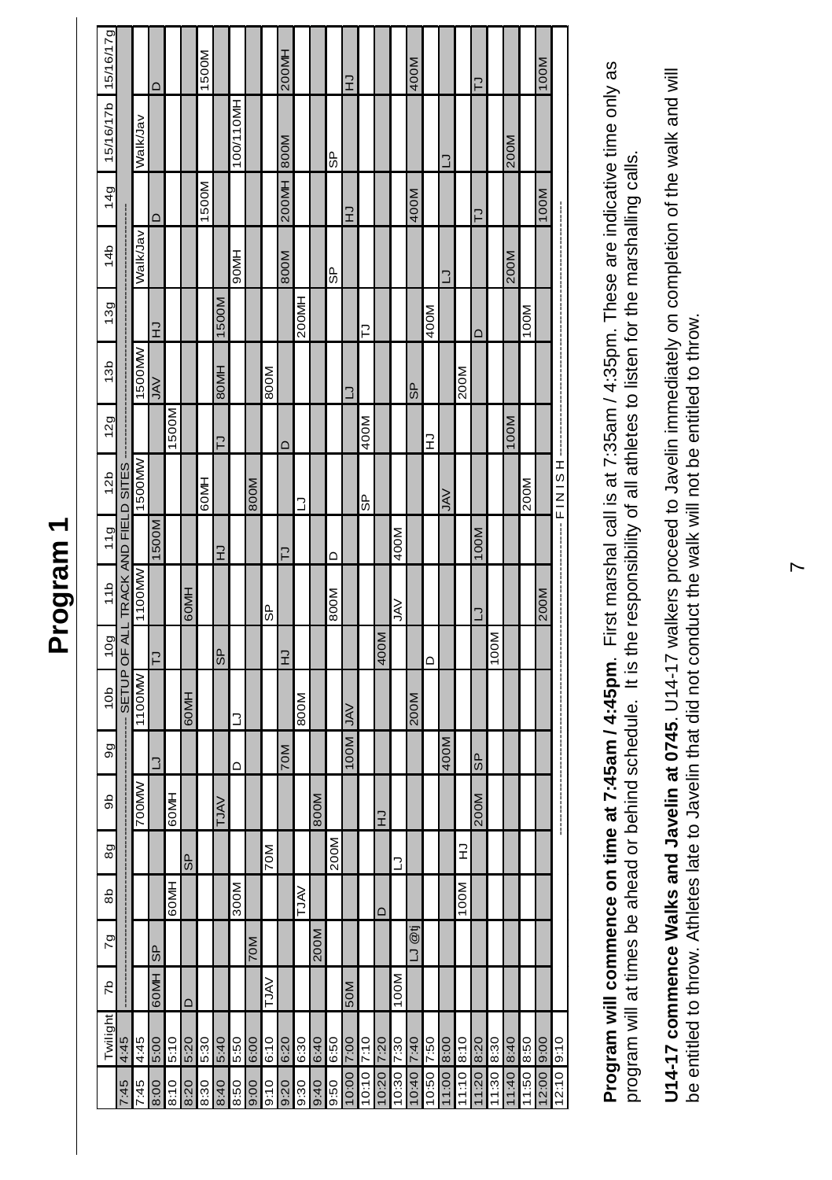# Program 1

| | Twilight | 7b | 7g | 8b | 8g | 9b | 9g | 10b | 10g | 11b | 11g | 12b | 12g | 13b | 13g | 14b | 14g | 15/16/17b | 15/16/17g |
|---|---|---|---|---|---|---|---|---|---|---|---|---|---|---|---|---|---|---|---|
| 7:45 | 4:45 | SETUP OF ALL TRACK AND FIELD SITES | | | | | | | | | | | | | | | | | |
| 7:45 | 4:45 | | | | | 700MW | | 1100MW | | 1100MW | | 1500MW | | 1500MW | | Walk/Jav | | Walk/Jav | |
| 8:00 | 5:00 | 60MH | SP | | | | LJ | | TJ | | 1500M | | | JAV | HJ | | D | | D |
| 8:10 | 5:10 | | | 60MH | | 60MH | | | | | | | 1500M | | | | | | |
| 8:20 | 5:20 | D | | | SP | | | 60MH | | 60MH | | | | | | | | | |
| 8:30 | 5:30 | | | | | | | | | | | 60MH | | | | | 1500M | | 1500M |
| 8:40 | 5:40 | | | | | TJAV | | | SP | | HJ | | TJ | 80MH | 1500M | | | | |
| 8:50 | 5:50 | | | 300M | | | D | LJ | | | | | | | | 90MH | | 100/110MH | |
| 9:00 | 6:00 | | 70M | | | | | | | | | 800M | | | | | | | |
| 9:10 | 6:10 | TJAV | | | 70M | | | | | SP | | | | 800M | | | | | |
| 9:20 | 6:20 | | | | | | 70M | | HJ | | TJ | | D | | | 800M | 200MH | 800M | 200MH |
| 9:30 | 6:30 | | | TJAV | | | | 800M | | | | LJ | | | 200MH | | | | |
| 9:40 | 6:40 | | 200M | | | 800M | | | | | | | | | | | | | |
| 9:50 | 6:50 | | | | 200M | | | | | 800M | D | | | | | SP | | SP | |
| 10:00 | 7:00 | 50M | | | | | 100M | JAV | | | | | | LJ | | | HJ | | HJ |
| 10:10 | 7:10 | | | | | | | | | | | SP | 400M | | TJ | | | | |
| 10:20 | 7:20 | | | D | | HJ | | | 400M | | | | | | | | | | |
| 10:30 | 7:30 | 100M | | | LJ | | | | | JAV | 400M | | | | | | | | |
| 10:40 | 7:40 | | LJ @tj | | | | | 200M | | | | | | SP | | | 400M | | 400M |
| 10:50 | 7:50 | | | | | | | | D | | | | HJ | | 400M | | | | |
| 11:00 | 8:00 | | | | | | 400M | | | | | JAV | | | | LJ | | LJ | |
| 11:10 | 8:10 | | | 100M | HJ | | | | | | | | | 200M | | | | | |
| 11:20 | 8:20 | | | | | 200M | SP | | | LJ | 100M | | | | D | | TJ | | TJ |
| 11:30 | 8:30 | | | | | | | | 100M | | | | | | | | | | |
| 11:40 | 8:40 | | | | | | | | | | | | 100M | | | 200M | | 200M | |
| 11:50 | 8:50 | | | | | | | | | | | 200M | | | 100M | | | | |
| 12:00 | 9:00 | | | | | | | | | 200M | | | | | | | 100M | | 100M |
| 12:10 | 9:10 | FINISH | | | | | | | | | | | | | | | | | |

**Program will commence on time at 7:45am / 4:45pm**. First marshal call is at 7:35am / 4:35pm. These are indicative time only as program will at times be ahead or behind schedule. It is the responsibility of all athletes to listen for the marshalling calls.

**U14-17 commence Walks and Javelin at 0745**. U14-17 walkers proceed to Javelin immediately on completion of the walk and will be entitled to throw. Athletes late to Javelin that did not conduct the walk will not be entitled to throw.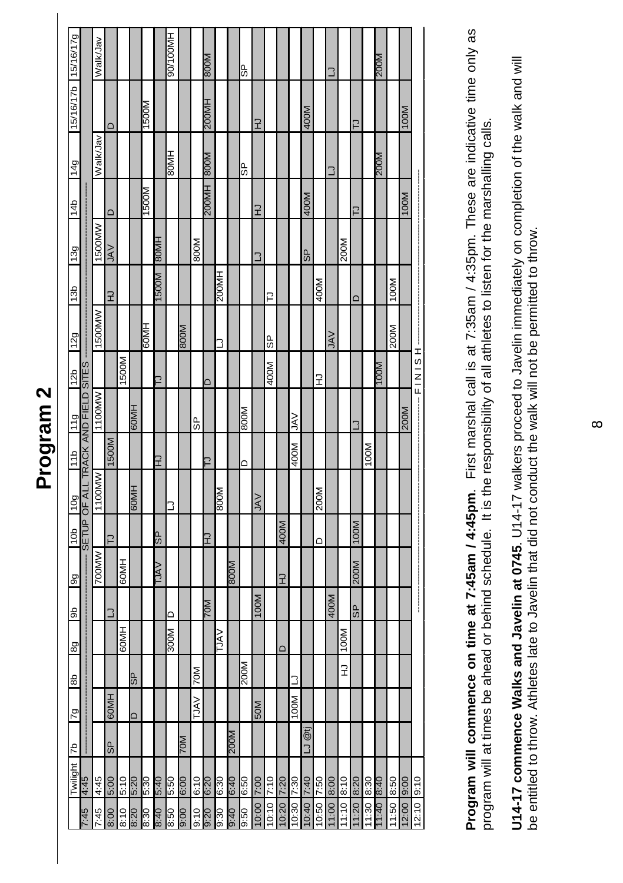# Program 2

| | Twilight | 7b | 7g | 8b | 8g | 9b | 9g | 10b | 10g | 11b | 11g | 12b | 12g | 13b | 13g | 14b | 14g | 15/16/17b | 15/16/17g |
|---|---|---|---|---|---|---|---|---|---|---|---|---|---|---|---|---|---|---|---|
| 7:45 | 4:45 | ------ SETUP OF ALL TRACK AND FIELD SITES ------ | | | | | | | | | | | | | | | | | |
| 7:45 | 4:45 | | | | | | 700MW | | 1100MW | | 1100MW | | 1500MW | | 1500MW | | Walk/Jav | | Walk/Jav |
| 8:00 | 5:00 | SP | 60MH | | | LJ | | TJ | | | | | | HJ | JAV | D | | D | |
| 8:10 | 5:10 | | | | 60MH | | 60MH | | | 1500M | | 1500M | | | | | | | |
| 8:20 | 5:20 | | D | SP | | | | | 60MH | | 60MH | | | | | | | | |
| 8:30 | 5:30 | | | | | | | | | | | | 60MH | | | 1500M | | 1500M | |
| 8:40 | 5:40 | | | | | | TJAV | SP | | HJ | | TJ | | 1500M | 80MH | | | | |
| 8:50 | 5:50 | | | | 300M | D | | | LJ | | | | | | | | 80MH | | 90/100MH |
| 9:00 | 6:00 | 70M | | | | | | | | | | | 800M | | | | | | |
| 9:10 | 6:10 | | TJAV | 70M | | | | | | | SP | | | | 800M | | | | |
| 9:20 | 6:20 | | | | | 70M | | HJ | | TJ | | D | | | | 200MH | 800M | 200MH | 800M |
| 9:30 | 6:30 | | | | TJAV | | | | 800M | | | | LJ | 200MH | | | | | |
| 9:40 | 6:40 | 200M | | | | | 800M | | | | | | | | | | | | |
| 9:50 | 6:50 | | | 200M | | | | | | D | 800M | | | | | | SP | | SP |
| 10:00 | 7:00 | | 50M | | | 100M | | | JAV | | | | | | LJ | HJ | | HJ | |
| 10:10 | 7:10 | | | | | | | | | | | 400M | SP | TJ | | | | | |
| 10:20 | 7:20 | | | | D | | HJ | 400M | | | | | | | | | | | |
| 10:30 | 7:30 | | 100M | LJ | | | | | | 400M | JAV | | | | | | | | |
| 10:40 | 7:40 | LJ @tj | | | | | | | | | | | | | SP | 400M | | 400M | |
| 10:50 | 7:50 | | | | | | | D | 200M | | | HJ | | 400M | | | | | |
| 11:00 | 8:00 | | | | | 400M | | | | | | | JAV | | | | LJ | | LJ |
| 11:10 | 8:10 | | | HJ | 100M | | | | | | | | | | 200M | | | | |
| 11:20 | 8:20 | | | | | SP | 200M | 100M | | | LJ | | | D | | TJ | | TJ | |
| 11:30 | 8:30 | | | | | | | | | 100M | | | | | | | | | |
| 11:40 | 8:40 | | | | | | | | | | | 100M | | | | | 200M | | 200M |
| 11:50 | 8:50 | | | | | | | | | | | | 200M | 100M | | | | | |
| 12:00 | 9:00 | | | | | | | | | | 200M | | | | | 100M | | 100M | |
| 12:10 | 9:10 | ------ F I N I S H ------ | | | | | | | | | | | | | | | | | |

**Program will commence on time at 7:45am / 4:45pm**. First marshal call is at 7:35am / 4:35pm. These are indicative time only as program will at times be ahead or behind schedule. It is the responsibility of all athletes to listen for the marshalling calls.

**U14-17 commence Walks and Javelin at 0745**. U14-17 walkers proceed to Javelin immediately on completion of the walk and will be entitled to throw. Athletes late to Javelin that did not conduct the walk will not be permitted to throw.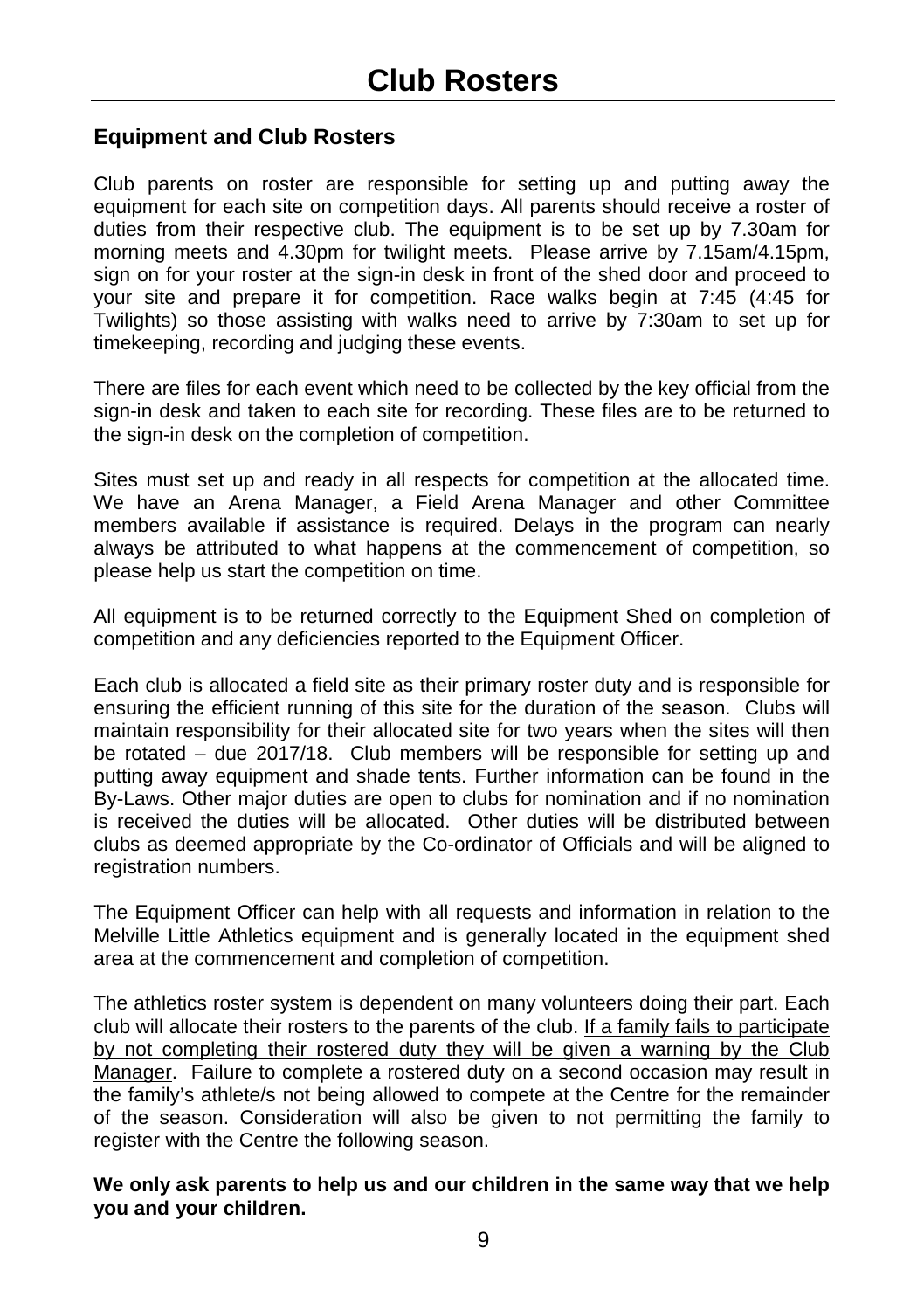# Club Rosters

## Equipment and Club Rosters

Club parents on roster are responsible for setting up and putting away the equipment for each site on competition days. All parents should receive a roster of duties from their respective club. The equipment is to be set up by 7.30am for morning meets and 4.30pm for twilight meets. Please arrive by 7.15am/4.15pm, sign on for your roster at the sign-in desk in front of the shed door and proceed to your site and prepare it for competition. Race walks begin at 7:45 (4:45 for Twilights) so those assisting with walks need to arrive by 7:30am to set up for timekeeping, recording and judging these events.

There are files for each event which need to be collected by the key official from the sign-in desk and taken to each site for recording. These files are to be returned to the sign-in desk on the completion of competition.

Sites must set up and ready in all respects for competition at the allocated time. We have an Arena Manager, a Field Arena Manager and other Committee members available if assistance is required. Delays in the program can nearly always be attributed to what happens at the commencement of competition, so please help us start the competition on time.

All equipment is to be returned correctly to the Equipment Shed on completion of competition and any deficiencies reported to the Equipment Officer.

Each club is allocated a field site as their primary roster duty and is responsible for ensuring the efficient running of this site for the duration of the season. Clubs will maintain responsibility for their allocated site for two years when the sites will then be rotated – due 2017/18. Club members will be responsible for setting up and putting away equipment and shade tents. Further information can be found in the By-Laws. Other major duties are open to clubs for nomination and if no nomination is received the duties will be allocated. Other duties will be distributed between clubs as deemed appropriate by the Co-ordinator of Officials and will be aligned to registration numbers.

The Equipment Officer can help with all requests and information in relation to the Melville Little Athletics equipment and is generally located in the equipment shed area at the commencement and completion of competition.

The athletics roster system is dependent on many volunteers doing their part. Each club will allocate their rosters to the parents of the club. If a family fails to participate by not completing their rostered duty they will be given a warning by the Club Manager. Failure to complete a rostered duty on a second occasion may result in the family's athlete/s not being allowed to compete at the Centre for the remainder of the season. Consideration will also be given to not permitting the family to register with the Centre the following season.

**We only ask parents to help us and our children in the same way that we help you and your children.**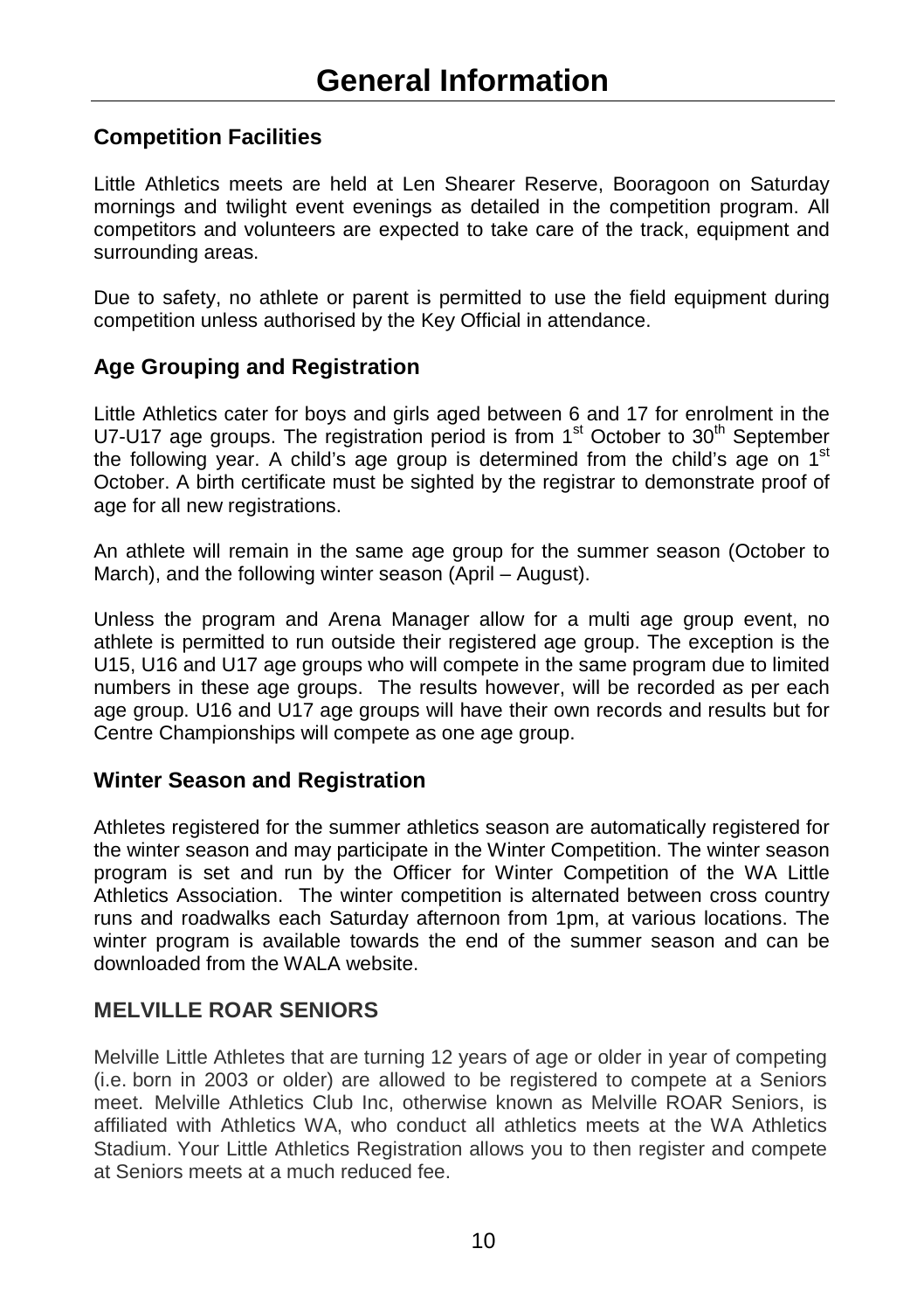# General Information

## Competition Facilities

Little Athletics meets are held at Len Shearer Reserve, Booragoon on Saturday mornings and twilight event evenings as detailed in the competition program. All competitors and volunteers are expected to take care of the track, equipment and surrounding areas.

Due to safety, no athlete or parent is permitted to use the field equipment during competition unless authorised by the Key Official in attendance.

## Age Grouping and Registration

Little Athletics cater for boys and girls aged between 6 and 17 for enrolment in the U7-U17 age groups. The registration period is from 1st October to 30th September the following year. A child's age group is determined from the child's age on 1st October. A birth certificate must be sighted by the registrar to demonstrate proof of age for all new registrations.

An athlete will remain in the same age group for the summer season (October to March), and the following winter season (April – August).

Unless the program and Arena Manager allow for a multi age group event, no athlete is permitted to run outside their registered age group. The exception is the U15, U16 and U17 age groups who will compete in the same program due to limited numbers in these age groups. The results however, will be recorded as per each age group. U16 and U17 age groups will have their own records and results but for Centre Championships will compete as one age group.

## Winter Season and Registration

Athletes registered for the summer athletics season are automatically registered for the winter season and may participate in the Winter Competition. The winter season program is set and run by the Officer for Winter Competition of the WA Little Athletics Association. The winter competition is alternated between cross country runs and roadwalks each Saturday afternoon from 1pm, at various locations. The winter program is available towards the end of the summer season and can be downloaded from the WALA website.

## MELVILLE ROAR SENIORS

Melville Little Athletes that are turning 12 years of age or older in year of competing (i.e. born in 2003 or older) are allowed to be registered to compete at a Seniors meet. Melville Athletics Club Inc, otherwise known as Melville ROAR Seniors, is affiliated with Athletics WA, who conduct all athletics meets at the WA Athletics Stadium. Your Little Athletics Registration allows you to then register and compete at Seniors meets at a much reduced fee.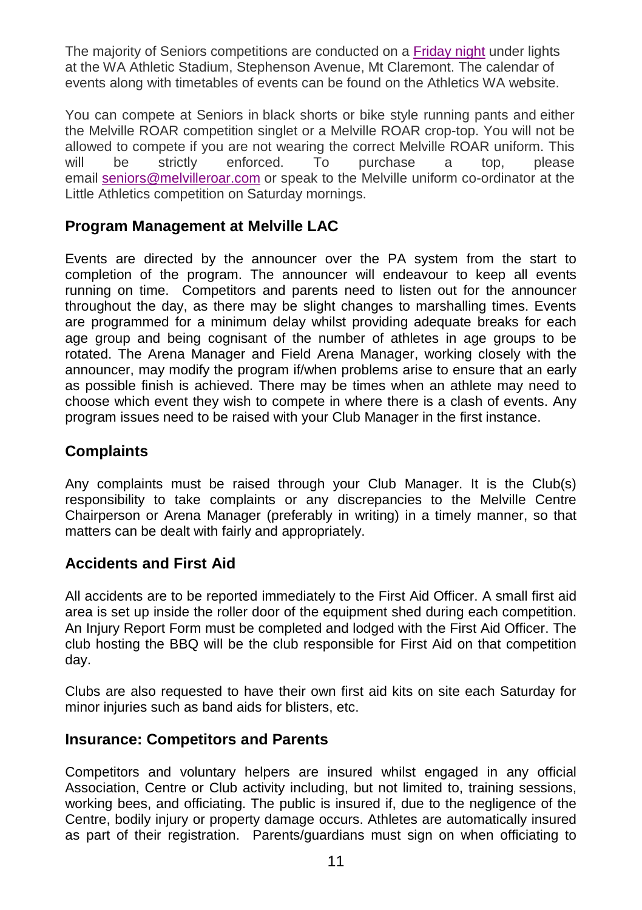The majority of Seniors competitions are conducted on a Friday night under lights at the WA Athletic Stadium, Stephenson Avenue, Mt Claremont. The calendar of events along with timetables of events can be found on the Athletics WA website.

You can compete at Seniors in black shorts or bike style running pants and either the Melville ROAR competition singlet or a Melville ROAR crop-top. You will not be allowed to compete if you are not wearing the correct Melville ROAR uniform. This will be strictly enforced. To purchase a top, please email seniors@melvilleroar.com or speak to the Melville uniform co-ordinator at the Little Athletics competition on Saturday mornings.

## Program Management at Melville LAC

Events are directed by the announcer over the PA system from the start to completion of the program. The announcer will endeavour to keep all events running on time. Competitors and parents need to listen out for the announcer throughout the day, as there may be slight changes to marshalling times. Events are programmed for a minimum delay whilst providing adequate breaks for each age group and being cognisant of the number of athletes in age groups to be rotated. The Arena Manager and Field Arena Manager, working closely with the announcer, may modify the program if/when problems arise to ensure that an early as possible finish is achieved. There may be times when an athlete may need to choose which event they wish to compete in where there is a clash of events. Any program issues need to be raised with your Club Manager in the first instance.

## Complaints

Any complaints must be raised through your Club Manager. It is the Club(s) responsibility to take complaints or any discrepancies to the Melville Centre Chairperson or Arena Manager (preferably in writing) in a timely manner, so that matters can be dealt with fairly and appropriately.

## Accidents and First Aid

All accidents are to be reported immediately to the First Aid Officer. A small first aid area is set up inside the roller door of the equipment shed during each competition. An Injury Report Form must be completed and lodged with the First Aid Officer. The club hosting the BBQ will be the club responsible for First Aid on that competition day.

Clubs are also requested to have their own first aid kits on site each Saturday for minor injuries such as band aids for blisters, etc.

## Insurance: Competitors and Parents

Competitors and voluntary helpers are insured whilst engaged in any official Association, Centre or Club activity including, but not limited to, training sessions, working bees, and officiating. The public is insured if, due to the negligence of the Centre, bodily injury or property damage occurs. Athletes are automatically insured as part of their registration. Parents/guardians must sign on when officiating to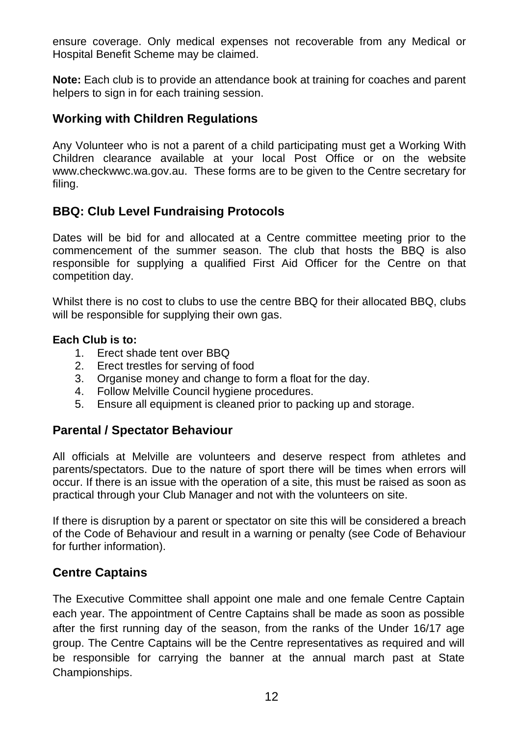ensure coverage. Only medical expenses not recoverable from any Medical or Hospital Benefit Scheme may be claimed.

**Note:** Each club is to provide an attendance book at training for coaches and parent helpers to sign in for each training session.

## Working with Children Regulations

Any Volunteer who is not a parent of a child participating must get a Working With Children clearance available at your local Post Office or on the website www.checkwwc.wa.gov.au. These forms are to be given to the Centre secretary for filing.

## BBQ: Club Level Fundraising Protocols

Dates will be bid for and allocated at a Centre committee meeting prior to the commencement of the summer season. The club that hosts the BBQ is also responsible for supplying a qualified First Aid Officer for the Centre on that competition day.

Whilst there is no cost to clubs to use the centre BBQ for their allocated BBQ, clubs will be responsible for supplying their own gas.

**Each Club is to:**

1. Erect shade tent over BBQ
2. Erect trestles for serving of food
3. Organise money and change to form a float for the day.
4. Follow Melville Council hygiene procedures.
5. Ensure all equipment is cleaned prior to packing up and storage.

## Parental / Spectator Behaviour

All officials at Melville are volunteers and deserve respect from athletes and parents/spectators. Due to the nature of sport there will be times when errors will occur. If there is an issue with the operation of a site, this must be raised as soon as practical through your Club Manager and not with the volunteers on site.

If there is disruption by a parent or spectator on site this will be considered a breach of the Code of Behaviour and result in a warning or penalty (see Code of Behaviour for further information).

## Centre Captains

The Executive Committee shall appoint one male and one female Centre Captain each year. The appointment of Centre Captains shall be made as soon as possible after the first running day of the season, from the ranks of the Under 16/17 age group. The Centre Captains will be the Centre representatives as required and will be responsible for carrying the banner at the annual march past at State Championships.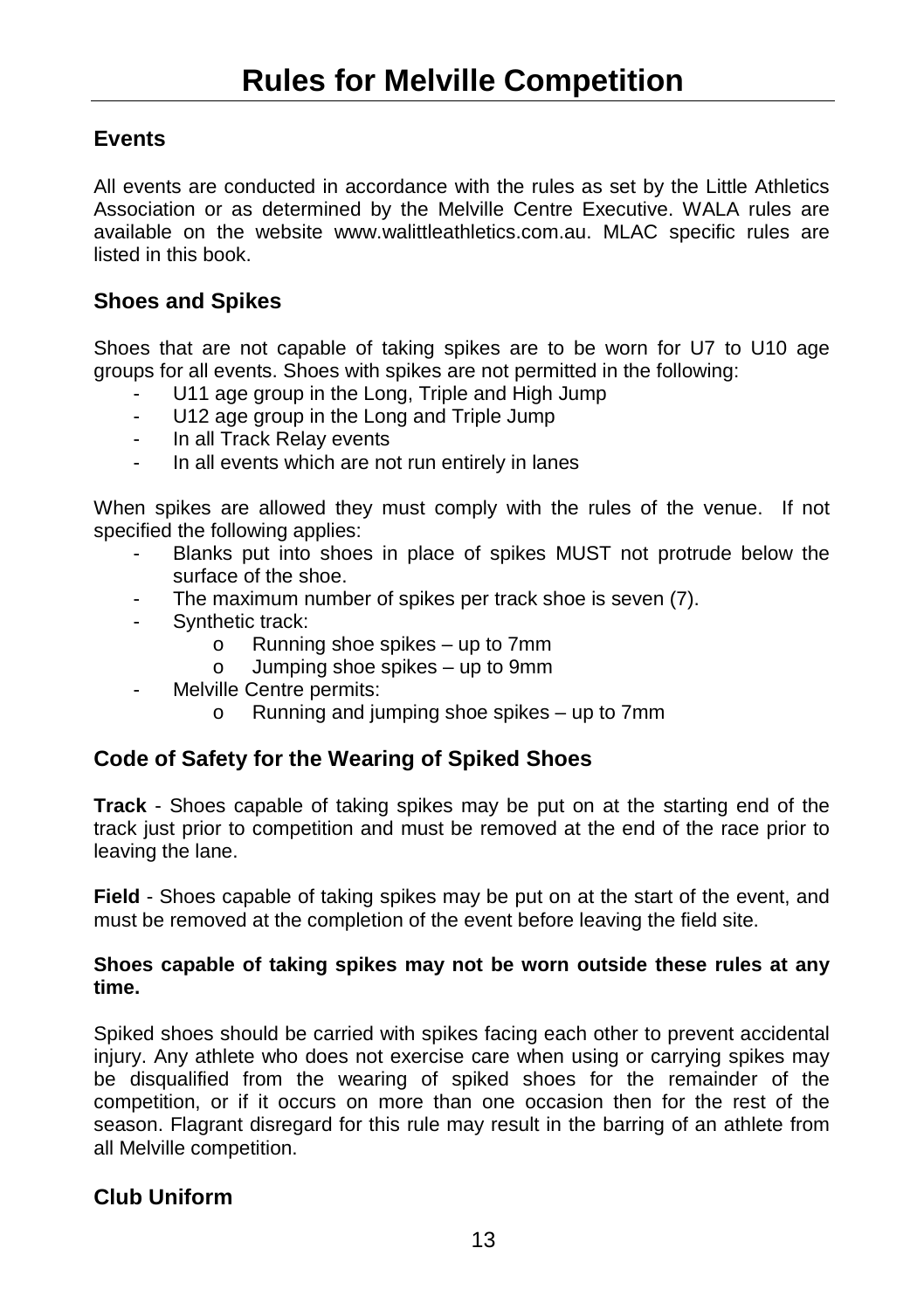# Rules for Melville Competition

## Events

All events are conducted in accordance with the rules as set by the Little Athletics Association or as determined by the Melville Centre Executive. WALA rules are available on the website www.walittleathletics.com.au. MLAC specific rules are listed in this book.

## Shoes and Spikes

Shoes that are not capable of taking spikes are to be worn for U7 to U10 age groups for all events. Shoes with spikes are not permitted in the following:

- U11 age group in the Long, Triple and High Jump
- U12 age group in the Long and Triple Jump
- In all Track Relay events
- In all events which are not run entirely in lanes

When spikes are allowed they must comply with the rules of the venue. If not specified the following applies:

- Blanks put into shoes in place of spikes MUST not protrude below the surface of the shoe.
- The maximum number of spikes per track shoe is seven (7).
- Synthetic track:
  - Running shoe spikes – up to 7mm
  - Jumping shoe spikes – up to 9mm
- Melville Centre permits:
  - Running and jumping shoe spikes – up to 7mm

## Code of Safety for the Wearing of Spiked Shoes

**Track** - Shoes capable of taking spikes may be put on at the starting end of the track just prior to competition and must be removed at the end of the race prior to leaving the lane.

**Field** - Shoes capable of taking spikes may be put on at the start of the event, and must be removed at the completion of the event before leaving the field site.

**Shoes capable of taking spikes may not be worn outside these rules at any time.**

Spiked shoes should be carried with spikes facing each other to prevent accidental injury. Any athlete who does not exercise care when using or carrying spikes may be disqualified from the wearing of spiked shoes for the remainder of the competition, or if it occurs on more than one occasion then for the rest of the season. Flagrant disregard for this rule may result in the barring of an athlete from all Melville competition.

## Club Uniform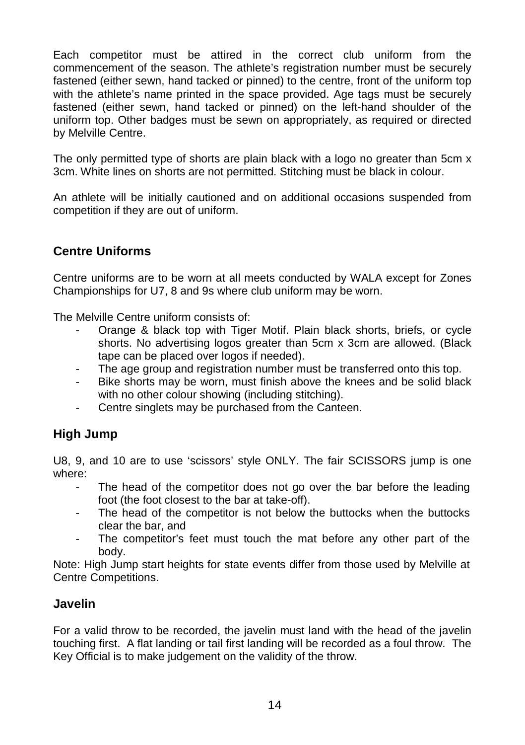Each competitor must be attired in the correct club uniform from the commencement of the season. The athlete's registration number must be securely fastened (either sewn, hand tacked or pinned) to the centre, front of the uniform top with the athlete's name printed in the space provided. Age tags must be securely fastened (either sewn, hand tacked or pinned) on the left-hand shoulder of the uniform top. Other badges must be sewn on appropriately, as required or directed by Melville Centre.

The only permitted type of shorts are plain black with a logo no greater than 5cm x 3cm. White lines on shorts are not permitted. Stitching must be black in colour.

An athlete will be initially cautioned and on additional occasions suspended from competition if they are out of uniform.

## Centre Uniforms

Centre uniforms are to be worn at all meets conducted by WALA except for Zones Championships for U7, 8 and 9s where club uniform may be worn.

The Melville Centre uniform consists of:

- Orange & black top with Tiger Motif. Plain black shorts, briefs, or cycle shorts. No advertising logos greater than 5cm x 3cm are allowed. (Black tape can be placed over logos if needed).
- The age group and registration number must be transferred onto this top.
- Bike shorts may be worn, must finish above the knees and be solid black with no other colour showing (including stitching).
- Centre singlets may be purchased from the Canteen.

## High Jump

U8, 9, and 10 are to use 'scissors' style ONLY. The fair SCISSORS jump is one where:

- The head of the competitor does not go over the bar before the leading foot (the foot closest to the bar at take-off).
- The head of the competitor is not below the buttocks when the buttocks clear the bar, and
- The competitor's feet must touch the mat before any other part of the body.

Note: High Jump start heights for state events differ from those used by Melville at Centre Competitions.

## Javelin

For a valid throw to be recorded, the javelin must land with the head of the javelin touching first. A flat landing or tail first landing will be recorded as a foul throw. The Key Official is to make judgement on the validity of the throw.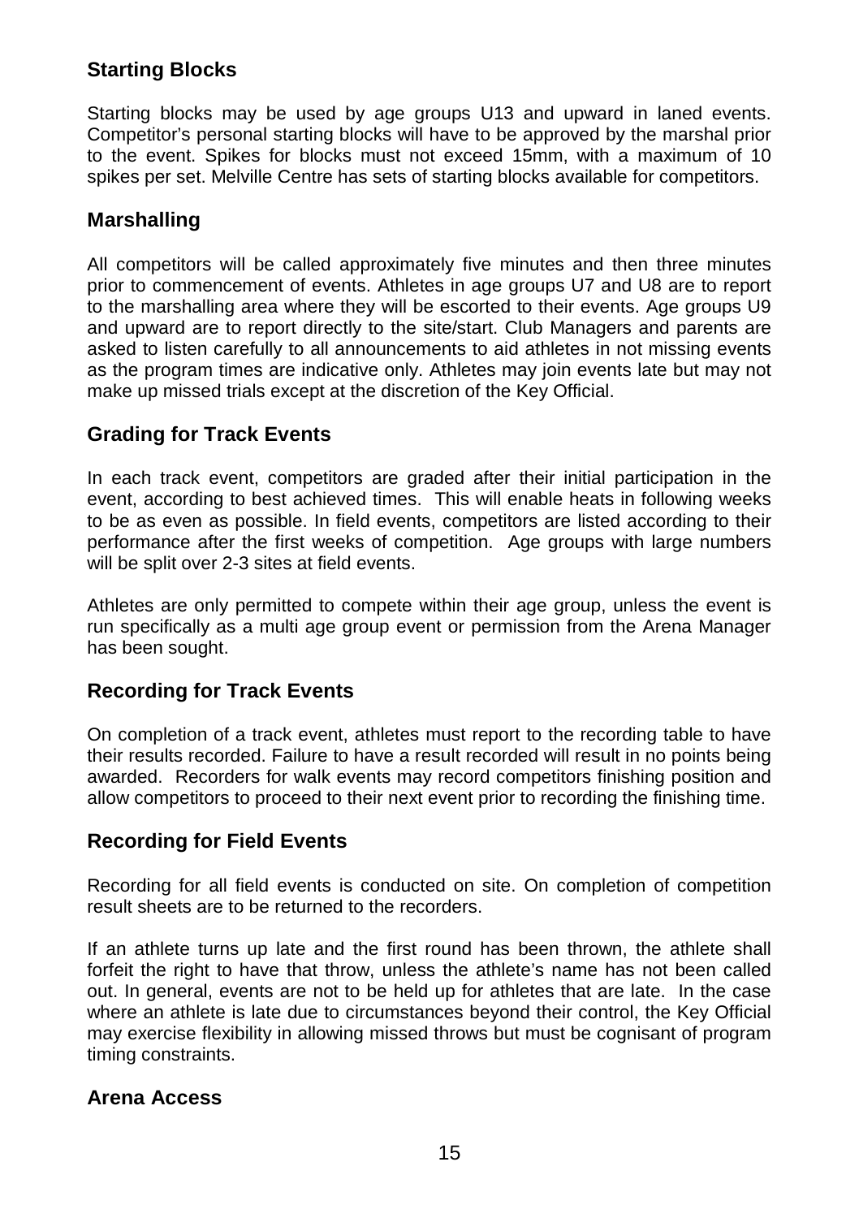## Starting Blocks

Starting blocks may be used by age groups U13 and upward in laned events. Competitor's personal starting blocks will have to be approved by the marshal prior to the event. Spikes for blocks must not exceed 15mm, with a maximum of 10 spikes per set. Melville Centre has sets of starting blocks available for competitors.

## Marshalling

All competitors will be called approximately five minutes and then three minutes prior to commencement of events. Athletes in age groups U7 and U8 are to report to the marshalling area where they will be escorted to their events. Age groups U9 and upward are to report directly to the site/start. Club Managers and parents are asked to listen carefully to all announcements to aid athletes in not missing events as the program times are indicative only. Athletes may join events late but may not make up missed trials except at the discretion of the Key Official.

## Grading for Track Events

In each track event, competitors are graded after their initial participation in the event, according to best achieved times. This will enable heats in following weeks to be as even as possible. In field events, competitors are listed according to their performance after the first weeks of competition. Age groups with large numbers will be split over 2-3 sites at field events.

Athletes are only permitted to compete within their age group, unless the event is run specifically as a multi age group event or permission from the Arena Manager has been sought.

## Recording for Track Events

On completion of a track event, athletes must report to the recording table to have their results recorded. Failure to have a result recorded will result in no points being awarded. Recorders for walk events may record competitors finishing position and allow competitors to proceed to their next event prior to recording the finishing time.

## Recording for Field Events

Recording for all field events is conducted on site. On completion of competition result sheets are to be returned to the recorders.

If an athlete turns up late and the first round has been thrown, the athlete shall forfeit the right to have that throw, unless the athlete's name has not been called out. In general, events are not to be held up for athletes that are late. In the case where an athlete is late due to circumstances beyond their control, the Key Official may exercise flexibility in allowing missed throws but must be cognisant of program timing constraints.

## Arena Access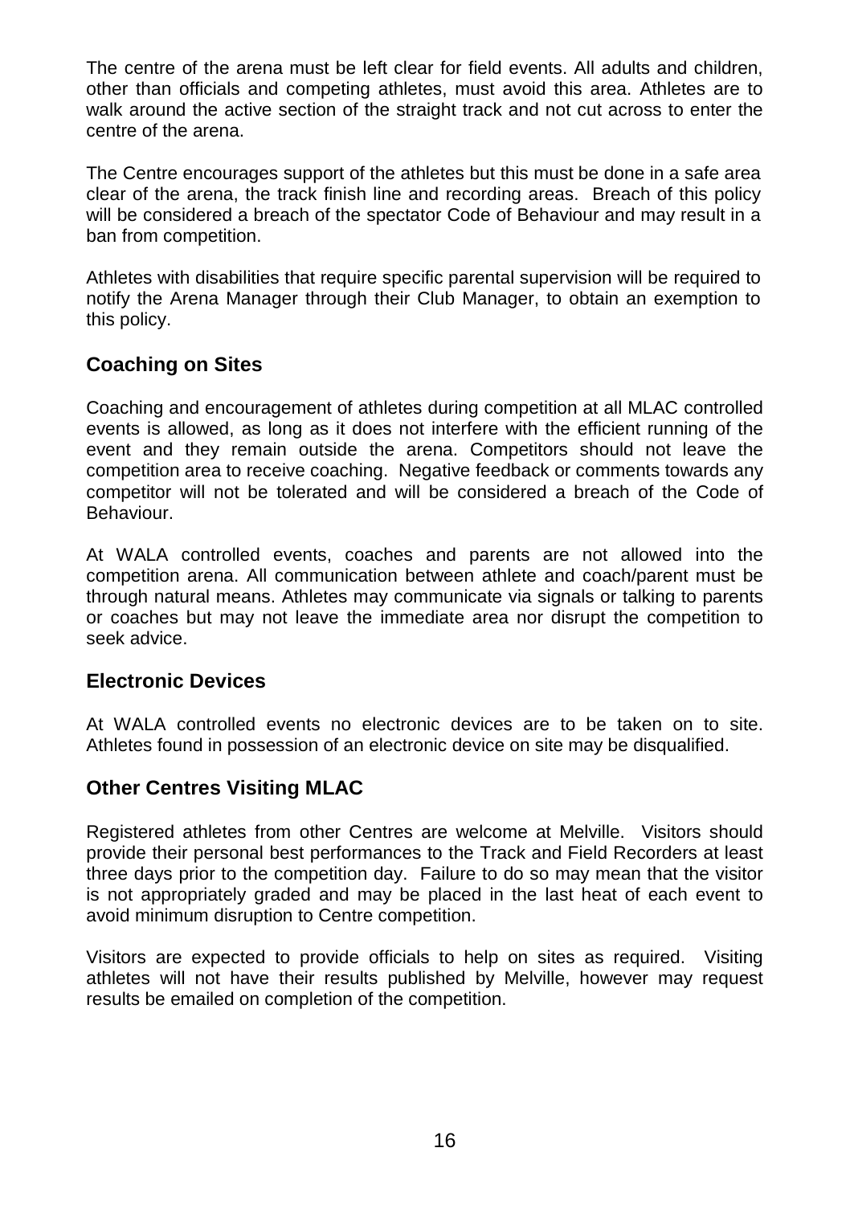The centre of the arena must be left clear for field events. All adults and children, other than officials and competing athletes, must avoid this area. Athletes are to walk around the active section of the straight track and not cut across to enter the centre of the arena.

The Centre encourages support of the athletes but this must be done in a safe area clear of the arena, the track finish line and recording areas. Breach of this policy will be considered a breach of the spectator Code of Behaviour and may result in a ban from competition.

Athletes with disabilities that require specific parental supervision will be required to notify the Arena Manager through their Club Manager, to obtain an exemption to this policy.

## Coaching on Sites

Coaching and encouragement of athletes during competition at all MLAC controlled events is allowed, as long as it does not interfere with the efficient running of the event and they remain outside the arena. Competitors should not leave the competition area to receive coaching. Negative feedback or comments towards any competitor will not be tolerated and will be considered a breach of the Code of Behaviour.

At WALA controlled events, coaches and parents are not allowed into the competition arena. All communication between athlete and coach/parent must be through natural means. Athletes may communicate via signals or talking to parents or coaches but may not leave the immediate area nor disrupt the competition to seek advice.

## Electronic Devices

At WALA controlled events no electronic devices are to be taken on to site. Athletes found in possession of an electronic device on site may be disqualified.

## Other Centres Visiting MLAC

Registered athletes from other Centres are welcome at Melville. Visitors should provide their personal best performances to the Track and Field Recorders at least three days prior to the competition day. Failure to do so may mean that the visitor is not appropriately graded and may be placed in the last heat of each event to avoid minimum disruption to Centre competition.

Visitors are expected to provide officials to help on sites as required. Visiting athletes will not have their results published by Melville, however may request results be emailed on completion of the competition.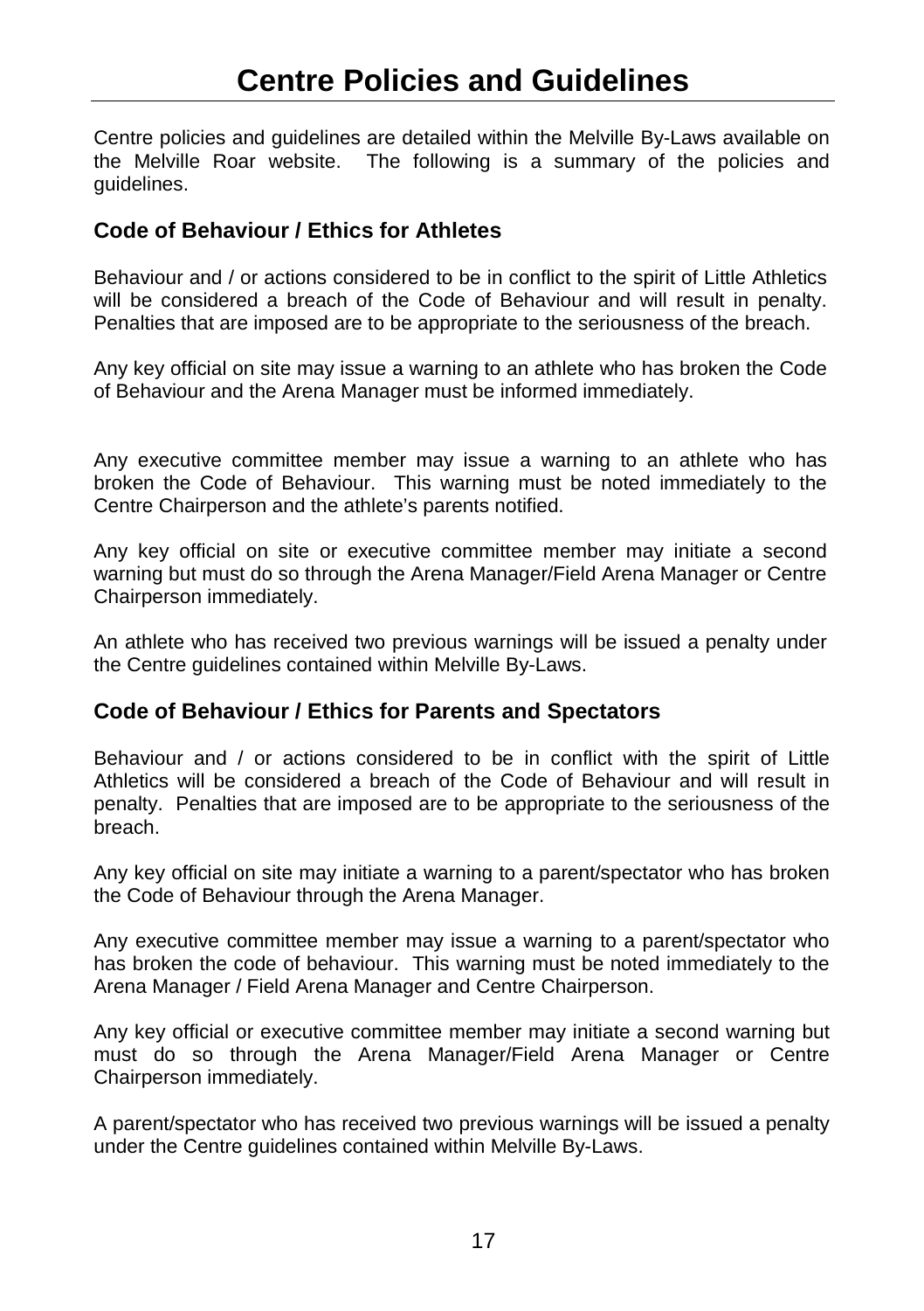# Centre Policies and Guidelines

Centre policies and guidelines are detailed within the Melville By-Laws available on the Melville Roar website. The following is a summary of the policies and guidelines.

## Code of Behaviour / Ethics for Athletes

Behaviour and / or actions considered to be in conflict to the spirit of Little Athletics will be considered a breach of the Code of Behaviour and will result in penalty. Penalties that are imposed are to be appropriate to the seriousness of the breach.

Any key official on site may issue a warning to an athlete who has broken the Code of Behaviour and the Arena Manager must be informed immediately.

Any executive committee member may issue a warning to an athlete who has broken the Code of Behaviour. This warning must be noted immediately to the Centre Chairperson and the athlete's parents notified.

Any key official on site or executive committee member may initiate a second warning but must do so through the Arena Manager/Field Arena Manager or Centre Chairperson immediately.

An athlete who has received two previous warnings will be issued a penalty under the Centre guidelines contained within Melville By-Laws.

## Code of Behaviour / Ethics for Parents and Spectators

Behaviour and / or actions considered to be in conflict with the spirit of Little Athletics will be considered a breach of the Code of Behaviour and will result in penalty. Penalties that are imposed are to be appropriate to the seriousness of the breach.

Any key official on site may initiate a warning to a parent/spectator who has broken the Code of Behaviour through the Arena Manager.

Any executive committee member may issue a warning to a parent/spectator who has broken the code of behaviour. This warning must be noted immediately to the Arena Manager / Field Arena Manager and Centre Chairperson.

Any key official or executive committee member may initiate a second warning but must do so through the Arena Manager/Field Arena Manager or Centre Chairperson immediately.

A parent/spectator who has received two previous warnings will be issued a penalty under the Centre guidelines contained within Melville By-Laws.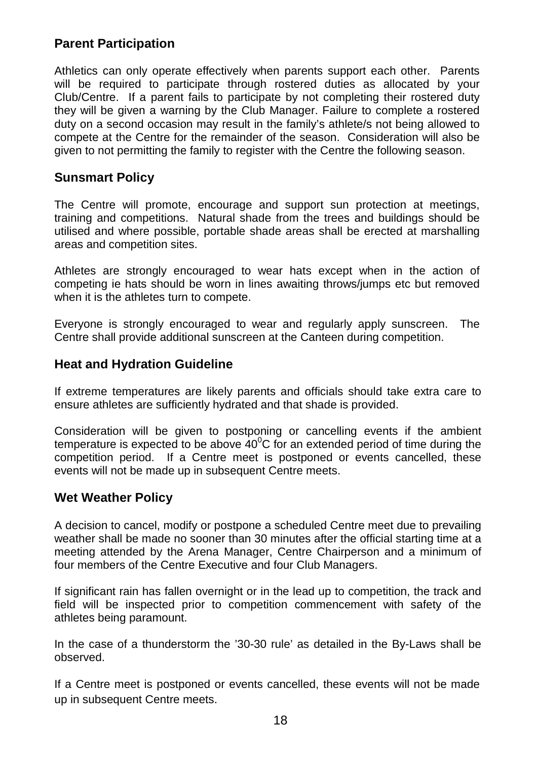## Parent Participation

Athletics can only operate effectively when parents support each other. Parents will be required to participate through rostered duties as allocated by your Club/Centre. If a parent fails to participate by not completing their rostered duty they will be given a warning by the Club Manager. Failure to complete a rostered duty on a second occasion may result in the family's athlete/s not being allowed to compete at the Centre for the remainder of the season. Consideration will also be given to not permitting the family to register with the Centre the following season.

## Sunsmart Policy

The Centre will promote, encourage and support sun protection at meetings, training and competitions. Natural shade from the trees and buildings should be utilised and where possible, portable shade areas shall be erected at marshalling areas and competition sites.

Athletes are strongly encouraged to wear hats except when in the action of competing ie hats should be worn in lines awaiting throws/jumps etc but removed when it is the athletes turn to compete.

Everyone is strongly encouraged to wear and regularly apply sunscreen. The Centre shall provide additional sunscreen at the Canteen during competition.

## Heat and Hydration Guideline

If extreme temperatures are likely parents and officials should take extra care to ensure athletes are sufficiently hydrated and that shade is provided.

Consideration will be given to postponing or cancelling events if the ambient temperature is expected to be above $40^0$C for an extended period of time during the competition period. If a Centre meet is postponed or events cancelled, these events will not be made up in subsequent Centre meets.

## Wet Weather Policy

A decision to cancel, modify or postpone a scheduled Centre meet due to prevailing weather shall be made no sooner than 30 minutes after the official starting time at a meeting attended by the Arena Manager, Centre Chairperson and a minimum of four members of the Centre Executive and four Club Managers.

If significant rain has fallen overnight or in the lead up to competition, the track and field will be inspected prior to competition commencement with safety of the athletes being paramount.

In the case of a thunderstorm the '30-30 rule' as detailed in the By-Laws shall be observed.

If a Centre meet is postponed or events cancelled, these events will not be made up in subsequent Centre meets.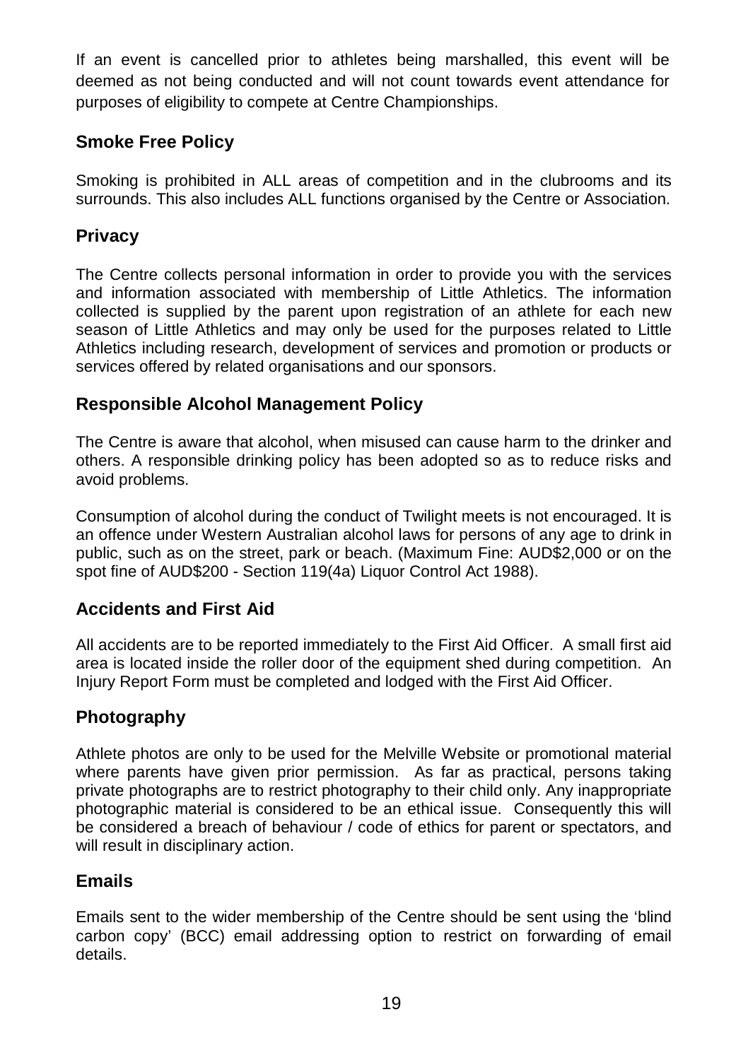If an event is cancelled prior to athletes being marshalled, this event will be deemed as not being conducted and will not count towards event attendance for purposes of eligibility to compete at Centre Championships.

## Smoke Free Policy

Smoking is prohibited in ALL areas of competition and in the clubrooms and its surrounds. This also includes ALL functions organised by the Centre or Association.

## Privacy

The Centre collects personal information in order to provide you with the services and information associated with membership of Little Athletics. The information collected is supplied by the parent upon registration of an athlete for each new season of Little Athletics and may only be used for the purposes related to Little Athletics including research, development of services and promotion or products or services offered by related organisations and our sponsors.

## Responsible Alcohol Management Policy

The Centre is aware that alcohol, when misused can cause harm to the drinker and others. A responsible drinking policy has been adopted so as to reduce risks and avoid problems.

Consumption of alcohol during the conduct of Twilight meets is not encouraged. It is an offence under Western Australian alcohol laws for persons of any age to drink in public, such as on the street, park or beach. (Maximum Fine: AUD$2,000 or on the spot fine of AUD$200 - Section 119(4a) Liquor Control Act 1988).

## Accidents and First Aid

All accidents are to be reported immediately to the First Aid Officer. A small first aid area is located inside the roller door of the equipment shed during competition. An Injury Report Form must be completed and lodged with the First Aid Officer.

## Photography

Athlete photos are only to be used for the Melville Website or promotional material where parents have given prior permission. As far as practical, persons taking private photographs are to restrict photography to their child only. Any inappropriate photographic material is considered to be an ethical issue. Consequently this will be considered a breach of behaviour / code of ethics for parent or spectators, and will result in disciplinary action.

## Emails

Emails sent to the wider membership of the Centre should be sent using the 'blind carbon copy' (BCC) email addressing option to restrict on forwarding of email details.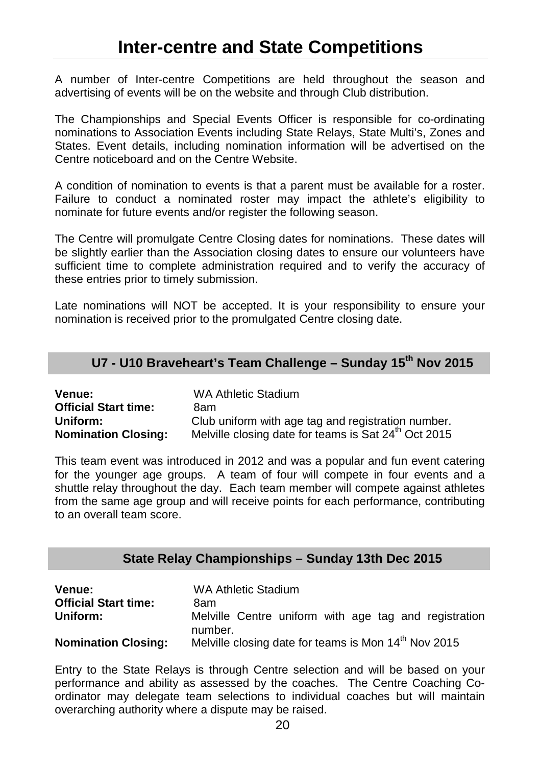# Inter-centre and State Competitions

A number of Inter-centre Competitions are held throughout the season and advertising of events will be on the website and through Club distribution.

The Championships and Special Events Officer is responsible for co-ordinating nominations to Association Events including State Relays, State Multi's, Zones and States. Event details, including nomination information will be advertised on the Centre noticeboard and on the Centre Website.

A condition of nomination to events is that a parent must be available for a roster. Failure to conduct a nominated roster may impact the athlete's eligibility to nominate for future events and/or register the following season.

The Centre will promulgate Centre Closing dates for nominations. These dates will be slightly earlier than the Association closing dates to ensure our volunteers have sufficient time to complete administration required and to verify the accuracy of these entries prior to timely submission.

Late nominations will NOT be accepted. It is your responsibility to ensure your nomination is received prior to the promulgated Centre closing date.

## U7 - U10 Braveheart's Team Challenge – Sunday 15th Nov 2015

**Venue:** WA Athletic Stadium
**Official Start time:** 8am
**Uniform:** Club uniform with age tag and registration number.
**Nomination Closing:** Melville closing date for teams is Sat 24th Oct 2015

This team event was introduced in 2012 and was a popular and fun event catering for the younger age groups. A team of four will compete in four events and a shuttle relay throughout the day. Each team member will compete against athletes from the same age group and will receive points for each performance, contributing to an overall team score.

## State Relay Championships – Sunday 13th Dec 2015

**Venue:** WA Athletic Stadium
**Official Start time:** 8am
**Uniform:** Melville Centre uniform with age tag and registration number.
**Nomination Closing:** Melville closing date for teams is Mon 14th Nov 2015

Entry to the State Relays is through Centre selection and will be based on your performance and ability as assessed by the coaches. The Centre Coaching Co-ordinator may delegate team selections to individual coaches but will maintain overarching authority where a dispute may be raised.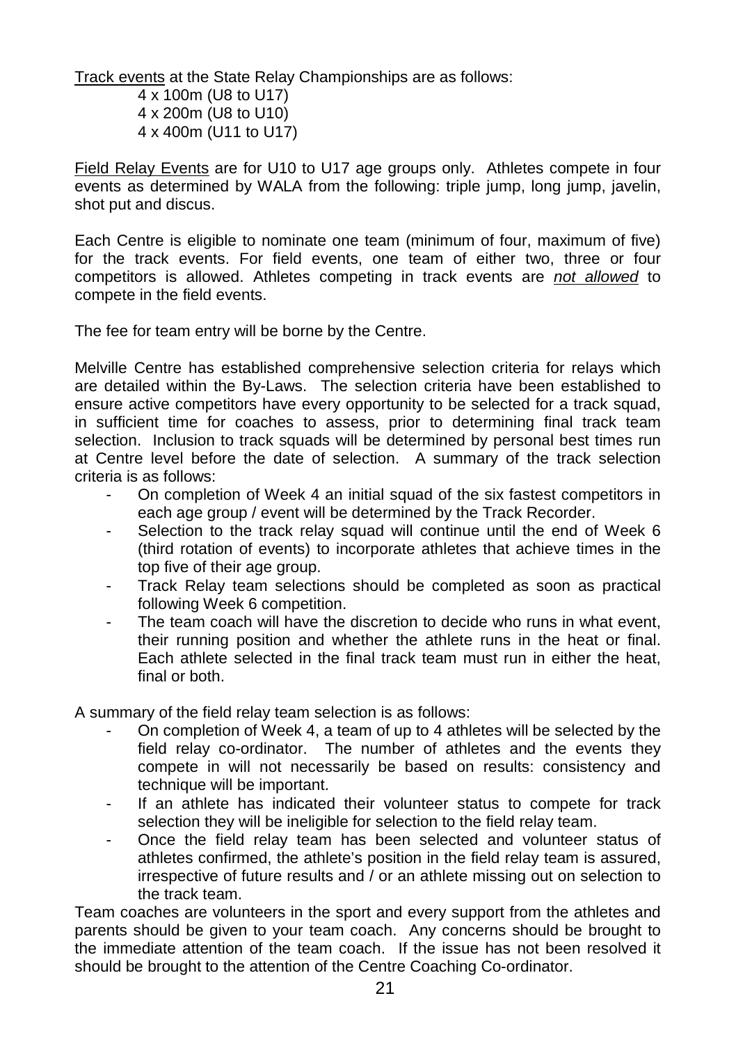<u>Track events</u> at the State Relay Championships are as follows:

4 x 100m (U8 to U17)
4 x 200m (U8 to U10)
4 x 400m (U11 to U17)

<u>Field Relay Events</u> are for U10 to U17 age groups only. Athletes compete in four events as determined by WALA from the following: triple jump, long jump, javelin, shot put and discus.

Each Centre is eligible to nominate one team (minimum of four, maximum of five) for the track events. For field events, one team of either two, three or four competitors is allowed. Athletes competing in track events are ***not allowed*** to compete in the field events.

The fee for team entry will be borne by the Centre.

Melville Centre has established comprehensive selection criteria for relays which are detailed within the By-Laws. The selection criteria have been established to ensure active competitors have every opportunity to be selected for a track squad, in sufficient time for coaches to assess, prior to determining final track team selection. Inclusion to track squads will be determined by personal best times run at Centre level before the date of selection. A summary of the track selection criteria is as follows:

- On completion of Week 4 an initial squad of the six fastest competitors in each age group / event will be determined by the Track Recorder.
- Selection to the track relay squad will continue until the end of Week 6 (third rotation of events) to incorporate athletes that achieve times in the top five of their age group.
- Track Relay team selections should be completed as soon as practical following Week 6 competition.
- The team coach will have the discretion to decide who runs in what event, their running position and whether the athlete runs in the heat or final. Each athlete selected in the final track team must run in either the heat, final or both.

A summary of the field relay team selection is as follows:

- On completion of Week 4, a team of up to 4 athletes will be selected by the field relay co-ordinator. The number of athletes and the events they compete in will not necessarily be based on results: consistency and technique will be important.
- If an athlete has indicated their volunteer status to compete for track selection they will be ineligible for selection to the field relay team.
- Once the field relay team has been selected and volunteer status of athletes confirmed, the athlete's position in the field relay team is assured, irrespective of future results and / or an athlete missing out on selection to the track team.

Team coaches are volunteers in the sport and every support from the athletes and parents should be given to your team coach. Any concerns should be brought to the immediate attention of the team coach. If the issue has not been resolved it should be brought to the attention of the Centre Coaching Co-ordinator.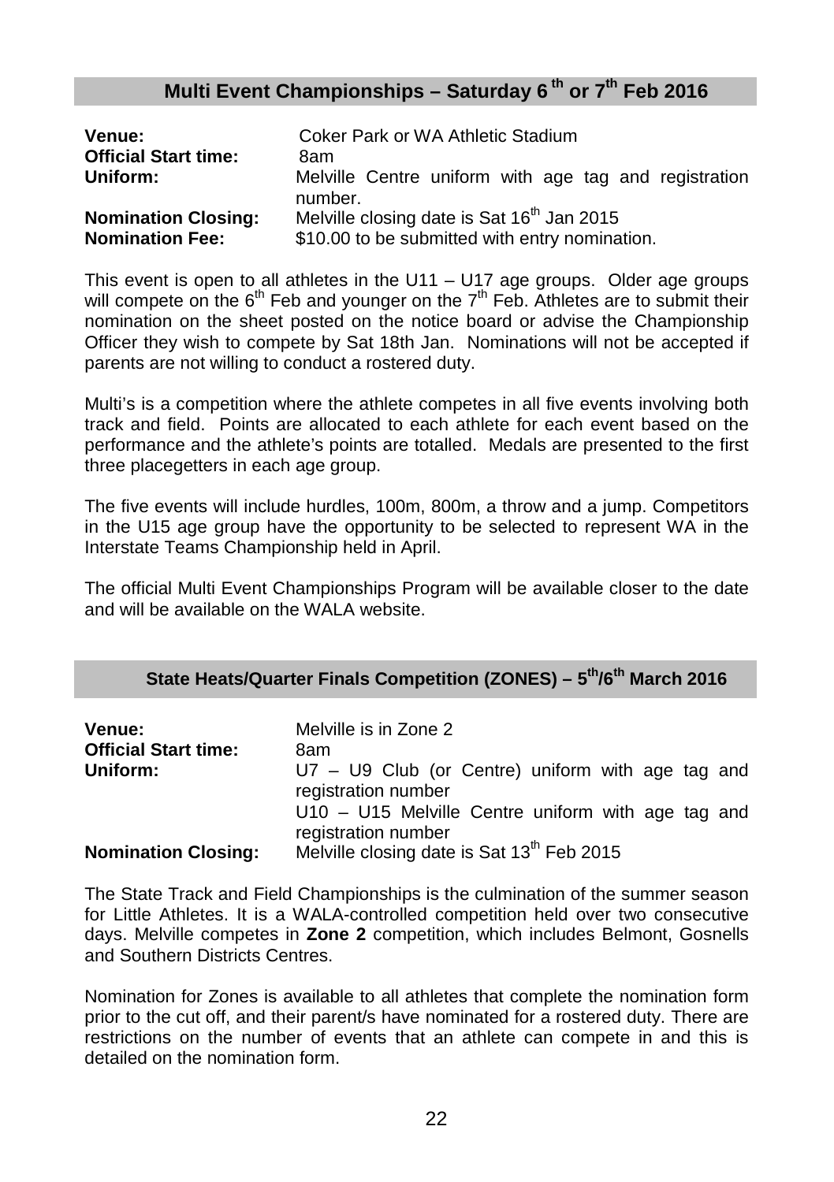## Multi Event Championships – Saturday 6th or 7th Feb 2016

| | |
|---|---|
| **Venue:** | Coker Park or WA Athletic Stadium |
| **Official Start time:** | 8am |
| **Uniform:** | Melville Centre uniform with age tag and registration number. |
| **Nomination Closing:** | Melville closing date is Sat 16th Jan 2015 |
| **Nomination Fee:** | $10.00 to be submitted with entry nomination. |

This event is open to all athletes in the U11 – U17 age groups. Older age groups will compete on the 6th Feb and younger on the 7th Feb. Athletes are to submit their nomination on the sheet posted on the notice board or advise the Championship Officer they wish to compete by Sat 18th Jan. Nominations will not be accepted if parents are not willing to conduct a rostered duty.

Multi's is a competition where the athlete competes in all five events involving both track and field. Points are allocated to each athlete for each event based on the performance and the athlete's points are totalled. Medals are presented to the first three placegetters in each age group.

The five events will include hurdles, 100m, 800m, a throw and a jump. Competitors in the U15 age group have the opportunity to be selected to represent WA in the Interstate Teams Championship held in April.

The official Multi Event Championships Program will be available closer to the date and will be available on the WALA website.

## State Heats/Quarter Finals Competition (ZONES) – 5th/6th March 2016

| | |
|---|---|
| **Venue:** | Melville is in Zone 2 |
| **Official Start time:** | 8am |
| **Uniform:** | U7 – U9 Club (or Centre) uniform with age tag and registration number<br>U10 – U15 Melville Centre uniform with age tag and registration number |
| **Nomination Closing:** | Melville closing date is Sat 13th Feb 2015 |

The State Track and Field Championships is the culmination of the summer season for Little Athletes. It is a WALA-controlled competition held over two consecutive days. Melville competes in **Zone 2** competition, which includes Belmont, Gosnells and Southern Districts Centres.

Nomination for Zones is available to all athletes that complete the nomination form prior to the cut off, and their parent/s have nominated for a rostered duty. There are restrictions on the number of events that an athlete can compete in and this is detailed on the nomination form.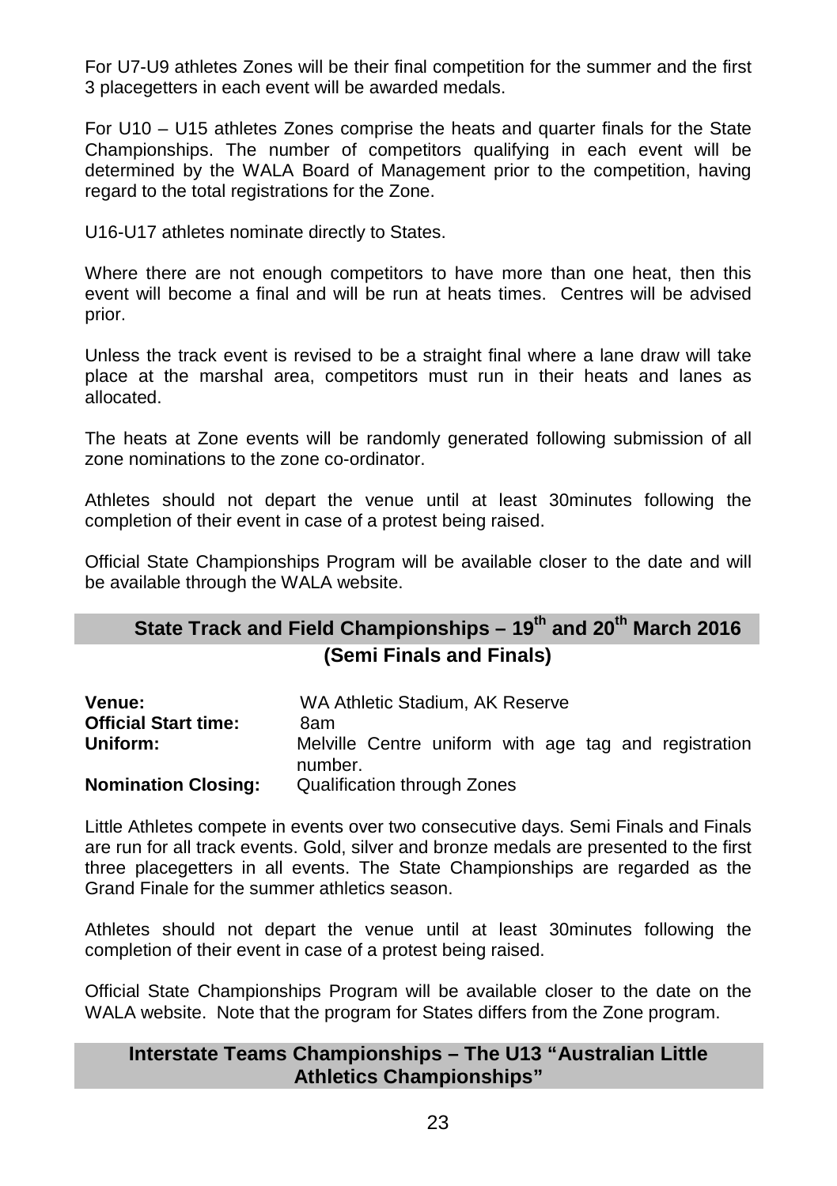For U7-U9 athletes Zones will be their final competition for the summer and the first 3 placegetters in each event will be awarded medals.

For U10 – U15 athletes Zones comprise the heats and quarter finals for the State Championships. The number of competitors qualifying in each event will be determined by the WALA Board of Management prior to the competition, having regard to the total registrations for the Zone.

U16-U17 athletes nominate directly to States.

Where there are not enough competitors to have more than one heat, then this event will become a final and will be run at heats times. Centres will be advised prior.

Unless the track event is revised to be a straight final where a lane draw will take place at the marshal area, competitors must run in their heats and lanes as allocated.

The heats at Zone events will be randomly generated following submission of all zone nominations to the zone co-ordinator.

Athletes should not depart the venue until at least 30minutes following the completion of their event in case of a protest being raised.

Official State Championships Program will be available closer to the date and will be available through the WALA website.

## State Track and Field Championships – 19th and 20th March 2016 (Semi Finals and Finals)

**Venue:** WA Athletic Stadium, AK Reserve
**Official Start time:** 8am
**Uniform:** Melville Centre uniform with age tag and registration number.
**Nomination Closing:** Qualification through Zones

Little Athletes compete in events over two consecutive days. Semi Finals and Finals are run for all track events. Gold, silver and bronze medals are presented to the first three placegetters in all events. The State Championships are regarded as the Grand Finale for the summer athletics season.

Athletes should not depart the venue until at least 30minutes following the completion of their event in case of a protest being raised.

Official State Championships Program will be available closer to the date on the WALA website. Note that the program for States differs from the Zone program.

## Interstate Teams Championships – The U13 "Australian Little Athletics Championships"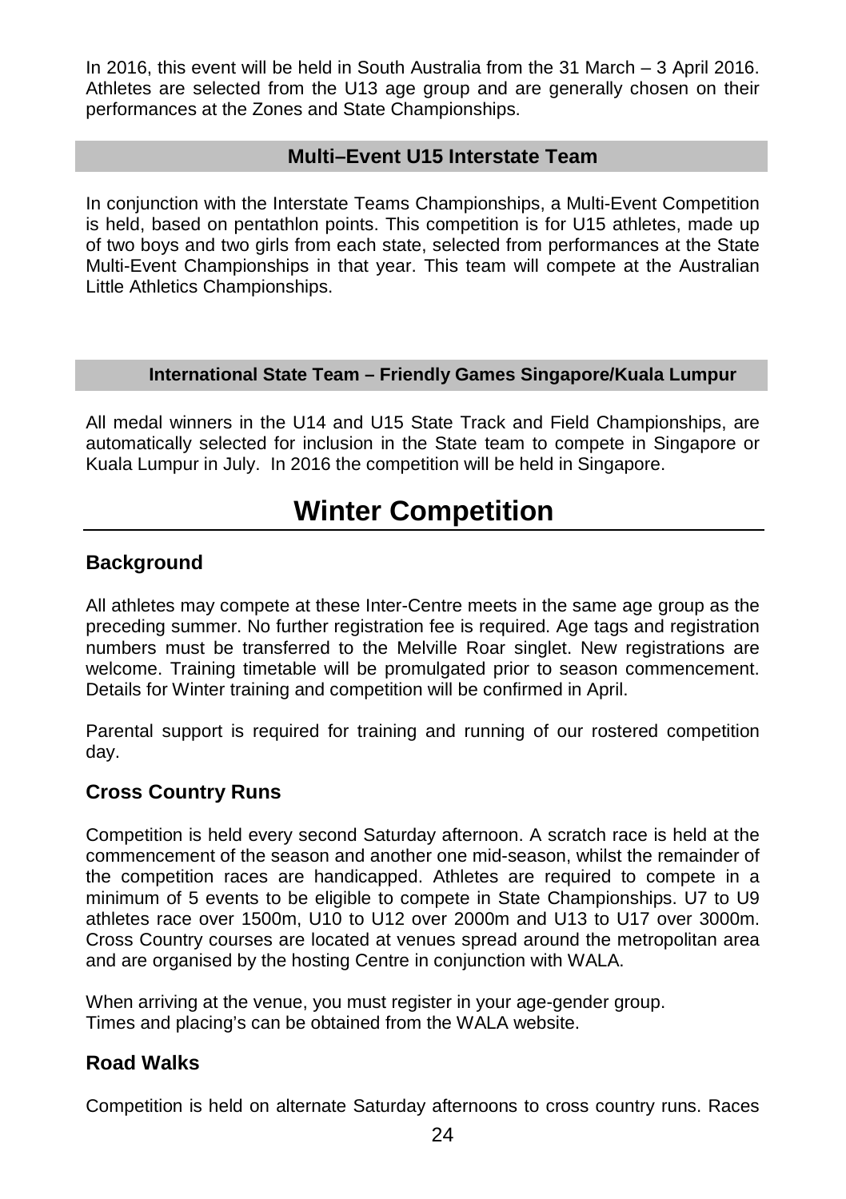In 2016, this event will be held in South Australia from the 31 March – 3 April 2016. Athletes are selected from the U13 age group and are generally chosen on their performances at the Zones and State Championships.

### Multi–Event U15 Interstate Team

In conjunction with the Interstate Teams Championships, a Multi-Event Competition is held, based on pentathlon points. This competition is for U15 athletes, made up of two boys and two girls from each state, selected from performances at the State Multi-Event Championships in that year. This team will compete at the Australian Little Athletics Championships.

### International State Team – Friendly Games Singapore/Kuala Lumpur

All medal winners in the U14 and U15 State Track and Field Championships, are automatically selected for inclusion in the State team to compete in Singapore or Kuala Lumpur in July. In 2016 the competition will be held in Singapore.

# Winter Competition

## Background

All athletes may compete at these Inter-Centre meets in the same age group as the preceding summer. No further registration fee is required. Age tags and registration numbers must be transferred to the Melville Roar singlet. New registrations are welcome. Training timetable will be promulgated prior to season commencement. Details for Winter training and competition will be confirmed in April.

Parental support is required for training and running of our rostered competition day.

## Cross Country Runs

Competition is held every second Saturday afternoon. A scratch race is held at the commencement of the season and another one mid-season, whilst the remainder of the competition races are handicapped. Athletes are required to compete in a minimum of 5 events to be eligible to compete in State Championships. U7 to U9 athletes race over 1500m, U10 to U12 over 2000m and U13 to U17 over 3000m. Cross Country courses are located at venues spread around the metropolitan area and are organised by the hosting Centre in conjunction with WALA.

When arriving at the venue, you must register in your age-gender group.
Times and placing's can be obtained from the WALA website.

## Road Walks

Competition is held on alternate Saturday afternoons to cross country runs. Races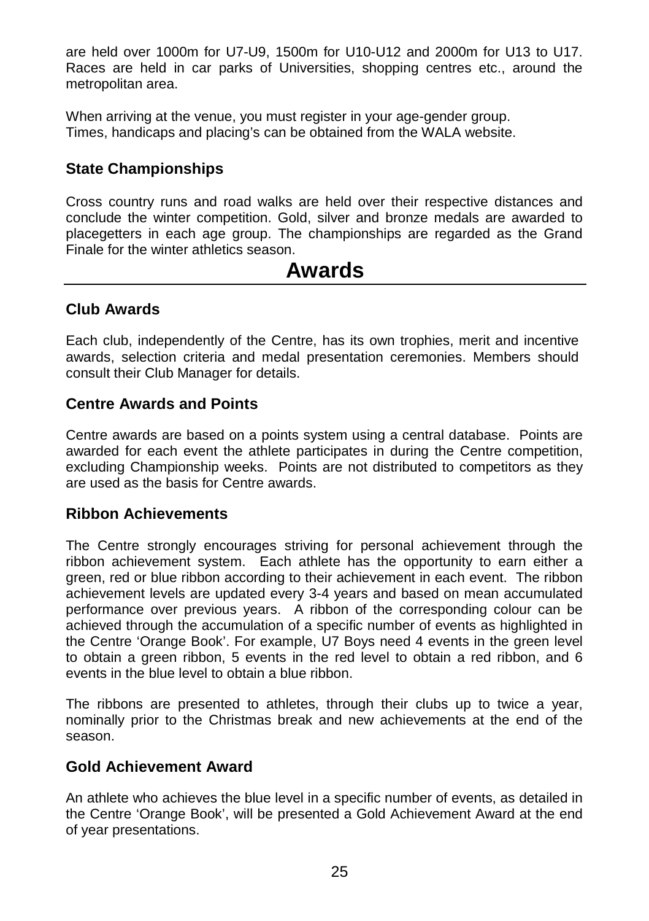are held over 1000m for U7-U9, 1500m for U10-U12 and 2000m for U13 to U17. Races are held in car parks of Universities, shopping centres etc., around the metropolitan area.

When arriving at the venue, you must register in your age-gender group.
Times, handicaps and placing's can be obtained from the WALA website.

### State Championships

Cross country runs and road walks are held over their respective distances and conclude the winter competition. Gold, silver and bronze medals are awarded to placegetters in each age group. The championships are regarded as the Grand Finale for the winter athletics season.

## Awards

### Club Awards

Each club, independently of the Centre, has its own trophies, merit and incentive awards, selection criteria and medal presentation ceremonies. Members should consult their Club Manager for details.

### Centre Awards and Points

Centre awards are based on a points system using a central database. Points are awarded for each event the athlete participates in during the Centre competition, excluding Championship weeks. Points are not distributed to competitors as they are used as the basis for Centre awards.

### Ribbon Achievements

The Centre strongly encourages striving for personal achievement through the ribbon achievement system. Each athlete has the opportunity to earn either a green, red or blue ribbon according to their achievement in each event. The ribbon achievement levels are updated every 3-4 years and based on mean accumulated performance over previous years. A ribbon of the corresponding colour can be achieved through the accumulation of a specific number of events as highlighted in the Centre 'Orange Book'. For example, U7 Boys need 4 events in the green level to obtain a green ribbon, 5 events in the red level to obtain a red ribbon, and 6 events in the blue level to obtain a blue ribbon.

The ribbons are presented to athletes, through their clubs up to twice a year, nominally prior to the Christmas break and new achievements at the end of the season.

### Gold Achievement Award

An athlete who achieves the blue level in a specific number of events, as detailed in the Centre 'Orange Book', will be presented a Gold Achievement Award at the end of year presentations.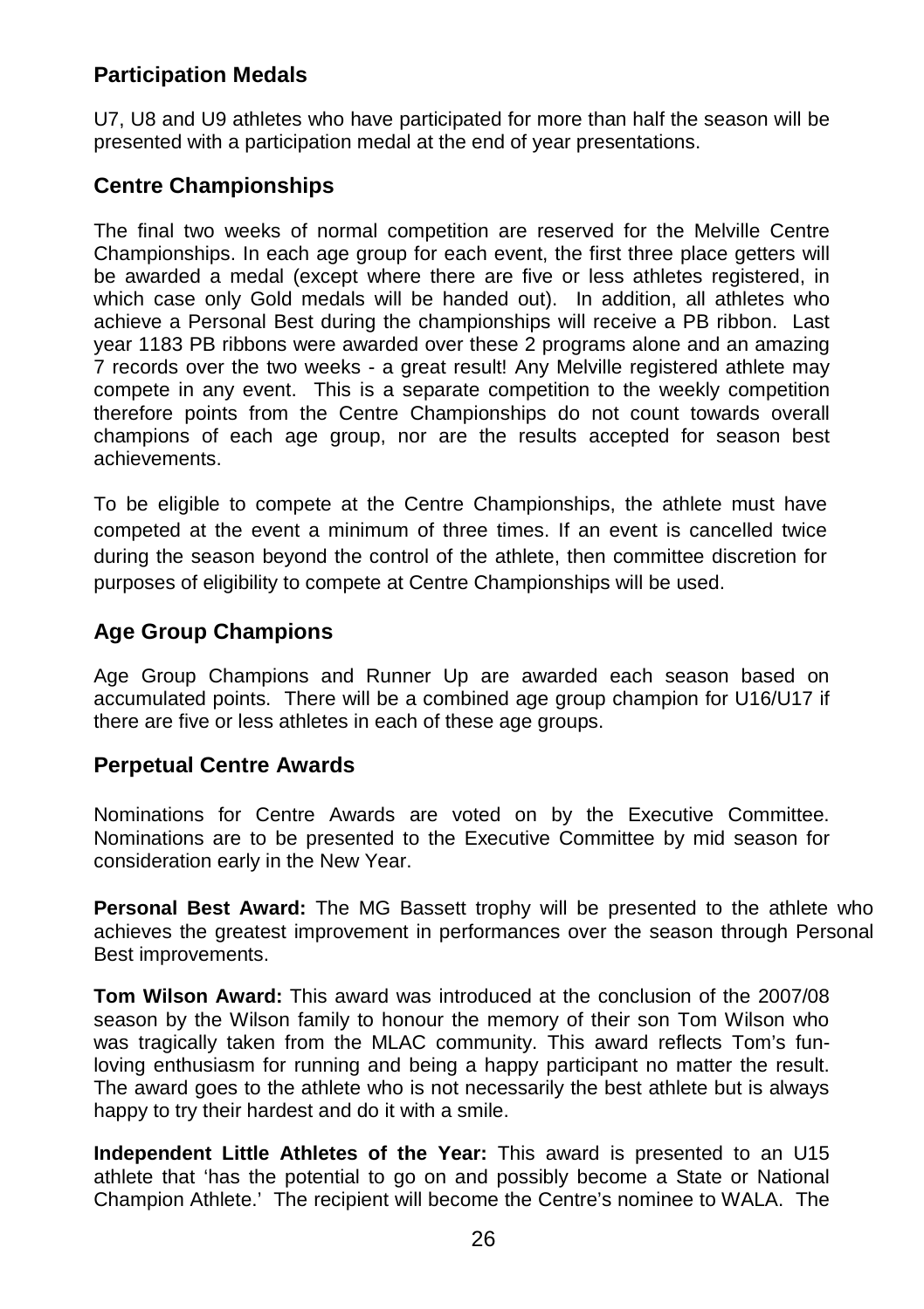## Participation Medals

U7, U8 and U9 athletes who have participated for more than half the season will be presented with a participation medal at the end of year presentations.

## Centre Championships

The final two weeks of normal competition are reserved for the Melville Centre Championships. In each age group for each event, the first three place getters will be awarded a medal (except where there are five or less athletes registered, in which case only Gold medals will be handed out). In addition, all athletes who achieve a Personal Best during the championships will receive a PB ribbon. Last year 1183 PB ribbons were awarded over these 2 programs alone and an amazing 7 records over the two weeks - a great result! Any Melville registered athlete may compete in any event. This is a separate competition to the weekly competition therefore points from the Centre Championships do not count towards overall champions of each age group, nor are the results accepted for season best achievements.

To be eligible to compete at the Centre Championships, the athlete must have competed at the event a minimum of three times. If an event is cancelled twice during the season beyond the control of the athlete, then committee discretion for purposes of eligibility to compete at Centre Championships will be used.

## Age Group Champions

Age Group Champions and Runner Up are awarded each season based on accumulated points. There will be a combined age group champion for U16/U17 if there are five or less athletes in each of these age groups.

## Perpetual Centre Awards

Nominations for Centre Awards are voted on by the Executive Committee. Nominations are to be presented to the Executive Committee by mid season for consideration early in the New Year.

**Personal Best Award:** The MG Bassett trophy will be presented to the athlete who achieves the greatest improvement in performances over the season through Personal Best improvements.

**Tom Wilson Award:** This award was introduced at the conclusion of the 2007/08 season by the Wilson family to honour the memory of their son Tom Wilson who was tragically taken from the MLAC community. This award reflects Tom's fun-loving enthusiasm for running and being a happy participant no matter the result. The award goes to the athlete who is not necessarily the best athlete but is always happy to try their hardest and do it with a smile.

**Independent Little Athletes of the Year:** This award is presented to an U15 athlete that 'has the potential to go on and possibly become a State or National Champion Athlete.' The recipient will become the Centre's nominee to WALA. The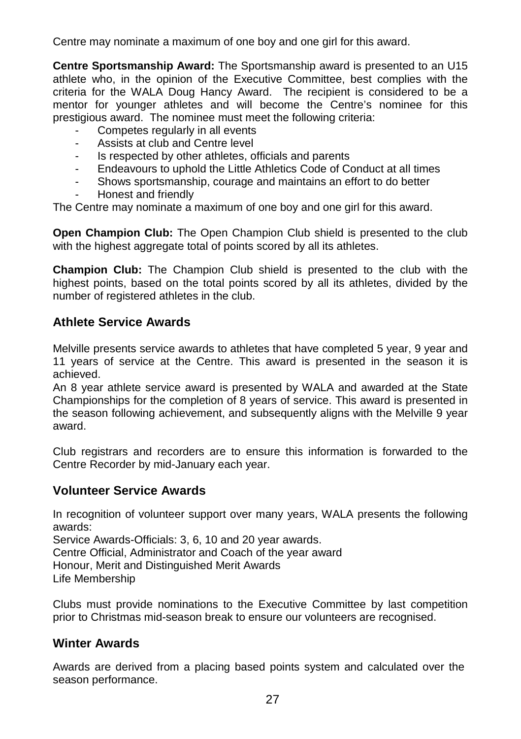Centre may nominate a maximum of one boy and one girl for this award.

**Centre Sportsmanship Award:** The Sportsmanship award is presented to an U15 athlete who, in the opinion of the Executive Committee, best complies with the criteria for the WALA Doug Hancy Award. The recipient is considered to be a mentor for younger athletes and will become the Centre's nominee for this prestigious award. The nominee must meet the following criteria:

- Competes regularly in all events
- Assists at club and Centre level
- Is respected by other athletes, officials and parents
- Endeavours to uphold the Little Athletics Code of Conduct at all times
- Shows sportsmanship, courage and maintains an effort to do better
- Honest and friendly

The Centre may nominate a maximum of one boy and one girl for this award.

**Open Champion Club:** The Open Champion Club shield is presented to the club with the highest aggregate total of points scored by all its athletes.

**Champion Club:** The Champion Club shield is presented to the club with the highest points, based on the total points scored by all its athletes, divided by the number of registered athletes in the club.

## Athlete Service Awards

Melville presents service awards to athletes that have completed 5 year, 9 year and 11 years of service at the Centre. This award is presented in the season it is achieved.

An 8 year athlete service award is presented by WALA and awarded at the State Championships for the completion of 8 years of service. This award is presented in the season following achievement, and subsequently aligns with the Melville 9 year award.

Club registrars and recorders are to ensure this information is forwarded to the Centre Recorder by mid-January each year.

## Volunteer Service Awards

In recognition of volunteer support over many years, WALA presents the following awards:

Service Awards-Officials: 3, 6, 10 and 20 year awards.
Centre Official, Administrator and Coach of the year award
Honour, Merit and Distinguished Merit Awards
Life Membership

Clubs must provide nominations to the Executive Committee by last competition prior to Christmas mid-season break to ensure our volunteers are recognised.

## Winter Awards

Awards are derived from a placing based points system and calculated over the season performance.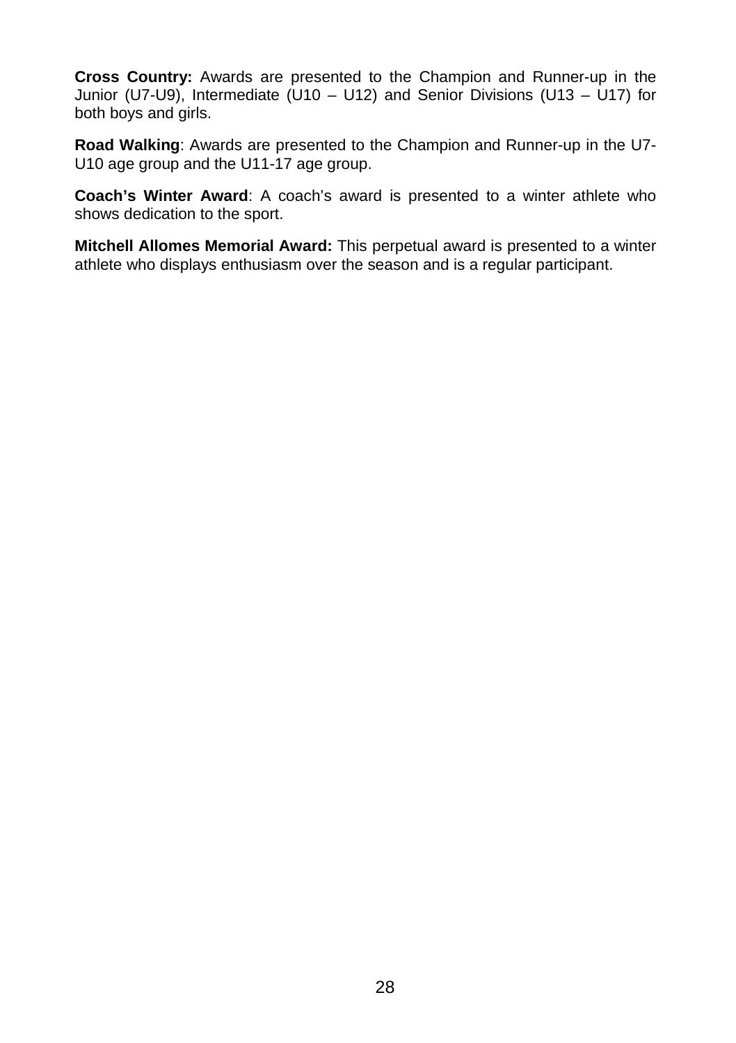**Cross Country:** Awards are presented to the Champion and Runner-up in the Junior (U7-U9), Intermediate (U10 – U12) and Senior Divisions (U13 – U17) for both boys and girls.

**Road Walking**: Awards are presented to the Champion and Runner-up in the U7-U10 age group and the U11-17 age group.

**Coach's Winter Award**: A coach's award is presented to a winter athlete who shows dedication to the sport.

**Mitchell Allomes Memorial Award:** This perpetual award is presented to a winter athlete who displays enthusiasm over the season and is a regular participant.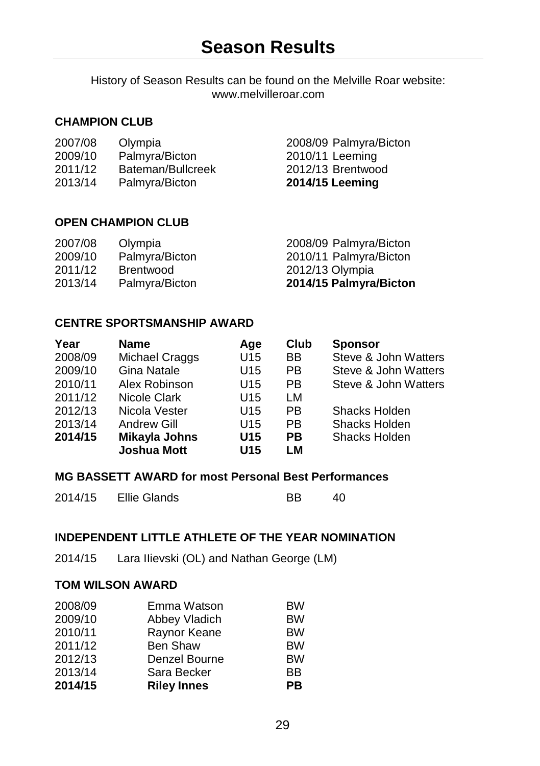# Season Results

History of Season Results can be found on the Melville Roar website: www.melvilleroar.com

### CHAMPION CLUB

| | | | |
|---|---|---|---|
| 2007/08 | Olympia | 2008/09 | Palmyra/Bicton |
| 2009/10 | Palmyra/Bicton | 2010/11 | Leeming |
| 2011/12 | Bateman/Bullcreek | 2012/13 | Brentwood |
| 2013/14 | Palmyra/Bicton | **2014/15** | **Leeming** |

### OPEN CHAMPION CLUB

| | | | |
|---|---|---|---|
| 2007/08 | Olympia | 2008/09 | Palmyra/Bicton |
| 2009/10 | Palmyra/Bicton | 2010/11 | Palmyra/Bicton |
| 2011/12 | Brentwood | 2012/13 | Olympia |
| 2013/14 | Palmyra/Bicton | **2014/15** | **Palmyra/Bicton** |

### CENTRE SPORTSMANSHIP AWARD

| Year | Name | Age | Club | Sponsor |
|---|---|---|---|---|
| 2008/09 | Michael Craggs | U15 | BB | Steve & John Watters |
| 2009/10 | Gina Natale | U15 | PB | Steve & John Watters |
| 2010/11 | Alex Robinson | U15 | PB | Steve & John Watters |
| 2011/12 | Nicole Clark | U15 | LM | |
| 2012/13 | Nicola Vester | U15 | PB | Shacks Holden |
| 2013/14 | Andrew Gill | U15 | PB | Shacks Holden |
| **2014/15** | **Mikayla Johns** | **U15** | **PB** | Shacks Holden |
| | **Joshua Mott** | **U15** | **LM** | |

### MG BASSETT AWARD for most Personal Best Performances

| | | | |
|---|---|---|---|
| 2014/15 | Ellie Glands | BB | 40 |

### INDEPENDENT LITTLE ATHLETE OF THE YEAR NOMINATION

2014/15 Lara Ilievski (OL) and Nathan George (LM)

### TOM WILSON AWARD

| | | |
|---|---|---|
| 2008/09 | Emma Watson | BW |
| 2009/10 | Abbey Vladich | BW |
| 2010/11 | Raynor Keane | BW |
| 2011/12 | Ben Shaw | BW |
| 2012/13 | Denzel Bourne | BW |
| 2013/14 | Sara Becker | BB |
| **2014/15** | **Riley Innes** | **PB** |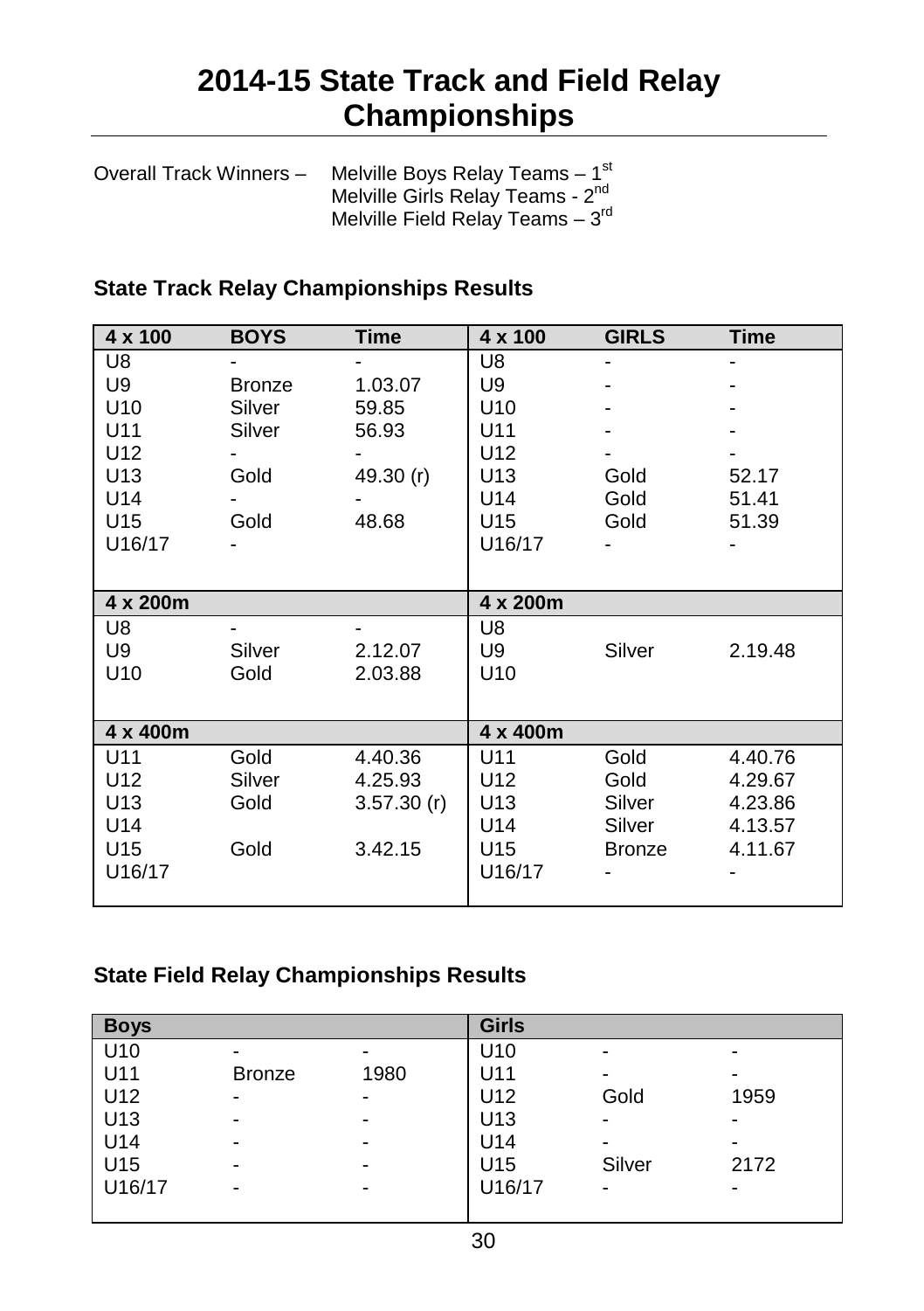# 2014-15 State Track and Field Relay Championships

Overall Track Winners – Melville Boys Relay Teams – 1st
Melville Girls Relay Teams - 2nd
Melville Field Relay Teams – 3rd

### State Track Relay Championships Results

| 4 x 100 | BOYS | Time | 4 x 100 | GIRLS | Time |
|---|---|---|---|---|---|
| U8 | - | - | U8 | - | - |
| U9 | Bronze | 1.03.07 | U9 | - | - |
| U10 | Silver | 59.85 | U10 | - | - |
| U11 | Silver | 56.93 | U11 | - | - |
| U12 | - | - | U12 | - | - |
| U13 | Gold | 49.30 (r) | U13 | Gold | 52.17 |
| U14 | - | - | U14 | Gold | 51.41 |
| U15 | Gold | 48.68 | U15 | Gold | 51.39 |
| U16/17 | - | | U16/17 | - | - |
| **4 x 200m** | | | **4 x 200m** | | |
| U8 | - | - | U8 | | |
| U9 | Silver | 2.12.07 | U9 | Silver | 2.19.48 |
| U10 | Gold | 2.03.88 | U10 | | |
| **4 x 400m** | | | **4 x 400m** | | |
| U11 | Gold | 4.40.36 | U11 | Gold | 4.40.76 |
| U12 | Silver | 4.25.93 | U12 | Gold | 4.29.67 |
| U13 | Gold | 3.57.30 (r) | U13 | Silver | 4.23.86 |
| U14 | | | U14 | Silver | 4.13.57 |
| U15 | Gold | 3.42.15 | U15 | Bronze | 4.11.67 |
| U16/17 | | | U16/17 | - | - |

### State Field Relay Championships Results

| Boys | | | Girls | | |
|---|---|---|---|---|---|
| U10 | - | - | U10 | - | - |
| U11 | Bronze | 1980 | U11 | - | - |
| U12 | - | - | U12 | Gold | 1959 |
| U13 | - | - | U13 | - | - |
| U14 | - | - | U14 | - | - |
| U15 | - | - | U15 | Silver | 2172 |
| U16/17 | - | - | U16/17 | - | - |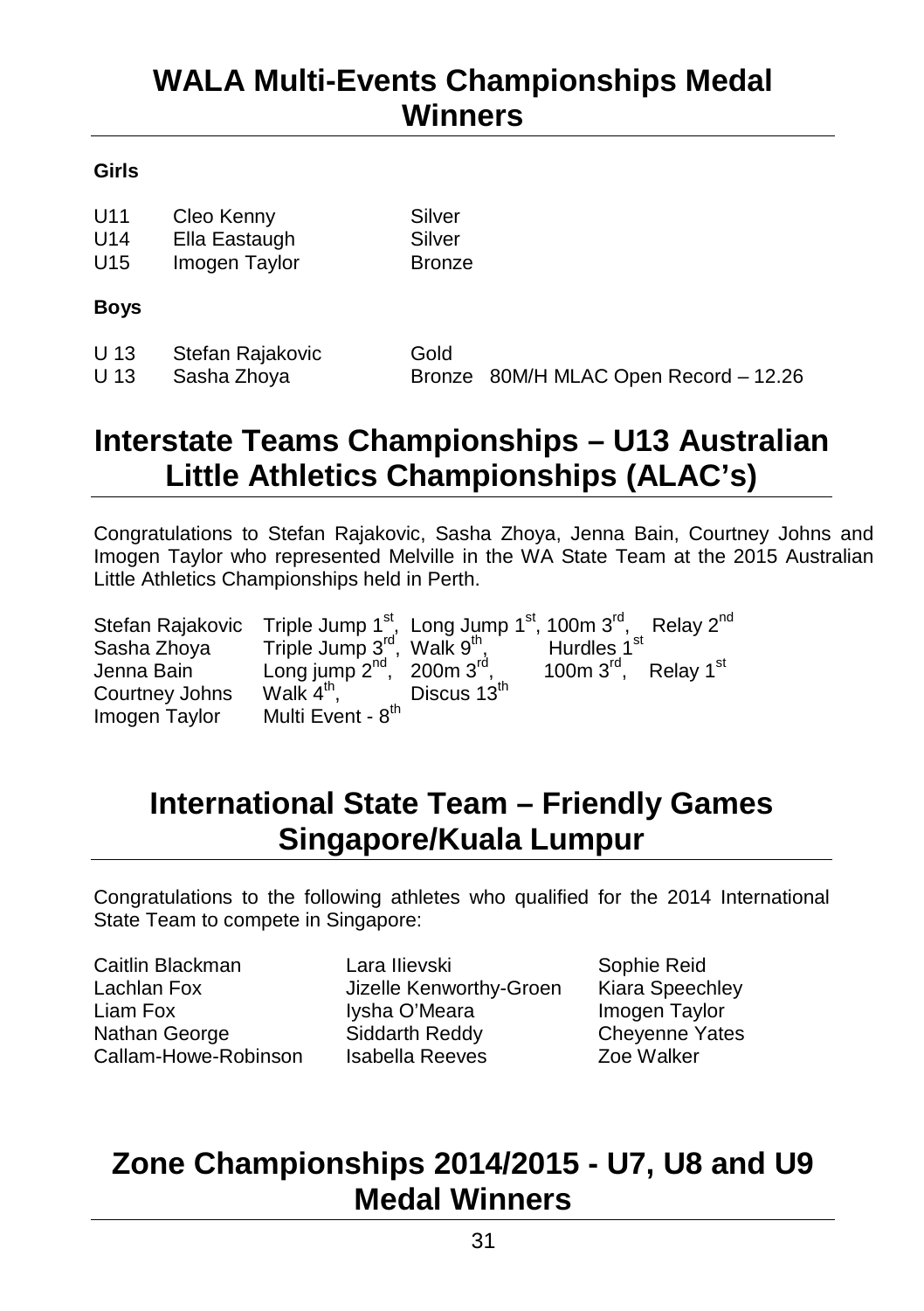## WALA Multi-Events Championships Medal Winners

**Girls**

| | | | |
|---|---|---|---|
| U11 | Cleo Kenny | Silver | |
| U14 | Ella Eastaugh | Silver | |
| U15 | Imogen Taylor | Bronze | |

**Boys**

| | | | |
|---|---|---|---|
| U 13 | Stefan Rajakovic | Gold | |
| U 13 | Sasha Zhoya | Bronze | 80M/H MLAC Open Record – 12.26 |

## Interstate Teams Championships – U13 Australian Little Athletics Championships (ALAC's)

Congratulations to Stefan Rajakovic, Sasha Zhoya, Jenna Bain, Courtney Johns and Imogen Taylor who represented Melville in the WA State Team at the 2015 Australian Little Athletics Championships held in Perth.

| | | | | |
|---|---|---|---|---|
| Stefan Rajakovic | Triple Jump 1st, | Long Jump 1st, | 100m 3rd, | Relay 2nd |
| Sasha Zhoya | Triple Jump 3rd, | Walk 9th, | Hurdles 1st | |
| Jenna Bain | Long jump 2nd, | 200m 3rd, | 100m 3rd, | Relay 1st |
| Courtney Johns | Walk 4th, | Discus 13th | | |
| Imogen Taylor | Multi Event - 8th | | | |

## International State Team – Friendly Games Singapore/Kuala Lumpur

Congratulations to the following athletes who qualified for the 2014 International State Team to compete in Singapore:

| | | |
|---|---|---|
| Caitlin Blackman | Lara Ilievski | Sophie Reid |
| Lachlan Fox | Jizelle Kenworthy-Groen | Kiara Speechley |
| Liam Fox | Iysha O'Meara | Imogen Taylor |
| Nathan George | Siddarth Reddy | Cheyenne Yates |
| Callam-Howe-Robinson | Isabella Reeves | Zoe Walker |

## Zone Championships 2014/2015 - U7, U8 and U9 Medal Winners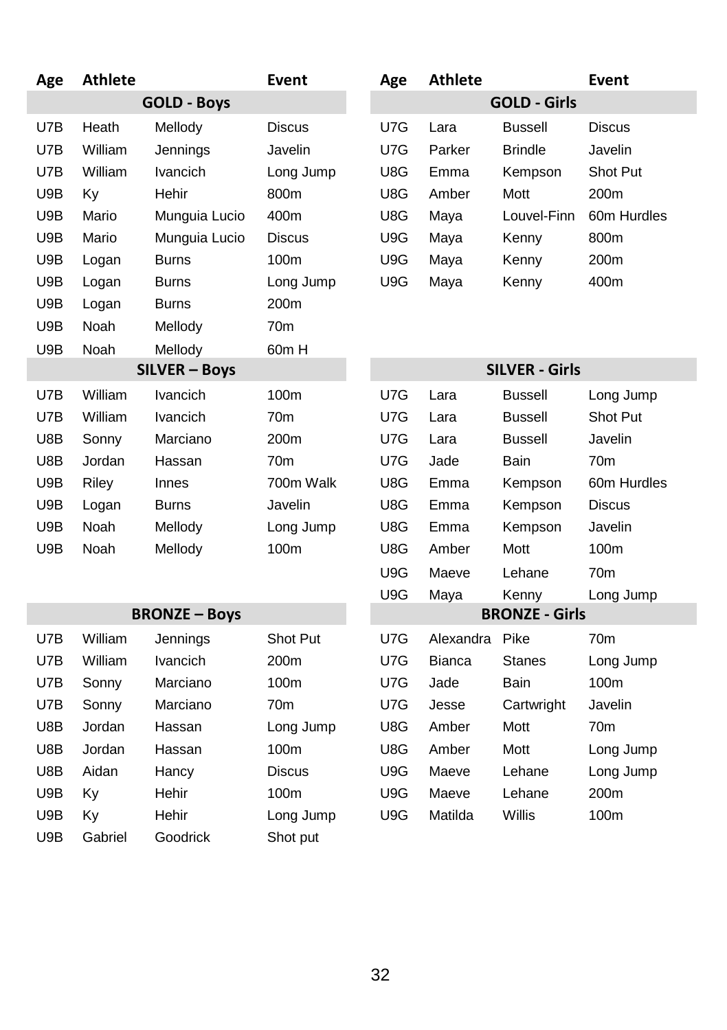| Age | Athlete | | Event |
|---|---|---|---|
| **GOLD - Boys** | | | |
| U7B | Heath | Mellody | Discus |
| U7B | William | Jennings | Javelin |
| U7B | William | Ivancich | Long Jump |
| U9B | Ky | Hehir | 800m |
| U9B | Mario | Munguia Lucio | 400m |
| U9B | Mario | Munguia Lucio | Discus |
| U9B | Logan | Burns | 100m |
| U9B | Logan | Burns | Long Jump |
| U9B | Logan | Burns | 200m |
| U9B | Noah | Mellody | 70m |
| U9B | Noah | Mellody | 60m H |
| **SILVER – Boys** | | | |
| U7B | William | Ivancich | 100m |
| U7B | William | Ivancich | 70m |
| U8B | Sonny | Marciano | 200m |
| U8B | Jordan | Hassan | 70m |
| U9B | Riley | Innes | 700m Walk |
| U9B | Logan | Burns | Javelin |
| U9B | Noah | Mellody | Long Jump |
| U9B | Noah | Mellody | 100m |
| **BRONZE – Boys** | | | |
| U7B | William | Jennings | Shot Put |
| U7B | William | Ivancich | 200m |
| U7B | Sonny | Marciano | 100m |
| U7B | Sonny | Marciano | 70m |
| U8B | Jordan | Hassan | Long Jump |
| U8B | Jordan | Hassan | 100m |
| U8B | Aidan | Hancy | Discus |
| U9B | Ky | Hehir | 100m |
| U9B | Ky | Hehir | Long Jump |
| U9B | Gabriel | Goodrick | Shot put |

| Age | Athlete | | Event |
|---|---|---|---|
| **GOLD - Girls** | | | |
| U7G | Lara | Bussell | Discus |
| U7G | Parker | Brindle | Javelin |
| U8G | Emma | Kempson | Shot Put |
| U8G | Amber | Mott | 200m |
| U8G | Maya | Louvel-Finn | 60m Hurdles |
| U9G | Maya | Kenny | 800m |
| U9G | Maya | Kenny | 200m |
| U9G | Maya | Kenny | 400m |
| **SILVER - Girls** | | | |
| U7G | Lara | Bussell | Long Jump |
| U7G | Lara | Bussell | Shot Put |
| U7G | Lara | Bussell | Javelin |
| U7G | Jade | Bain | 70m |
| U8G | Emma | Kempson | 60m Hurdles |
| U8G | Emma | Kempson | Discus |
| U8G | Emma | Kempson | Javelin |
| U8G | Amber | Mott | 100m |
| U9G | Maeve | Lehane | 70m |
| U9G | Maya | Kenny | Long Jump |
| **BRONZE - Girls** | | | |
| U7G | Alexandra | Pike | 70m |
| U7G | Bianca | Stanes | Long Jump |
| U7G | Jade | Bain | 100m |
| U7G | Jesse | Cartwright | Javelin |
| U8G | Amber | Mott | 70m |
| U8G | Amber | Mott | Long Jump |
| U9G | Maeve | Lehane | Long Jump |
| U9G | Maeve | Lehane | 200m |
| U9G | Matilda | Willis | 100m |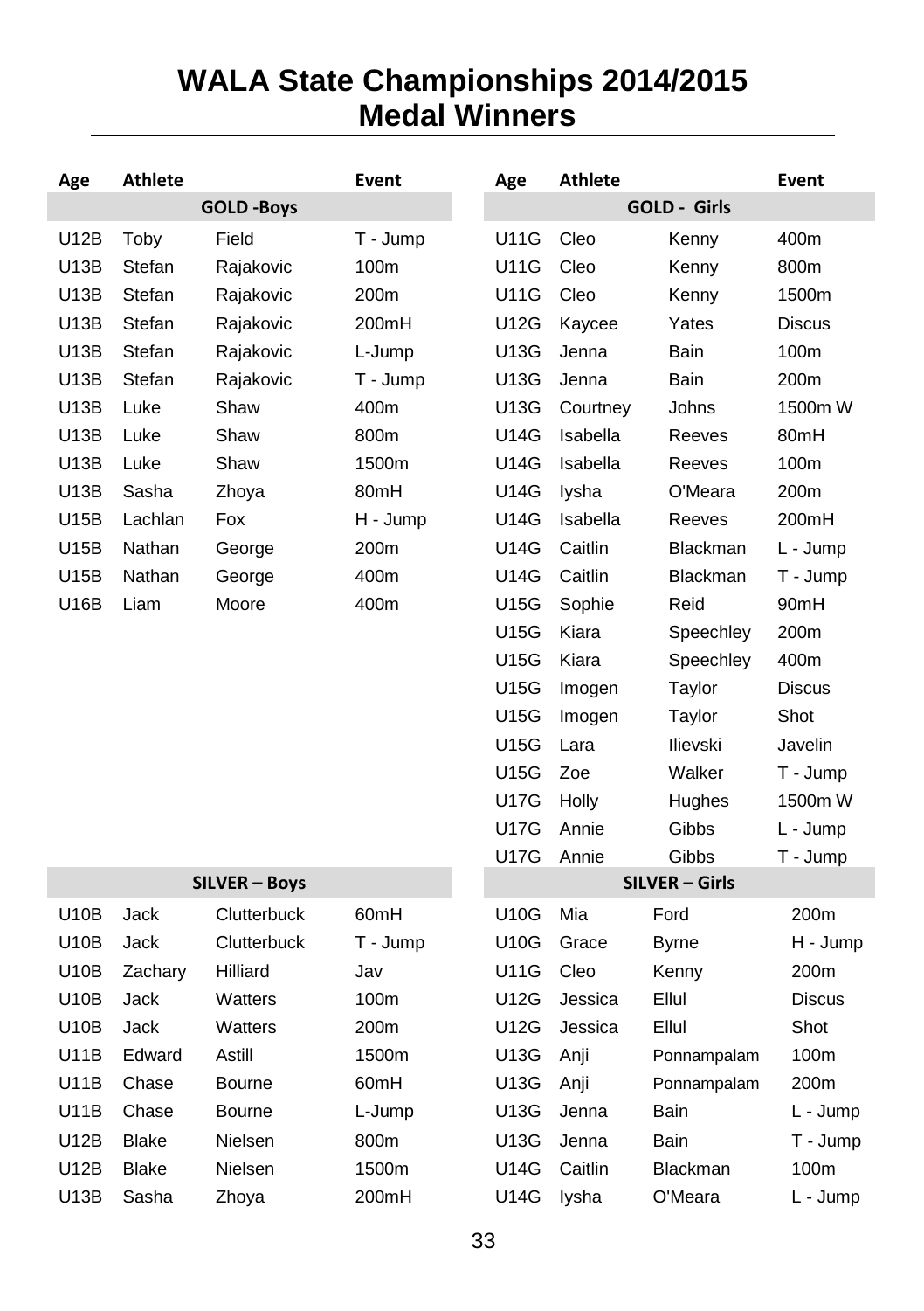# WALA State Championships 2014/2015
# Medal Winners

| Age | Athlete | | Event |
|---|---|---|---|
| **GOLD -Boys** | | | |
| U12B | Toby | Field | T - Jump |
| U13B | Stefan | Rajakovic | 100m |
| U13B | Stefan | Rajakovic | 200m |
| U13B | Stefan | Rajakovic | 200mH |
| U13B | Stefan | Rajakovic | L-Jump |
| U13B | Stefan | Rajakovic | T - Jump |
| U13B | Luke | Shaw | 400m |
| U13B | Luke | Shaw | 800m |
| U13B | Luke | Shaw | 1500m |
| U13B | Sasha | Zhoya | 80mH |
| U15B | Lachlan | Fox | H - Jump |
| U15B | Nathan | George | 200m |
| U15B | Nathan | George | 400m |
| U16B | Liam | Moore | 400m |
| **SILVER – Boys** | | | |
| U10B | Jack | Clutterbuck | 60mH |
| U10B | Jack | Clutterbuck | T - Jump |
| U10B | Zachary | Hilliard | Jav |
| U10B | Jack | Watters | 100m |
| U10B | Jack | Watters | 200m |
| U11B | Edward | Astill | 1500m |
| U11B | Chase | Bourne | 60mH |
| U11B | Chase | Bourne | L-Jump |
| U12B | Blake | Nielsen | 800m |
| U12B | Blake | Nielsen | 1500m |
| U13B | Sasha | Zhoya | 200mH |

| Age | Athlete | | Event |
|---|---|---|---|
| **GOLD - Girls** | | | |
| U11G | Cleo | Kenny | 400m |
| U11G | Cleo | Kenny | 800m |
| U11G | Cleo | Kenny | 1500m |
| U12G | Kaycee | Yates | Discus |
| U13G | Jenna | Bain | 100m |
| U13G | Jenna | Bain | 200m |
| U13G | Courtney | Johns | 1500m W |
| U14G | Isabella | Reeves | 80mH |
| U14G | Isabella | Reeves | 100m |
| U14G | Iysha | O'Meara | 200m |
| U14G | Isabella | Reeves | 200mH |
| U14G | Caitlin | Blackman | L - Jump |
| U14G | Caitlin | Blackman | T - Jump |
| U15G | Sophie | Reid | 90mH |
| U15G | Kiara | Speechley | 200m |
| U15G | Kiara | Speechley | 400m |
| U15G | Imogen | Taylor | Discus |
| U15G | Imogen | Taylor | Shot |
| U15G | Lara | Ilievski | Javelin |
| U15G | Zoe | Walker | T - Jump |
| U17G | Holly | Hughes | 1500m W |
| U17G | Annie | Gibbs | L - Jump |
| U17G | Annie | Gibbs | T - Jump |
| **SILVER – Girls** | | | |
| U10G | Mia | Ford | 200m |
| U10G | Grace | Byrne | H - Jump |
| U11G | Cleo | Kenny | 200m |
| U12G | Jessica | Ellul | Discus |
| U12G | Jessica | Ellul | Shot |
| U13G | Anji | Ponnampalam | 100m |
| U13G | Anji | Ponnampalam | 200m |
| U13G | Jenna | Bain | L - Jump |
| U13G | Jenna | Bain | T - Jump |
| U14G | Caitlin | Blackman | 100m |
| U14G | Iysha | O'Meara | L - Jump |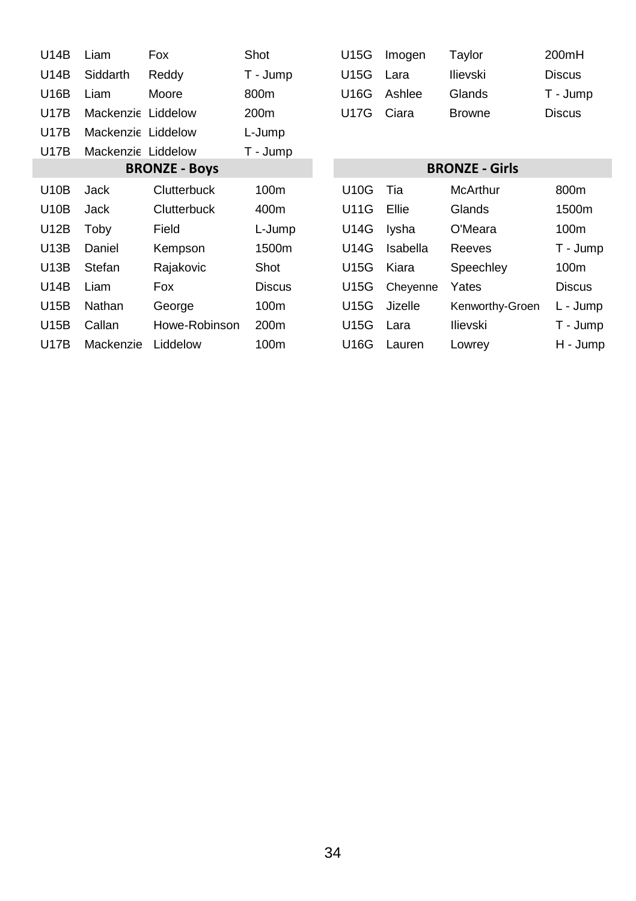| | | | | | | | |
|---|---|---|---|---|---|---|---|
| U14B | Liam | Fox | Shot | U15G | Imogen | Taylor | 200mH |
| U14B | Siddarth | Reddy | T - Jump | U15G | Lara | Ilievski | Discus |
| U16B | Liam | Moore | 800m | U16G | Ashlee | Glands | T - Jump |
| U17B | Mackenzie | Liddelow | 200m | U17G | Ciara | Browne | Discus |
| U17B | Mackenzie | Liddelow | L-Jump | | | | |
| U17B | Mackenzie | Liddelow | T - Jump | | | | |

| **BRONZE - Boys** | | | | **BRONZE - Girls** | | | |
|---|---|---|---|---|---|---|---|
| U10B | Jack | Clutterbuck | 100m | U10G | Tia | McArthur | 800m |
| U10B | Jack | Clutterbuck | 400m | U11G | Ellie | Glands | 1500m |
| U12B | Toby | Field | L-Jump | U14G | Iysha | O'Meara | 100m |
| U13B | Daniel | Kempson | 1500m | U14G | Isabella | Reeves | T - Jump |
| U13B | Stefan | Rajakovic | Shot | U15G | Kiara | Speechley | 100m |
| U14B | Liam | Fox | Discus | U15G | Cheyenne | Yates | Discus |
| U15B | Nathan | George | 100m | U15G | Jizelle | Kenworthy-Groen | L - Jump |
| U15B | Callan | Howe-Robinson | 200m | U15G | Lara | Ilievski | T - Jump |
| U17B | Mackenzie | Liddelow | 100m | U16G | Lauren | Lowrey | H - Jump |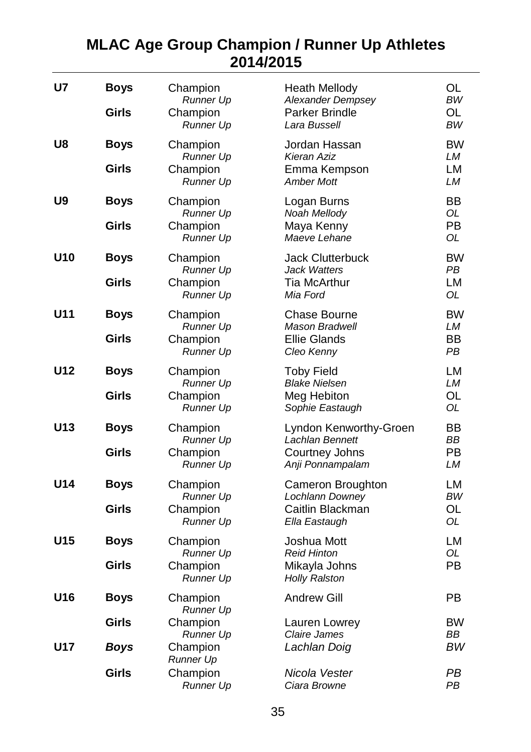# MLAC Age Group Champion / Runner Up Athletes 2014/2015

| Age | Gender | Place | Name | Club |
|---|---|---|---|---|
| **U7** | **Boys** | Champion | Heath Mellody | OL |
| | | *Runner Up* | *Alexander Dempsey* | *BW* |
| | **Girls** | Champion | Parker Brindle | OL |
| | | *Runner Up* | *Lara Bussell* | *BW* |
| **U8** | **Boys** | Champion | Jordan Hassan | BW |
| | | *Runner Up* | *Kieran Aziz* | *LM* |
| | **Girls** | Champion | Emma Kempson | LM |
| | | *Runner Up* | *Amber Mott* | *LM* |
| **U9** | **Boys** | Champion | Logan Burns | BB |
| | | *Runner Up* | *Noah Mellody* | *OL* |
| | **Girls** | Champion | Maya Kenny | PB |
| | | *Runner Up* | *Maeve Lehane* | *OL* |
| **U10** | **Boys** | Champion | Jack Clutterbuck | BW |
| | | *Runner Up* | *Jack Watters* | *PB* |
| | **Girls** | Champion | Tia McArthur | LM |
| | | *Runner Up* | *Mia Ford* | *OL* |
| **U11** | **Boys** | Champion | Chase Bourne | BW |
| | | *Runner Up* | *Mason Bradwell* | *LM* |
| | **Girls** | Champion | Ellie Glands | BB |
| | | *Runner Up* | *Cleo Kenny* | *PB* |
| **U12** | **Boys** | Champion | Toby Field | LM |
| | | *Runner Up* | *Blake Nielsen* | *LM* |
| | **Girls** | Champion | Meg Hebiton | OL |
| | | *Runner Up* | *Sophie Eastaugh* | *OL* |
| **U13** | **Boys** | Champion | Lyndon Kenworthy-Groen | BB |
| | | *Runner Up* | *Lachlan Bennett* | *BB* |
| | **Girls** | Champion | Courtney Johns | PB |
| | | *Runner Up* | *Anji Ponnampalam* | *LM* |
| **U14** | **Boys** | Champion | Cameron Broughton | LM |
| | | *Runner Up* | *Lochlann Downey* | *BW* |
| | **Girls** | Champion | Caitlin Blackman | OL |
| | | *Runner Up* | *Ella Eastaugh* | *OL* |
| **U15** | **Boys** | Champion | Joshua Mott | LM |
| | | *Runner Up* | *Reid Hinton* | *OL* |
| | **Girls** | Champion | Mikayla Johns | PB |
| | | *Runner Up* | *Holly Ralston* | |
| **U16** | **Boys** | Champion | Andrew Gill | PB |
| | | *Runner Up* | | |
| | **Girls** | Champion | Lauren Lowrey | BW |
| | | *Runner Up* | *Claire James* | *BB* |
| **U17** | ***Boys*** | Champion | *Lachlan Doig* | *BW* |
| | | *Runner Up* | | |
| | **Girls** | Champion | *Nicola Vester* | *PB* |
| | | *Runner Up* | *Ciara Browne* | *PB* |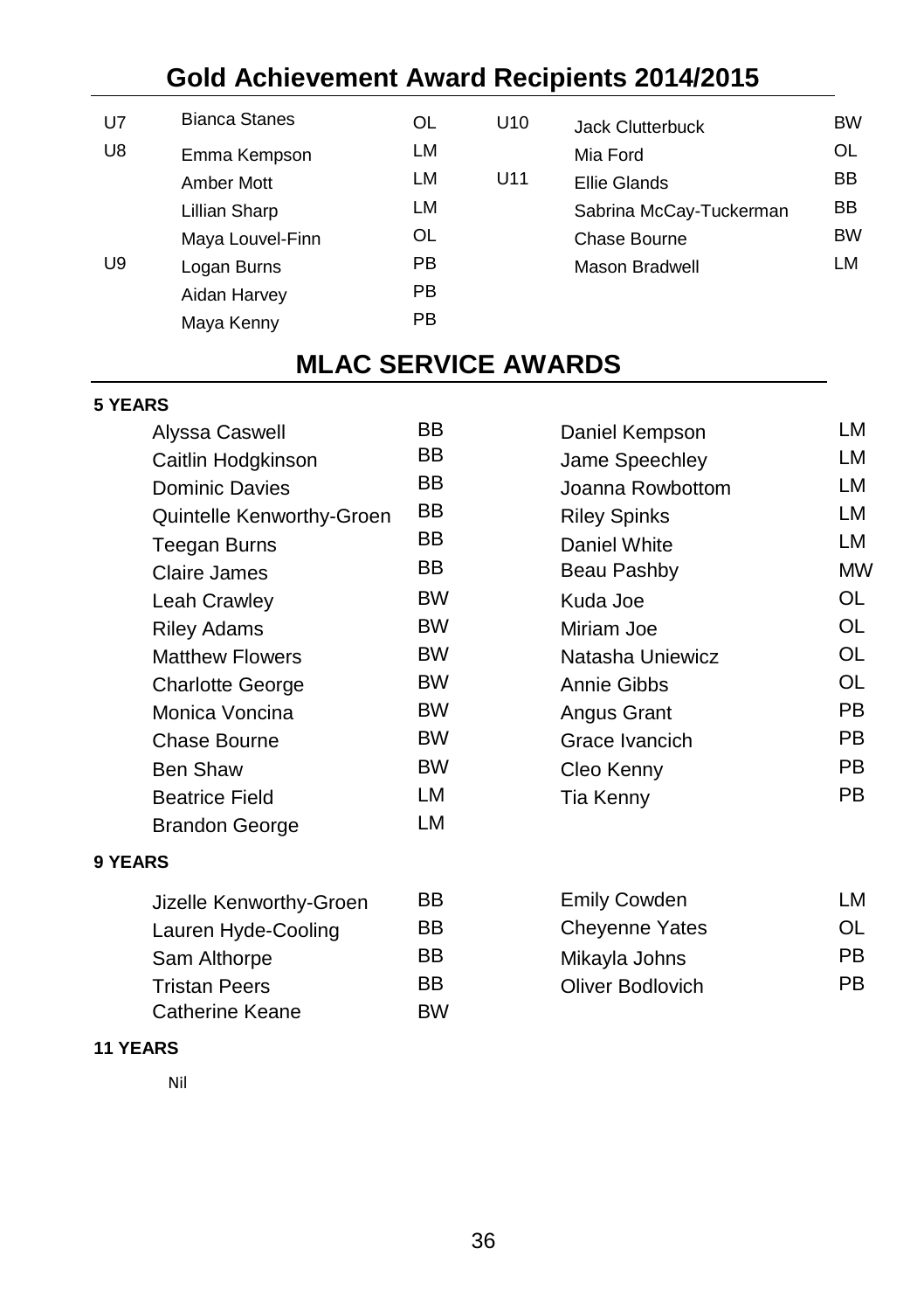## Gold Achievement Award Recipients 2014/2015

| | | | | | |
|---|---|---|---|---|---|
| U7 | Bianca Stanes | OL | U10 | Jack Clutterbuck | BW |
| U8 | Emma Kempson | LM | | Mia Ford | OL |
| | Amber Mott | LM | U11 | Ellie Glands | BB |
| | Lillian Sharp | LM | | Sabrina McCay-Tuckerman | BB |
| | Maya Louvel-Finn | OL | | Chase Bourne | BW |
| U9 | Logan Burns | PB | | Mason Bradwell | LM |
| | Aidan Harvey | PB | | | |
| | Maya Kenny | PB | | | |

## MLAC SERVICE AWARDS

**5 YEARS**

| | | | |
|---|---|---|---|
| Alyssa Caswell | BB | Daniel Kempson | LM |
| Caitlin Hodgkinson | BB | Jame Speechley | LM |
| Dominic Davies | BB | Joanna Rowbottom | LM |
| Quintelle Kenworthy-Groen | BB | Riley Spinks | LM |
| Teegan Burns | BB | Daniel White | LM |
| Claire James | BB | Beau Pashby | MW |
| Leah Crawley | BW | Kuda Joe | OL |
| Riley Adams | BW | Miriam Joe | OL |
| Matthew Flowers | BW | Natasha Uniewicz | OL |
| Charlotte George | BW | Annie Gibbs | OL |
| Monica Voncina | BW | Angus Grant | PB |
| Chase Bourne | BW | Grace Ivancich | PB |
| Ben Shaw | BW | Cleo Kenny | PB |
| Beatrice Field | LM | Tia Kenny | PB |
| Brandon George | LM | | |

**9 YEARS**

| | | | |
|---|---|---|---|
| Jizelle Kenworthy-Groen | BB | Emily Cowden | LM |
| Lauren Hyde-Cooling | BB | Cheyenne Yates | OL |
| Sam Althorpe | BB | Mikayla Johns | PB |
| Tristan Peers | BB | Oliver Bodlovich | PB |
| Catherine Keane | BW | | |

**11 YEARS**

Nil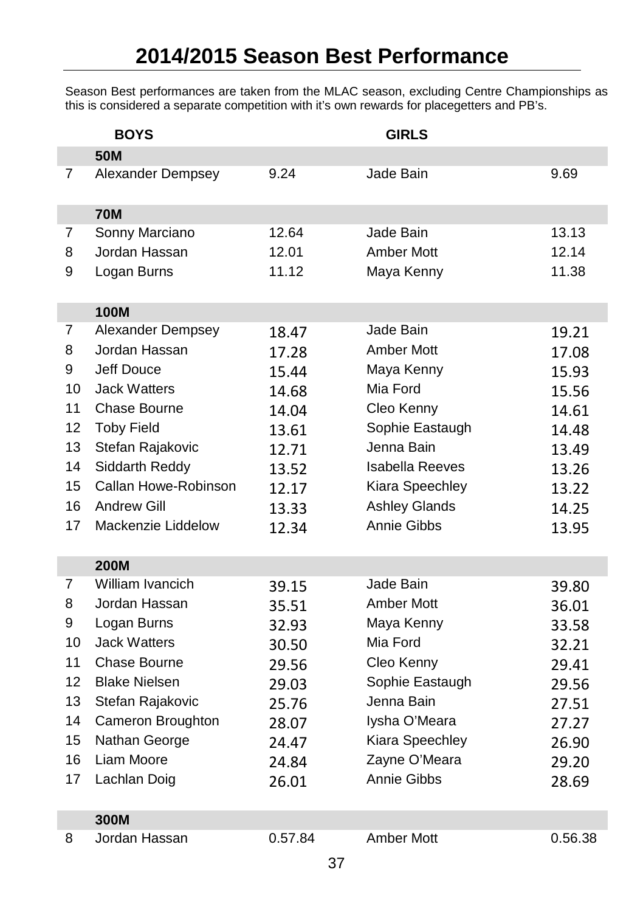# 2014/2015 Season Best Performance

Season Best performances are taken from the MLAC season, excluding Centre Championships as this is considered a separate competition with it's own rewards for placegetters and PB's.

| | BOYS | | GIRLS | |
|---|---|---|---|---|
| | **50M** | | | |
| 7 | Alexander Dempsey | 9.24 | Jade Bain | 9.69 |
| | **70M** | | | |
| 7 | Sonny Marciano | 12.64 | Jade Bain | 13.13 |
| 8 | Jordan Hassan | 12.01 | Amber Mott | 12.14 |
| 9 | Logan Burns | 11.12 | Maya Kenny | 11.38 |
| | **100M** | | | |
| 7 | Alexander Dempsey | 18.47 | Jade Bain | 19.21 |
| 8 | Jordan Hassan | 17.28 | Amber Mott | 17.08 |
| 9 | Jeff Douce | 15.44 | Maya Kenny | 15.93 |
| 10 | Jack Watters | 14.68 | Mia Ford | 15.56 |
| 11 | Chase Bourne | 14.04 | Cleo Kenny | 14.61 |
| 12 | Toby Field | 13.61 | Sophie Eastaugh | 14.48 |
| 13 | Stefan Rajakovic | 12.71 | Jenna Bain | 13.49 |
| 14 | Siddarth Reddy | 13.52 | Isabella Reeves | 13.26 |
| 15 | Callan Howe-Robinson | 12.17 | Kiara Speechley | 13.22 |
| 16 | Andrew Gill | 13.33 | Ashley Glands | 14.25 |
| 17 | Mackenzie Liddelow | 12.34 | Annie Gibbs | 13.95 |
| | **200M** | | | |
| 7 | William Ivancich | 39.15 | Jade Bain | 39.80 |
| 8 | Jordan Hassan | 35.51 | Amber Mott | 36.01 |
| 9 | Logan Burns | 32.93 | Maya Kenny | 33.58 |
| 10 | Jack Watters | 30.50 | Mia Ford | 32.21 |
| 11 | Chase Bourne | 29.56 | Cleo Kenny | 29.41 |
| 12 | Blake Nielsen | 29.03 | Sophie Eastaugh | 29.56 |
| 13 | Stefan Rajakovic | 25.76 | Jenna Bain | 27.51 |
| 14 | Cameron Broughton | 28.07 | Iysha O'Meara | 27.27 |
| 15 | Nathan George | 24.47 | Kiara Speechley | 26.90 |
| 16 | Liam Moore | 24.84 | Zayne O'Meara | 29.20 |
| 17 | Lachlan Doig | 26.01 | Annie Gibbs | 28.69 |
| | **300M** | | | |
| 8 | Jordan Hassan | 0.57.84 | Amber Mott | 0.56.38 |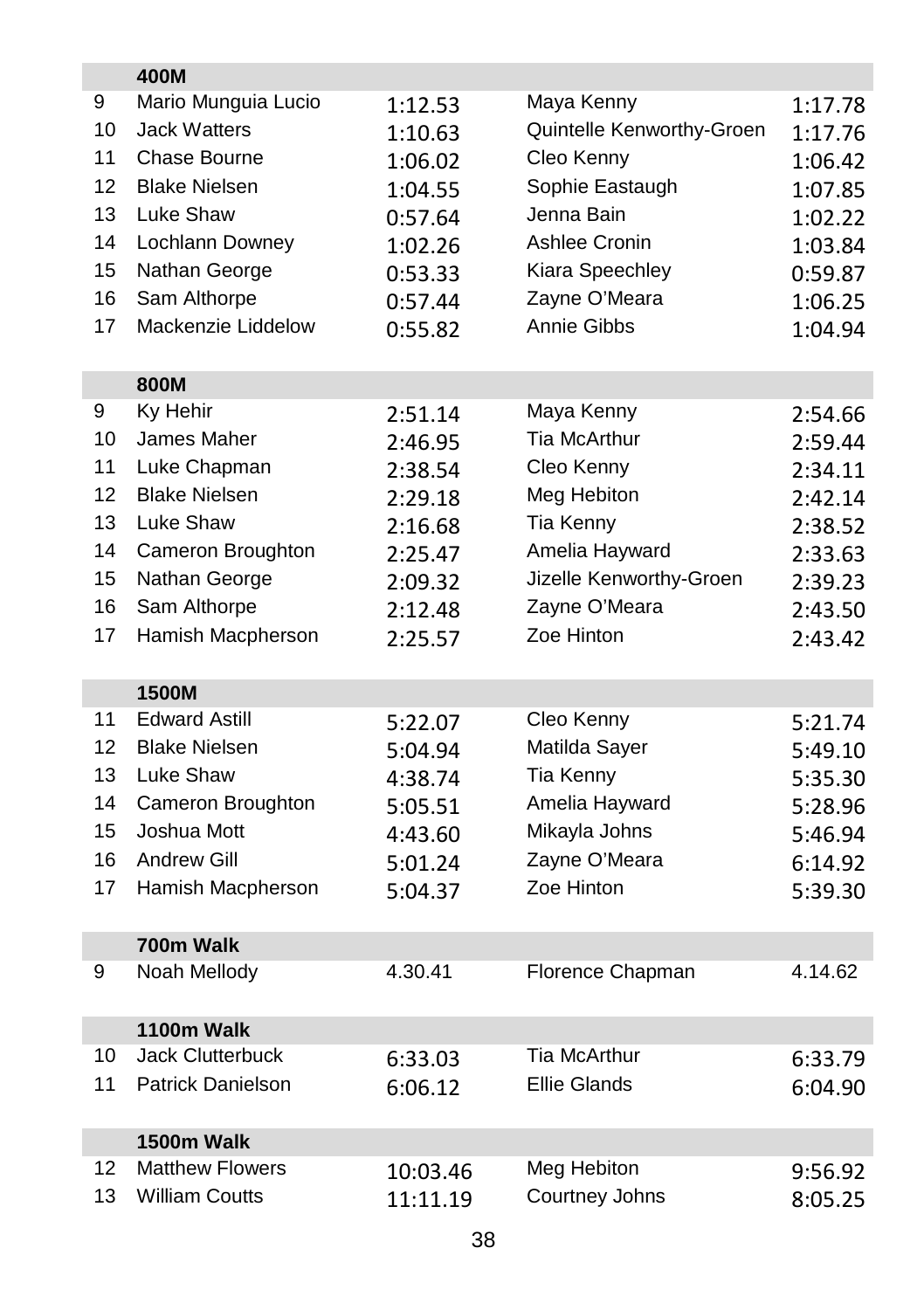| | 400M | | | |
|---|---|---|---|---|
| 9 | Mario Munguia Lucio | 1:12.53 | Maya Kenny | 1:17.78 |
| 10 | Jack Watters | 1:10.63 | Quintelle Kenworthy-Groen | 1:17.76 |
| 11 | Chase Bourne | 1:06.02 | Cleo Kenny | 1:06.42 |
| 12 | Blake Nielsen | 1:04.55 | Sophie Eastaugh | 1:07.85 |
| 13 | Luke Shaw | 0:57.64 | Jenna Bain | 1:02.22 |
| 14 | Lochlann Downey | 1:02.26 | Ashlee Cronin | 1:03.84 |
| 15 | Nathan George | 0:53.33 | Kiara Speechley | 0:59.87 |
| 16 | Sam Althorpe | 0:57.44 | Zayne O'Meara | 1:06.25 |
| 17 | Mackenzie Liddelow | 0:55.82 | Annie Gibbs | 1:04.94 |

| | 800M | | | |
|---|---|---|---|---|
| 9 | Ky Hehir | 2:51.14 | Maya Kenny | 2:54.66 |
| 10 | James Maher | 2:46.95 | Tia McArthur | 2:59.44 |
| 11 | Luke Chapman | 2:38.54 | Cleo Kenny | 2:34.11 |
| 12 | Blake Nielsen | 2:29.18 | Meg Hebiton | 2:42.14 |
| 13 | Luke Shaw | 2:16.68 | Tia Kenny | 2:38.52 |
| 14 | Cameron Broughton | 2:25.47 | Amelia Hayward | 2:33.63 |
| 15 | Nathan George | 2:09.32 | Jizelle Kenworthy-Groen | 2:39.23 |
| 16 | Sam Althorpe | 2:12.48 | Zayne O'Meara | 2:43.50 |
| 17 | Hamish Macpherson | 2:25.57 | Zoe Hinton | 2:43.42 |

| | 1500M | | | |
|---|---|---|---|---|
| 11 | Edward Astill | 5:22.07 | Cleo Kenny | 5:21.74 |
| 12 | Blake Nielsen | 5:04.94 | Matilda Sayer | 5:49.10 |
| 13 | Luke Shaw | 4:38.74 | Tia Kenny | 5:35.30 |
| 14 | Cameron Broughton | 5:05.51 | Amelia Hayward | 5:28.96 |
| 15 | Joshua Mott | 4:43.60 | Mikayla Johns | 5:46.94 |
| 16 | Andrew Gill | 5:01.24 | Zayne O'Meara | 6:14.92 |
| 17 | Hamish Macpherson | 5:04.37 | Zoe Hinton | 5:39.30 |

| | 700m Walk | | | |
|---|---|---|---|---|
| 9 | Noah Mellody | 4.30.41 | Florence Chapman | 4.14.62 |

| | 1100m Walk | | | |
|---|---|---|---|---|
| 10 | Jack Clutterbuck | 6:33.03 | Tia McArthur | 6:33.79 |
| 11 | Patrick Danielson | 6:06.12 | Ellie Glands | 6:04.90 |

| | 1500m Walk | | | |
|---|---|---|---|---|
| 12 | Matthew Flowers | 10:03.46 | Meg Hebiton | 9:56.92 |
| 13 | William Coutts | 11:11.19 | Courtney Johns | 8:05.25 |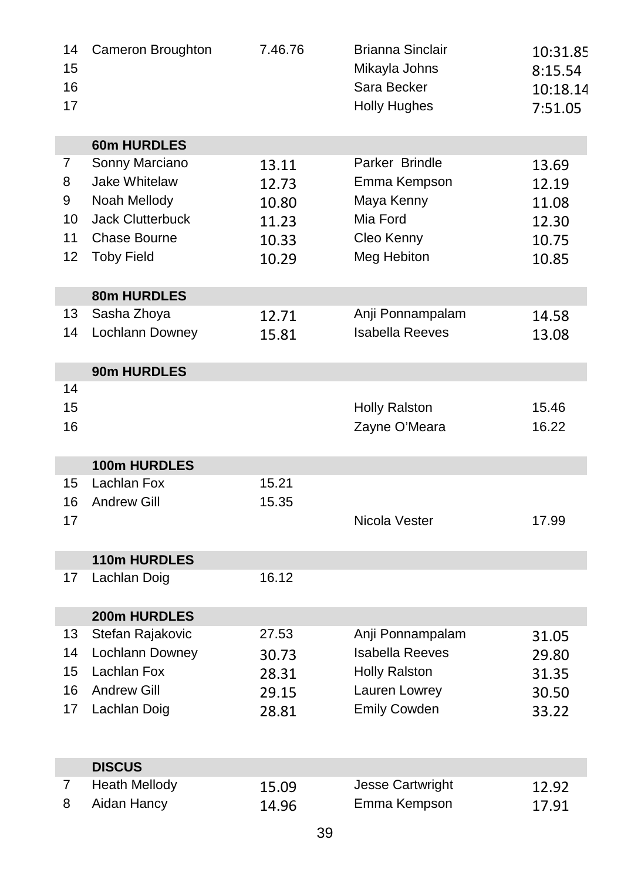| | | | | |
|---|---|---|---|---|
| 14 | Cameron Broughton | 7.46.76 | Brianna Sinclair | 10:31.85 |
| 15 | | | Mikayla Johns | 8:15.54 |
| 16 | | | Sara Becker | 10:18.14 |
| 17 | | | Holly Hughes | 7:51.05 |
| | **60m HURDLES** | | | |
| 7 | Sonny Marciano | 13.11 | Parker Brindle | 13.69 |
| 8 | Jake Whitelaw | 12.73 | Emma Kempson | 12.19 |
| 9 | Noah Mellody | 10.80 | Maya Kenny | 11.08 |
| 10 | Jack Clutterbuck | 11.23 | Mia Ford | 12.30 |
| 11 | Chase Bourne | 10.33 | Cleo Kenny | 10.75 |
| 12 | Toby Field | 10.29 | Meg Hebiton | 10.85 |
| | **80m HURDLES** | | | |
| 13 | Sasha Zhoya | 12.71 | Anji Ponnampalam | 14.58 |
| 14 | Lochlann Downey | 15.81 | Isabella Reeves | 13.08 |
| | **90m HURDLES** | | | |
| 14 | | | | |
| 15 | | | Holly Ralston | 15.46 |
| 16 | | | Zayne O'Meara | 16.22 |
| | **100m HURDLES** | | | |
| 15 | Lachlan Fox | 15.21 | | |
| 16 | Andrew Gill | 15.35 | | |
| 17 | | | Nicola Vester | 17.99 |
| | **110m HURDLES** | | | |
| 17 | Lachlan Doig | 16.12 | | |
| | **200m HURDLES** | | | |
| 13 | Stefan Rajakovic | 27.53 | Anji Ponnampalam | 31.05 |
| 14 | Lochlann Downey | 30.73 | Isabella Reeves | 29.80 |
| 15 | Lachlan Fox | 28.31 | Holly Ralston | 31.35 |
| 16 | Andrew Gill | 29.15 | Lauren Lowrey | 30.50 |
| 17 | Lachlan Doig | 28.81 | Emily Cowden | 33.22 |
| | **DISCUS** | | | |
| 7 | Heath Mellody | 15.09 | Jesse Cartwright | 12.92 |
| 8 | Aidan Hancy | 14.96 | Emma Kempson | 17.91 |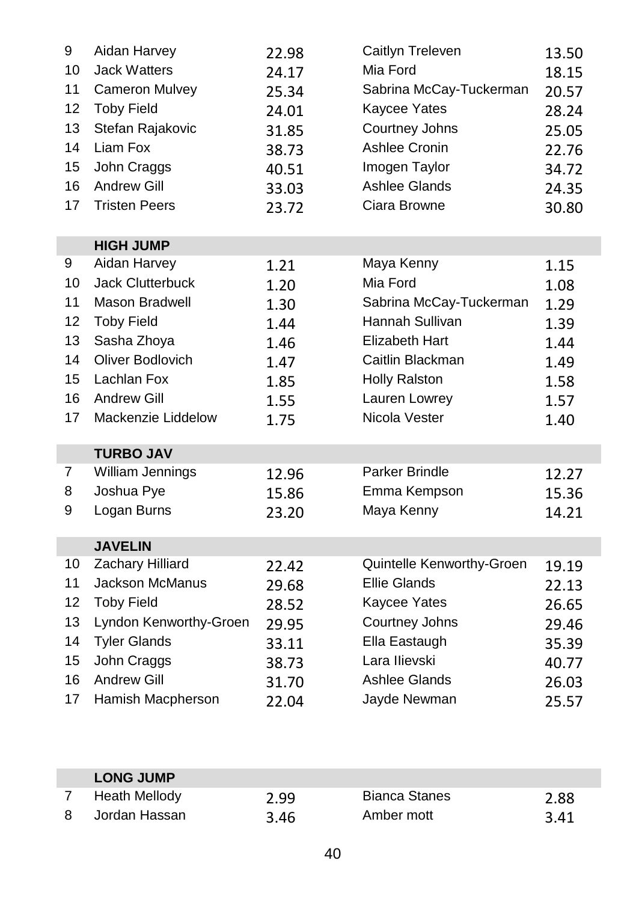| | | | | |
|---|---|---|---|---|
| 9 | Aidan Harvey | 22.98 | Caitlyn Treleven | 13.50 |
| 10 | Jack Watters | 24.17 | Mia Ford | 18.15 |
| 11 | Cameron Mulvey | 25.34 | Sabrina McCay-Tuckerman | 20.57 |
| 12 | Toby Field | 24.01 | Kaycee Yates | 28.24 |
| 13 | Stefan Rajakovic | 31.85 | Courtney Johns | 25.05 |
| 14 | Liam Fox | 38.73 | Ashlee Cronin | 22.76 |
| 15 | John Craggs | 40.51 | Imogen Taylor | 34.72 |
| 16 | Andrew Gill | 33.03 | Ashlee Glands | 24.35 |
| 17 | Tristen Peers | 23.72 | Ciara Browne | 30.80 |

| | **HIGH JUMP** | | | |
|---|---|---|---|---|
| 9 | Aidan Harvey | 1.21 | Maya Kenny | 1.15 |
| 10 | Jack Clutterbuck | 1.20 | Mia Ford | 1.08 |
| 11 | Mason Bradwell | 1.30 | Sabrina McCay-Tuckerman | 1.29 |
| 12 | Toby Field | 1.44 | Hannah Sullivan | 1.39 |
| 13 | Sasha Zhoya | 1.46 | Elizabeth Hart | 1.44 |
| 14 | Oliver Bodlovich | 1.47 | Caitlin Blackman | 1.49 |
| 15 | Lachlan Fox | 1.85 | Holly Ralston | 1.58 |
| 16 | Andrew Gill | 1.55 | Lauren Lowrey | 1.57 |
| 17 | Mackenzie Liddelow | 1.75 | Nicola Vester | 1.40 |

| | **TURBO JAV** | | | |
|---|---|---|---|---|
| 7 | William Jennings | 12.96 | Parker Brindle | 12.27 |
| 8 | Joshua Pye | 15.86 | Emma Kempson | 15.36 |
| 9 | Logan Burns | 23.20 | Maya Kenny | 14.21 |

| | **JAVELIN** | | | |
|---|---|---|---|---|
| 10 | Zachary Hilliard | 22.42 | Quintelle Kenworthy-Groen | 19.19 |
| 11 | Jackson McManus | 29.68 | Ellie Glands | 22.13 |
| 12 | Toby Field | 28.52 | Kaycee Yates | 26.65 |
| 13 | Lyndon Kenworthy-Groen | 29.95 | Courtney Johns | 29.46 |
| 14 | Tyler Glands | 33.11 | Ella Eastaugh | 35.39 |
| 15 | John Craggs | 38.73 | Lara Ilievski | 40.77 |
| 16 | Andrew Gill | 31.70 | Ashlee Glands | 26.03 |
| 17 | Hamish Macpherson | 22.04 | Jayde Newman | 25.57 |

| | **LONG JUMP** | | | |
|---|---|---|---|---|
| 7 | Heath Mellody | 2.99 | Bianca Stanes | 2.88 |
| 8 | Jordan Hassan | 3.46 | Amber mott | 3.41 |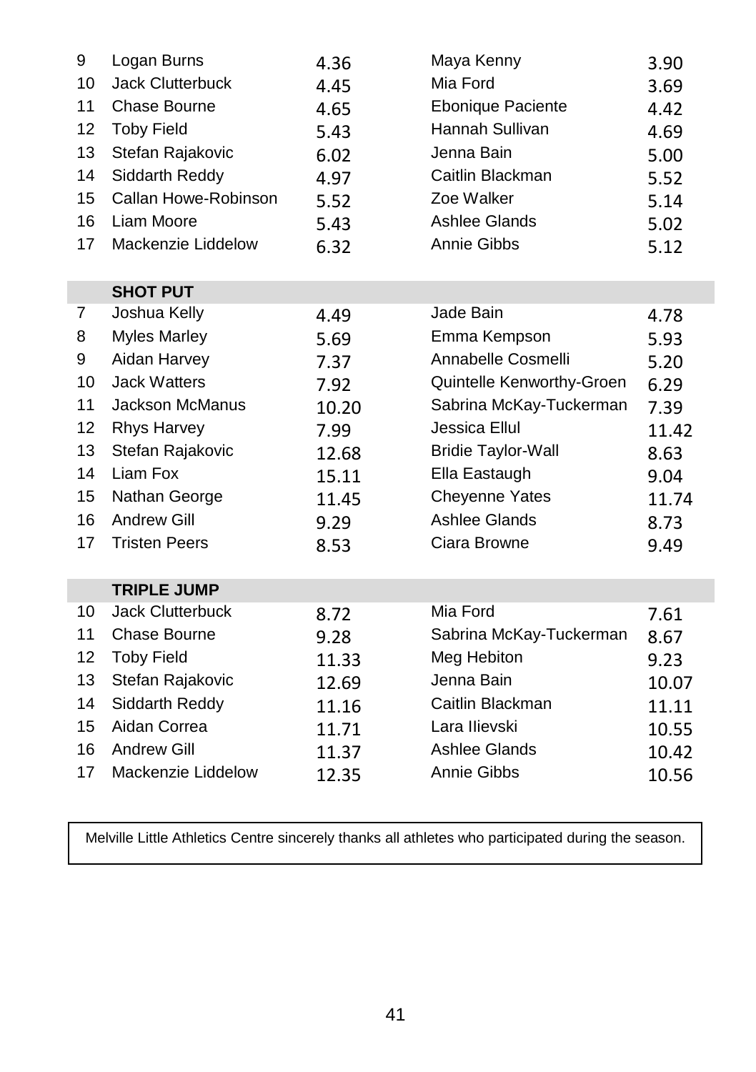| | | | | |
|---|---|---|---|---|
| 9 | Logan Burns | 4.36 | Maya Kenny | 3.90 |
| 10 | Jack Clutterbuck | 4.45 | Mia Ford | 3.69 |
| 11 | Chase Bourne | 4.65 | Ebonique Paciente | 4.42 |
| 12 | Toby Field | 5.43 | Hannah Sullivan | 4.69 |
| 13 | Stefan Rajakovic | 6.02 | Jenna Bain | 5.00 |
| 14 | Siddarth Reddy | 4.97 | Caitlin Blackman | 5.52 |
| 15 | Callan Howe-Robinson | 5.52 | Zoe Walker | 5.14 |
| 16 | Liam Moore | 5.43 | Ashlee Glands | 5.02 |
| 17 | Mackenzie Liddelow | 6.32 | Annie Gibbs | 5.12 |

| | **SHOT PUT** | | | |
|---|---|---|---|---|
| 7 | Joshua Kelly | 4.49 | Jade Bain | 4.78 |
| 8 | Myles Marley | 5.69 | Emma Kempson | 5.93 |
| 9 | Aidan Harvey | 7.37 | Annabelle Cosmelli | 5.20 |
| 10 | Jack Watters | 7.92 | Quintelle Kenworthy-Groen | 6.29 |
| 11 | Jackson McManus | 10.20 | Sabrina McKay-Tuckerman | 7.39 |
| 12 | Rhys Harvey | 7.99 | Jessica Ellul | 11.42 |
| 13 | Stefan Rajakovic | 12.68 | Bridie Taylor-Wall | 8.63 |
| 14 | Liam Fox | 15.11 | Ella Eastaugh | 9.04 |
| 15 | Nathan George | 11.45 | Cheyenne Yates | 11.74 |
| 16 | Andrew Gill | 9.29 | Ashlee Glands | 8.73 |
| 17 | Tristen Peers | 8.53 | Ciara Browne | 9.49 |

| | **TRIPLE JUMP** | | | |
|---|---|---|---|---|
| 10 | Jack Clutterbuck | 8.72 | Mia Ford | 7.61 |
| 11 | Chase Bourne | 9.28 | Sabrina McKay-Tuckerman | 8.67 |
| 12 | Toby Field | 11.33 | Meg Hebiton | 9.23 |
| 13 | Stefan Rajakovic | 12.69 | Jenna Bain | 10.07 |
| 14 | Siddarth Reddy | 11.16 | Caitlin Blackman | 11.11 |
| 15 | Aidan Correa | 11.71 | Lara Ilievski | 10.55 |
| 16 | Andrew Gill | 11.37 | Ashlee Glands | 10.42 |
| 17 | Mackenzie Liddelow | 12.35 | Annie Gibbs | 10.56 |

Melville Little Athletics Centre sincerely thanks all athletes who participated during the season.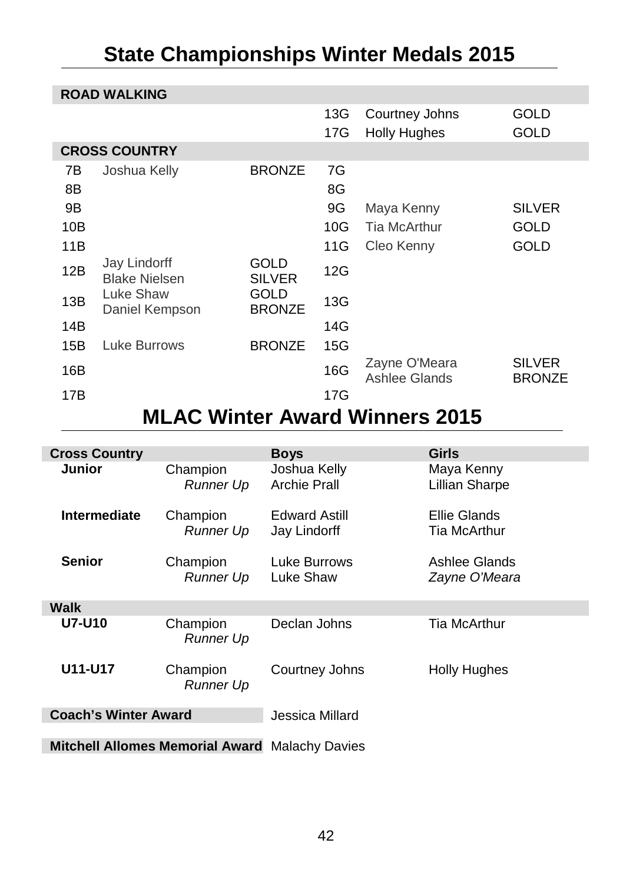# State Championships Winter Medals 2015

| ROAD WALKING | | | | | |
|---|---|---|---|---|---|
| | | | 13G | Courtney Johns | GOLD |
| | | | 17G | Holly Hughes | GOLD |
| **CROSS COUNTRY** | | | | | |
| 7B | Joshua Kelly | BRONZE | 7G | | |
| 8B | | | 8G | | |
| 9B | | | 9G | Maya Kenny | SILVER |
| 10B | | | 10G | Tia McArthur | GOLD |
| 11B | | | 11G | Cleo Kenny | GOLD |
| 12B | Jay Lindorff<br>Blake Nielsen | GOLD<br>SILVER | 12G | | |
| 13B | Luke Shaw<br>Daniel Kempson | GOLD<br>BRONZE | 13G | | |
| 14B | | | 14G | | |
| 15B | Luke Burrows | BRONZE | 15G | | |
| 16B | | | 16G | Zayne O'Meara<br>Ashlee Glands | SILVER<br>BRONZE |
| 17B | | | 17G | | |

# MLAC Winter Award Winners 2015

| Cross Country | | Boys | Girls |
|---|---|---|---|
| **Junior** | Champion | Joshua Kelly | Maya Kenny |
| | *Runner Up* | Archie Prall | Lillian Sharpe |
| **Intermediate** | Champion | Edward Astill | Ellie Glands |
| | *Runner Up* | Jay Lindorff | Tia McArthur |
| **Senior** | Champion | Luke Burrows | Ashlee Glands |
| | *Runner Up* | Luke Shaw | *Zayne O'Meara* |
| **Walk** | | | |
| **U7-U10** | Champion | Declan Johns | Tia McArthur |
| | *Runner Up* | | |
| **U11-U17** | Champion | Courtney Johns | Holly Hughes |
| | *Runner Up* | | |
| **Coach's Winter Award** | | Jessica Millard | |
| **Mitchell Allomes Memorial Award** | | Malachy Davies | |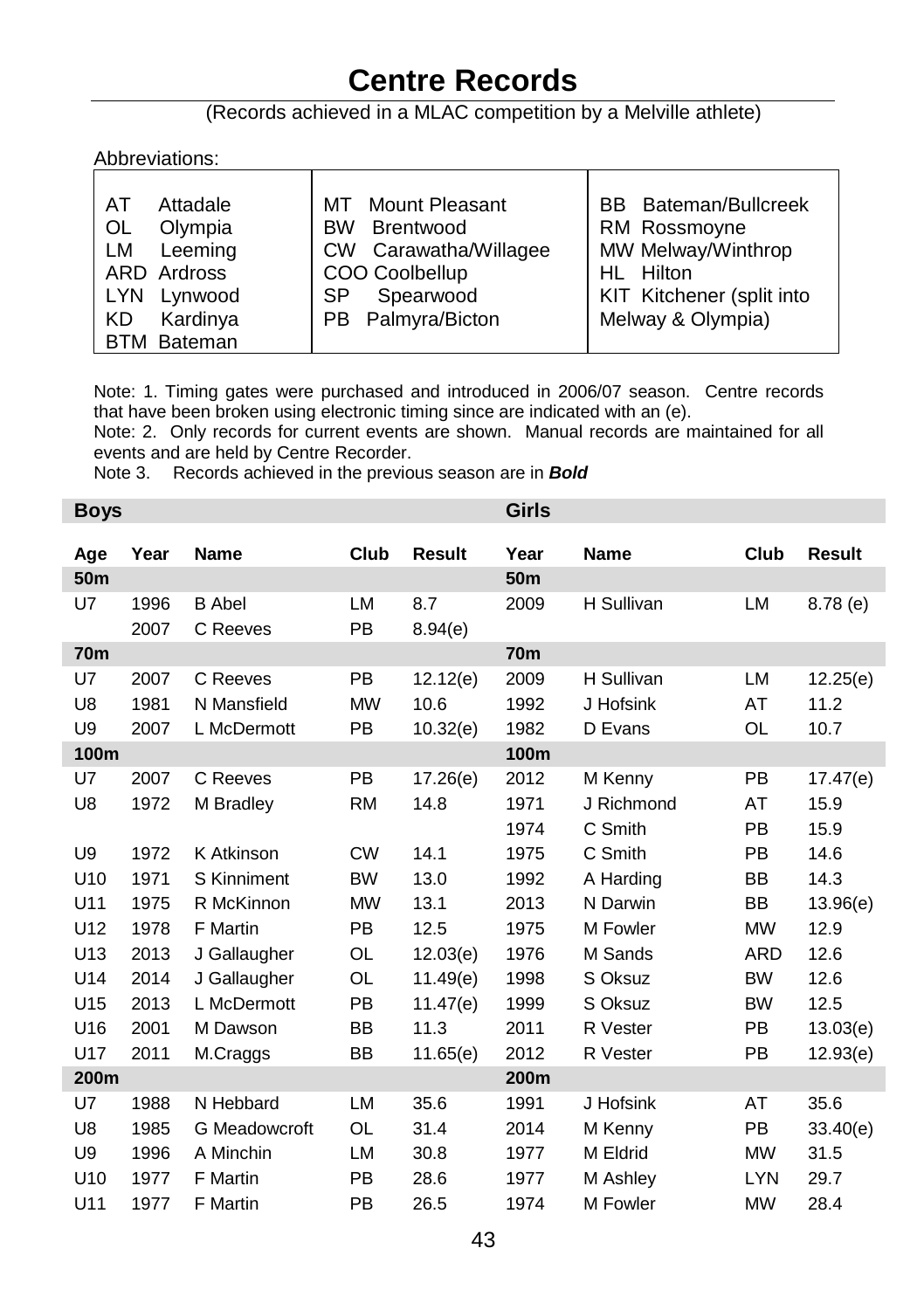# Centre Records

(Records achieved in a MLAC competition by a Melville athlete)

Abbreviations:

| | | |
|---|---|---|
| AT Attadale | MT Mount Pleasant | BB Bateman/Bullcreek |
| OL Olympia | BW Brentwood | RM Rossmoyne |
| LM Leeming | CW Carawatha/Willagee | MW Melway/Winthrop |
| ARD Ardross | COO Coolbellup | HL Hilton |
| LYN Lynwood | SP Spearwood | KIT Kitchener (split into Melway & Olympia) |
| KD Kardinya | PB Palmyra/Bicton | |
| BTM Bateman | | |

Note: 1. Timing gates were purchased and introduced in 2006/07 season. Centre records that have been broken using electronic timing since are indicated with an (e).

Note: 2. Only records for current events are shown. Manual records are maintained for all events and are held by Centre Recorder.

Note 3. Records achieved in the previous season are in ***Bold***

| **Boys** | | | | | **Girls** | | | |
|---|---|---|---|---|---|---|---|---|
| **Age** | **Year** | **Name** | **Club** | **Result** | **Year** | **Name** | **Club** | **Result** |
| **50m** | | | | | **50m** | | | |
| U7 | 1996 | B Abel | LM | 8.7 | 2009 | H Sullivan | LM | 8.78 (e) |
| | 2007 | C Reeves | PB | 8.94(e) | | | | |
| **70m** | | | | | **70m** | | | |
| U7 | 2007 | C Reeves | PB | 12.12(e) | 2009 | H Sullivan | LM | 12.25(e) |
| U8 | 1981 | N Mansfield | MW | 10.6 | 1992 | J Hofsink | AT | 11.2 |
| U9 | 2007 | L McDermott | PB | 10.32(e) | 1982 | D Evans | OL | 10.7 |
| **100m** | | | | | **100m** | | | |
| U7 | 2007 | C Reeves | PB | 17.26(e) | 2012 | M Kenny | PB | 17.47(e) |
| U8 | 1972 | M Bradley | RM | 14.8 | 1971 | J Richmond | AT | 15.9 |
| | | | | | 1974 | C Smith | PB | 15.9 |
| U9 | 1972 | K Atkinson | CW | 14.1 | 1975 | C Smith | PB | 14.6 |
| U10 | 1971 | S Kinniment | BW | 13.0 | 1992 | A Harding | BB | 14.3 |
| U11 | 1975 | R McKinnon | MW | 13.1 | 2013 | N Darwin | BB | 13.96(e) |
| U12 | 1978 | F Martin | PB | 12.5 | 1975 | M Fowler | MW | 12.9 |
| U13 | 2013 | J Gallaugher | OL | 12.03(e) | 1976 | M Sands | ARD | 12.6 |
| U14 | 2014 | J Gallaugher | OL | 11.49(e) | 1998 | S Oksuz | BW | 12.6 |
| U15 | 2013 | L McDermott | PB | 11.47(e) | 1999 | S Oksuz | BW | 12.5 |
| U16 | 2001 | M Dawson | BB | 11.3 | 2011 | R Vester | PB | 13.03(e) |
| U17 | 2011 | M.Craggs | BB | 11.65(e) | 2012 | R Vester | PB | 12.93(e) |
| **200m** | | | | | **200m** | | | |
| U7 | 1988 | N Hebbard | LM | 35.6 | 1991 | J Hofsink | AT | 35.6 |
| U8 | 1985 | G Meadowcroft | OL | 31.4 | 2014 | M Kenny | PB | 33.40(e) |
| U9 | 1996 | A Minchin | LM | 30.8 | 1977 | M Eldrid | MW | 31.5 |
| U10 | 1977 | F Martin | PB | 28.6 | 1977 | M Ashley | LYN | 29.7 |
| U11 | 1977 | F Martin | PB | 26.5 | 1974 | M Fowler | MW | 28.4 |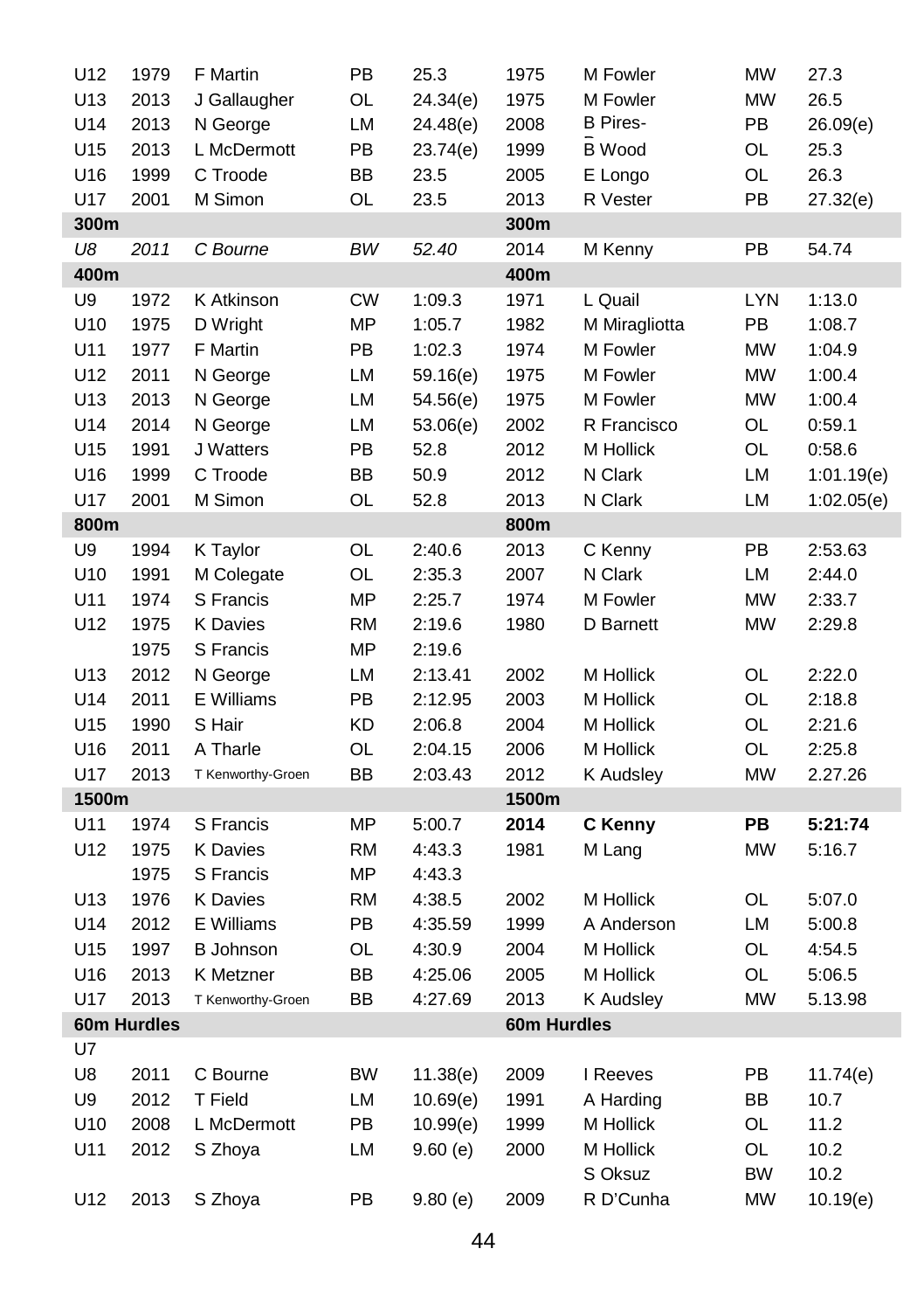| | | | | | | | | |
|---|---|---|---|---|---|---|---|---|
| U12 | 1979 | F Martin | PB | 25.3 | 1975 | M Fowler | MW | 27.3 |
| U13 | 2013 | J Gallaugher | OL | 24.34(e) | 1975 | M Fowler | MW | 26.5 |
| U14 | 2013 | N George | LM | 24.48(e) | 2008 | B Pires- | PB | 26.09(e) |
| U15 | 2013 | L McDermott | PB | 23.74(e) | 1999 | B Wood | OL | 25.3 |
| U16 | 1999 | C Troode | BB | 23.5 | 2005 | E Longo | OL | 26.3 |
| U17 | 2001 | M Simon | OL | 23.5 | 2013 | R Vester | PB | 27.32(e) |
| **300m** | | | | | **300m** | | | |
| *U8* | *2011* | *C Bourne* | *BW* | *52.40* | 2014 | M Kenny | PB | 54.74 |
| **400m** | | | | | **400m** | | | |
| U9 | 1972 | K Atkinson | CW | 1:09.3 | 1971 | L Quail | LYN | 1:13.0 |
| U10 | 1975 | D Wright | MP | 1:05.7 | 1982 | M Miragliotta | PB | 1:08.7 |
| U11 | 1977 | F Martin | PB | 1:02.3 | 1974 | M Fowler | MW | 1:04.9 |
| U12 | 2011 | N George | LM | 59.16(e) | 1975 | M Fowler | MW | 1:00.4 |
| U13 | 2013 | N George | LM | 54.56(e) | 1975 | M Fowler | MW | 1:00.4 |
| U14 | 2014 | N George | LM | 53.06(e) | 2002 | R Francisco | OL | 0:59.1 |
| U15 | 1991 | J Watters | PB | 52.8 | 2012 | M Hollick | OL | 0:58.6 |
| U16 | 1999 | C Troode | BB | 50.9 | 2012 | N Clark | LM | 1:01.19(e) |
| U17 | 2001 | M Simon | OL | 52.8 | 2013 | N Clark | LM | 1:02.05(e) |
| **800m** | | | | | **800m** | | | |
| U9 | 1994 | K Taylor | OL | 2:40.6 | 2013 | C Kenny | PB | 2:53.63 |
| U10 | 1991 | M Colegate | OL | 2:35.3 | 2007 | N Clark | LM | 2:44.0 |
| U11 | 1974 | S Francis | MP | 2:25.7 | 1974 | M Fowler | MW | 2:33.7 |
| U12 | 1975 | K Davies | RM | 2:19.6 | 1980 | D Barnett | MW | 2:29.8 |
| | 1975 | S Francis | MP | 2:19.6 | | | | |
| U13 | 2012 | N George | LM | 2:13.41 | 2002 | M Hollick | OL | 2:22.0 |
| U14 | 2011 | E Williams | PB | 2:12.95 | 2003 | M Hollick | OL | 2:18.8 |
| U15 | 1990 | S Hair | KD | 2:06.8 | 2004 | M Hollick | OL | 2:21.6 |
| U16 | 2011 | A Tharle | OL | 2:04.15 | 2006 | M Hollick | OL | 2:25.8 |
| U17 | 2013 | T Kenworthy-Groen | BB | 2:03.43 | 2012 | K Audsley | MW | 2.27.26 |
| **1500m** | | | | | **1500m** | | | |
| U11 | 1974 | S Francis | MP | 5:00.7 | **2014** | **C Kenny** | **PB** | **5:21:74** |
| U12 | 1975 | K Davies | RM | 4:43.3 | 1981 | M Lang | MW | 5:16.7 |
| | 1975 | S Francis | MP | 4:43.3 | | | | |
| U13 | 1976 | K Davies | RM | 4:38.5 | 2002 | M Hollick | OL | 5:07.0 |
| U14 | 2012 | E Williams | PB | 4:35.59 | 1999 | A Anderson | LM | 5:00.8 |
| U15 | 1997 | B Johnson | OL | 4:30.9 | 2004 | M Hollick | OL | 4:54.5 |
| U16 | 2013 | K Metzner | BB | 4:25.06 | 2005 | M Hollick | OL | 5:06.5 |
| U17 | 2013 | T Kenworthy-Groen | BB | 4:27.69 | 2013 | K Audsley | MW | 5.13.98 |
| **60m Hurdles** | | | | | **60m Hurdles** | | | |
| U7 | | | | | | | | |
| U8 | 2011 | C Bourne | BW | 11.38(e) | 2009 | I Reeves | PB | 11.74(e) |
| U9 | 2012 | T Field | LM | 10.69(e) | 1991 | A Harding | BB | 10.7 |
| U10 | 2008 | L McDermott | PB | 10.99(e) | 1999 | M Hollick | OL | 11.2 |
| U11 | 2012 | S Zhoya | LM | 9.60 (e) | 2000 | M Hollick | OL | 10.2 |
| | | | | | | S Oksuz | BW | 10.2 |
| U12 | 2013 | S Zhoya | PB | 9.80 (e) | 2009 | R D'Cunha | MW | 10.19(e) |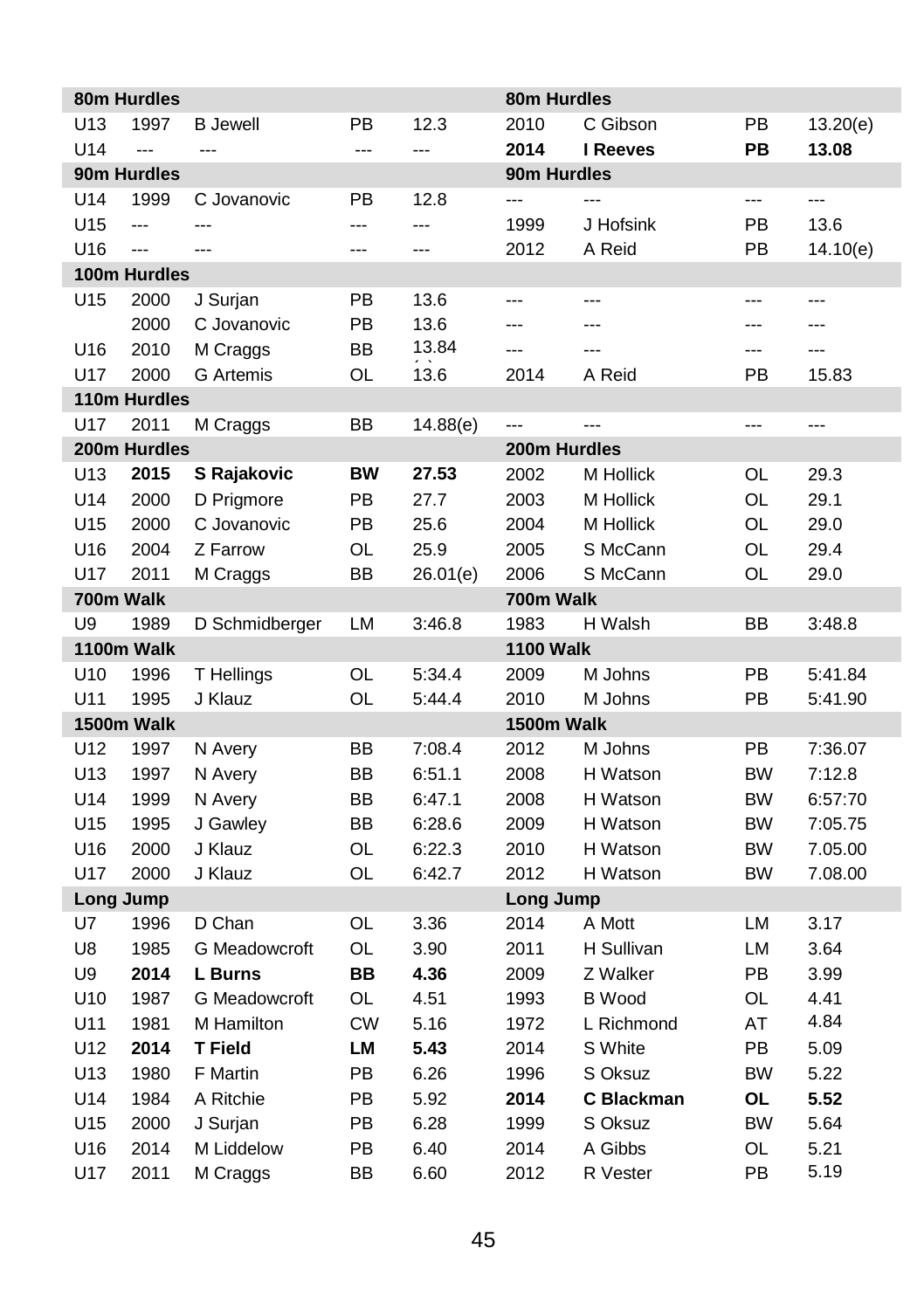| | | | | | | | | |
|---|---|---|---|---|---|---|---|---|
| **80m Hurdles** | | | | | **80m Hurdles** | | | |
| U13 | 1997 | B Jewell | PB | 12.3 | 2010 | C Gibson | PB | 13.20(e) |
| U14 | --- | --- | --- | --- | **2014** | **I Reeves** | **PB** | **13.08** |
| **90m Hurdles** | | | | | **90m Hurdles** | | | |
| U14 | 1999 | C Jovanovic | PB | 12.8 | --- | --- | --- | --- |
| U15 | --- | --- | --- | --- | 1999 | J Hofsink | PB | 13.6 |
| U16 | --- | --- | --- | --- | 2012 | A Reid | PB | 14.10(e) |
| **100m Hurdles** | | | | | | | | |
| U15 | 2000 | J Surjan | PB | 13.6 | --- | --- | --- | --- |
| | 2000 | C Jovanovic | PB | 13.6 | --- | --- | --- | --- |
| U16 | 2010 | M Craggs | BB | 13.84 | --- | --- | --- | --- |
| U17 | 2000 | G Artemis | OL | 13.6 | 2014 | A Reid | PB | 15.83 |
| **110m Hurdles** | | | | | | | | |
| U17 | 2011 | M Craggs | BB | 14.88(e) | --- | --- | --- | --- |
| **200m Hurdles** | | | | | **200m Hurdles** | | | |
| U13 | **2015** | **S Rajakovic** | **BW** | **27.53** | 2002 | M Hollick | OL | 29.3 |
| U14 | 2000 | D Prigmore | PB | 27.7 | 2003 | M Hollick | OL | 29.1 |
| U15 | 2000 | C Jovanovic | PB | 25.6 | 2004 | M Hollick | OL | 29.0 |
| U16 | 2004 | Z Farrow | OL | 25.9 | 2005 | S McCann | OL | 29.4 |
| U17 | 2011 | M Craggs | BB | 26.01(e) | 2006 | S McCann | OL | 29.0 |
| **700m Walk** | | | | | **700m Walk** | | | |
| U9 | 1989 | D Schmidberger | LM | 3:46.8 | 1983 | H Walsh | BB | 3:48.8 |
| **1100m Walk** | | | | | **1100 Walk** | | | |
| U10 | 1996 | T Hellings | OL | 5:34.4 | 2009 | M Johns | PB | 5:41.84 |
| U11 | 1995 | J Klauz | OL | 5:44.4 | 2010 | M Johns | PB | 5:41.90 |
| **1500m Walk** | | | | | **1500m Walk** | | | |
| U12 | 1997 | N Avery | BB | 7:08.4 | 2012 | M Johns | PB | 7:36.07 |
| U13 | 1997 | N Avery | BB | 6:51.1 | 2008 | H Watson | BW | 7:12.8 |
| U14 | 1999 | N Avery | BB | 6:47.1 | 2008 | H Watson | BW | 6:57:70 |
| U15 | 1995 | J Gawley | BB | 6:28.6 | 2009 | H Watson | BW | 7:05.75 |
| U16 | 2000 | J Klauz | OL | 6:22.3 | 2010 | H Watson | BW | 7.05.00 |
| U17 | 2000 | J Klauz | OL | 6:42.7 | 2012 | H Watson | BW | 7.08.00 |
| **Long Jump** | | | | | **Long Jump** | | | |
| U7 | 1996 | D Chan | OL | 3.36 | 2014 | A Mott | LM | 3.17 |
| U8 | 1985 | G Meadowcroft | OL | 3.90 | 2011 | H Sullivan | LM | 3.64 |
| U9 | **2014** | **L Burns** | **BB** | **4.36** | 2009 | Z Walker | PB | 3.99 |
| U10 | 1987 | G Meadowcroft | OL | 4.51 | 1993 | B Wood | OL | 4.41 |
| U11 | 1981 | M Hamilton | CW | 5.16 | 1972 | L Richmond | AT | 4.84 |
| U12 | **2014** | **T Field** | **LM** | **5.43** | 2014 | S White | PB | 5.09 |
| U13 | 1980 | F Martin | PB | 6.26 | 1996 | S Oksuz | BW | 5.22 |
| U14 | 1984 | A Ritchie | PB | 5.92 | **2014** | **C Blackman** | **OL** | **5.52** |
| U15 | 2000 | J Surjan | PB | 6.28 | 1999 | S Oksuz | BW | 5.64 |
| U16 | 2014 | M Liddelow | PB | 6.40 | 2014 | A Gibbs | OL | 5.21 |
| U17 | 2011 | M Craggs | BB | 6.60 | 2012 | R Vester | PB | 5.19 |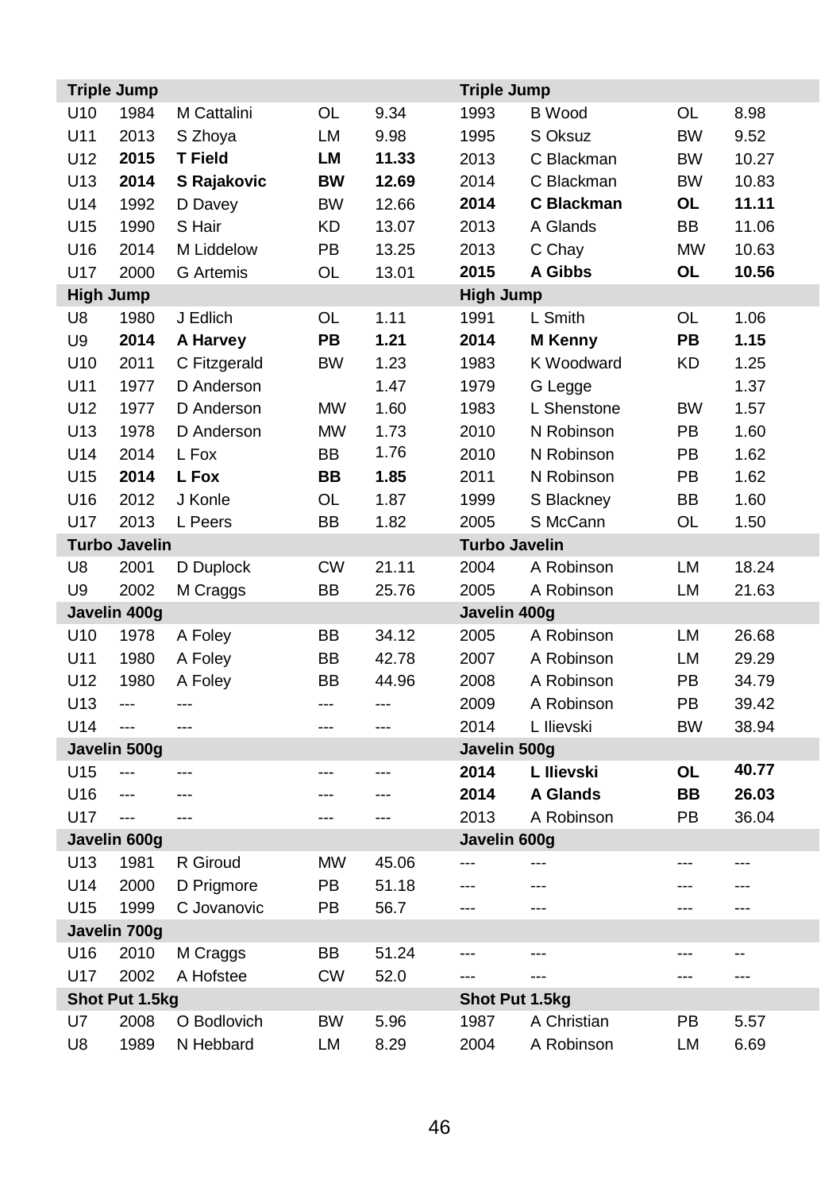| Triple Jump | | | | | Triple Jump | | | |
|---|---|---|---|---|---|---|---|---|
| U10 | 1984 | M Cattalini | OL | 9.34 | 1993 | B Wood | OL | 8.98 |
| U11 | 2013 | S Zhoya | LM | 9.98 | 1995 | S Oksuz | BW | 9.52 |
| U12 | **2015** | **T Field** | **LM** | **11.33** | 2013 | C Blackman | BW | 10.27 |
| U13 | **2014** | **S Rajakovic** | **BW** | **12.69** | 2014 | C Blackman | BW | 10.83 |
| U14 | 1992 | D Davey | BW | 12.66 | **2014** | **C Blackman** | **OL** | **11.11** |
| U15 | 1990 | S Hair | KD | 13.07 | 2013 | A Glands | BB | 11.06 |
| U16 | 2014 | M Liddelow | PB | 13.25 | 2013 | C Chay | MW | 10.63 |
| U17 | 2000 | G Artemis | OL | 13.01 | **2015** | **A Gibbs** | **OL** | **10.56** |
| **High Jump** | | | | | **High Jump** | | | |
| U8 | 1980 | J Edlich | OL | 1.11 | 1991 | L Smith | OL | 1.06 |
| U9 | **2014** | **A Harvey** | **PB** | **1.21** | **2014** | **M Kenny** | **PB** | **1.15** |
| U10 | 2011 | C Fitzgerald | BW | 1.23 | 1983 | K Woodward | KD | 1.25 |
| U11 | 1977 | D Anderson | | 1.47 | 1979 | G Legge | | 1.37 |
| U12 | 1977 | D Anderson | MW | 1.60 | 1983 | L Shenstone | BW | 1.57 |
| U13 | 1978 | D Anderson | MW | 1.73 | 2010 | N Robinson | PB | 1.60 |
| U14 | 2014 | L Fox | BB | 1.76 | 2010 | N Robinson | PB | 1.62 |
| U15 | **2014** | **L Fox** | **BB** | **1.85** | 2011 | N Robinson | PB | 1.62 |
| U16 | 2012 | J Konle | OL | 1.87 | 1999 | S Blackney | BB | 1.60 |
| U17 | 2013 | L Peers | BB | 1.82 | 2005 | S McCann | OL | 1.50 |
| **Turbo Javelin** | | | | | **Turbo Javelin** | | | |
| U8 | 2001 | D Duplock | CW | 21.11 | 2004 | A Robinson | LM | 18.24 |
| U9 | 2002 | M Craggs | BB | 25.76 | 2005 | A Robinson | LM | 21.63 |
| **Javelin 400g** | | | | | **Javelin 400g** | | | |
| U10 | 1978 | A Foley | BB | 34.12 | 2005 | A Robinson | LM | 26.68 |
| U11 | 1980 | A Foley | BB | 42.78 | 2007 | A Robinson | LM | 29.29 |
| U12 | 1980 | A Foley | BB | 44.96 | 2008 | A Robinson | PB | 34.79 |
| U13 | --- | --- | --- | --- | 2009 | A Robinson | PB | 39.42 |
| U14 | --- | --- | --- | --- | 2014 | L Ilievski | BW | 38.94 |
| **Javelin 500g** | | | | | **Javelin 500g** | | | |
| U15 | --- | --- | --- | --- | **2014** | **L Ilievski** | **OL** | **40.77** |
| U16 | --- | --- | --- | --- | **2014** | **A Glands** | **BB** | **26.03** |
| U17 | --- | --- | --- | --- | 2013 | A Robinson | PB | 36.04 |
| **Javelin 600g** | | | | | **Javelin 600g** | | | |
| U13 | 1981 | R Giroud | MW | 45.06 | --- | --- | --- | --- |
| U14 | 2000 | D Prigmore | PB | 51.18 | --- | --- | --- | --- |
| U15 | 1999 | C Jovanovic | PB | 56.7 | --- | --- | --- | --- |
| **Javelin 700g** | | | | | | | | |
| U16 | 2010 | M Craggs | BB | 51.24 | --- | --- | --- | -- |
| U17 | 2002 | A Hofstee | CW | 52.0 | --- | --- | --- | --- |
| **Shot Put 1.5kg** | | | | | **Shot Put 1.5kg** | | | |
| U7 | 2008 | O Bodlovich | BW | 5.96 | 1987 | A Christian | PB | 5.57 |
| U8 | 1989 | N Hebbard | LM | 8.29 | 2004 | A Robinson | LM | 6.69 |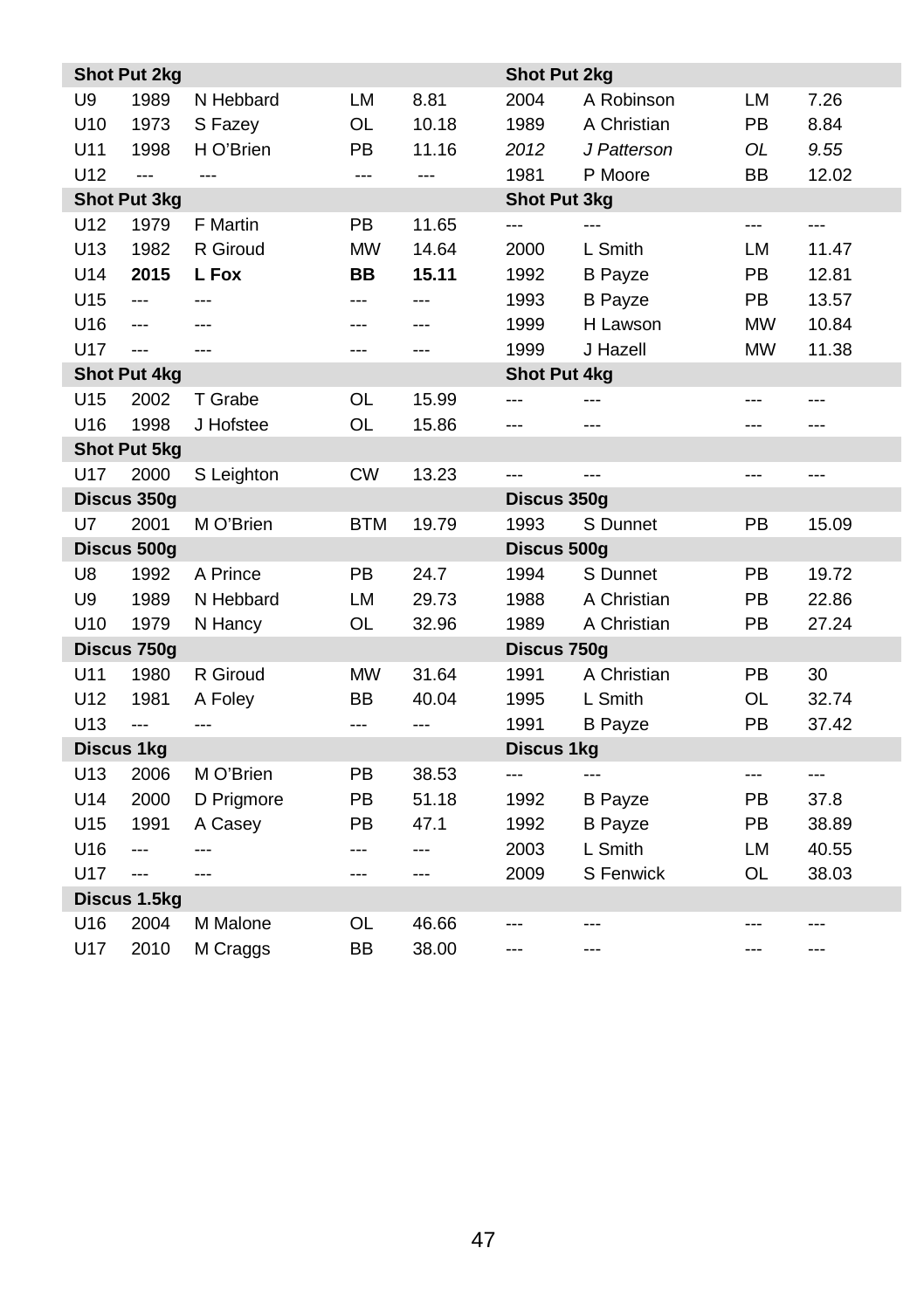| Shot Put 2kg | | | | | Shot Put 2kg | | | |
|---|---|---|---|---|---|---|---|---|
| U9 | 1989 | N Hebbard | LM | 8.81 | 2004 | A Robinson | LM | 7.26 |
| U10 | 1973 | S Fazey | OL | 10.18 | 1989 | A Christian | PB | 8.84 |
| U11 | 1998 | H O'Brien | PB | 11.16 | *2012* | *J Patterson* | *OL* | *9.55* |
| U12 | --- | --- | --- | --- | 1981 | P Moore | BB | 12.02 |
| **Shot Put 3kg** | | | | | **Shot Put 3kg** | | | |
| U12 | 1979 | F Martin | PB | 11.65 | --- | --- | --- | --- |
| U13 | 1982 | R Giroud | MW | 14.64 | 2000 | L Smith | LM | 11.47 |
| U14 | **2015** | **L Fox** | **BB** | **15.11** | 1992 | B Payze | PB | 12.81 |
| U15 | --- | --- | --- | --- | 1993 | B Payze | PB | 13.57 |
| U16 | --- | --- | --- | --- | 1999 | H Lawson | MW | 10.84 |
| U17 | --- | --- | --- | --- | 1999 | J Hazell | MW | 11.38 |
| **Shot Put 4kg** | | | | | **Shot Put 4kg** | | | |
| U15 | 2002 | T Grabe | OL | 15.99 | --- | --- | --- | --- |
| U16 | 1998 | J Hofstee | OL | 15.86 | --- | --- | --- | --- |
| **Shot Put 5kg** | | | | | | | | |
| U17 | 2000 | S Leighton | CW | 13.23 | --- | --- | --- | --- |
| **Discus 350g** | | | | | **Discus 350g** | | | |
| U7 | 2001 | M O'Brien | BTM | 19.79 | 1993 | S Dunnet | PB | 15.09 |
| **Discus 500g** | | | | | **Discus 500g** | | | |
| U8 | 1992 | A Prince | PB | 24.7 | 1994 | S Dunnet | PB | 19.72 |
| U9 | 1989 | N Hebbard | LM | 29.73 | 1988 | A Christian | PB | 22.86 |
| U10 | 1979 | N Hancy | OL | 32.96 | 1989 | A Christian | PB | 27.24 |
| **Discus 750g** | | | | | **Discus 750g** | | | |
| U11 | 1980 | R Giroud | MW | 31.64 | 1991 | A Christian | PB | 30 |
| U12 | 1981 | A Foley | BB | 40.04 | 1995 | L Smith | OL | 32.74 |
| U13 | --- | --- | --- | --- | 1991 | B Payze | PB | 37.42 |
| **Discus 1kg** | | | | | **Discus 1kg** | | | |
| U13 | 2006 | M O'Brien | PB | 38.53 | --- | --- | --- | --- |
| U14 | 2000 | D Prigmore | PB | 51.18 | 1992 | B Payze | PB | 37.8 |
| U15 | 1991 | A Casey | PB | 47.1 | 1992 | B Payze | PB | 38.89 |
| U16 | --- | --- | --- | --- | 2003 | L Smith | LM | 40.55 |
| U17 | --- | --- | --- | --- | 2009 | S Fenwick | OL | 38.03 |
| **Discus 1.5kg** | | | | | | | | |
| U16 | 2004 | M Malone | OL | 46.66 | --- | --- | --- | --- |
| U17 | 2010 | M Craggs | BB | 38.00 | --- | --- | --- | --- |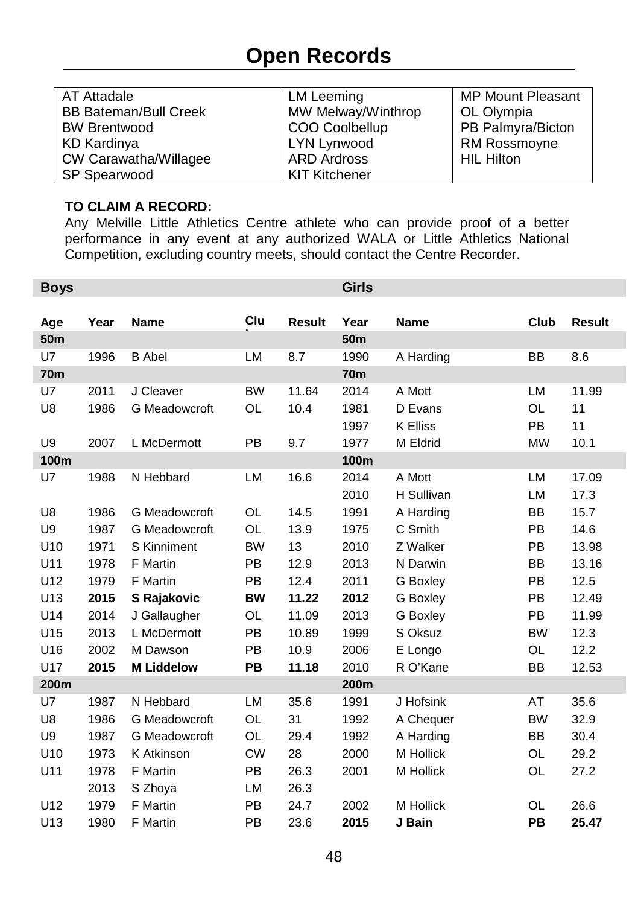# Open Records

| | | |
|---|---|---|
| AT Attadale | LM Leeming | MP Mount Pleasant |
| BB Bateman/Bull Creek | MW Melway/Winthrop | OL Olympia |
| BW Brentwood | COO Coolbellup | PB Palmyra/Bicton |
| KD Kardinya | LYN Lynwood | RM Rossmoyne |
| CW Carawatha/Willagee | ARD Ardross | HIL Hilton |
| SP Spearwood | KIT Kitchener | |

**TO CLAIM A RECORD:**
Any Melville Little Athletics Centre athlete who can provide proof of a better performance in any event at any authorized WALA or Little Athletics National Competition, excluding country meets, should contact the Centre Recorder.

| **Boys** | | | | | **Girls** | | | |
|---|---|---|---|---|---|---|---|---|
| **Age** | **Year** | **Name** | **Club** | **Result** | **Year** | **Name** | **Club** | **Result** |
| **50m** | | | | | **50m** | | | |
| U7 | 1996 | B Abel | LM | 8.7 | 1990 | A Harding | BB | 8.6 |
| **70m** | | | | | **70m** | | | |
| U7 | 2011 | J Cleaver | BW | 11.64 | 2014 | A Mott | LM | 11.99 |
| U8 | 1986 | G Meadowcroft | OL | 10.4 | 1981 | D Evans | OL | 11 |
| | | | | | 1997 | K Elliss | PB | 11 |
| U9 | 2007 | L McDermott | PB | 9.7 | 1977 | M Eldrid | MW | 10.1 |
| **100m** | | | | | **100m** | | | |
| U7 | 1988 | N Hebbard | LM | 16.6 | 2014 | A Mott | LM | 17.09 |
| | | | | | 2010 | H Sullivan | LM | 17.3 |
| U8 | 1986 | G Meadowcroft | OL | 14.5 | 1991 | A Harding | BB | 15.7 |
| U9 | 1987 | G Meadowcroft | OL | 13.9 | 1975 | C Smith | PB | 14.6 |
| U10 | 1971 | S Kinniment | BW | 13 | 2010 | Z Walker | PB | 13.98 |
| U11 | 1978 | F Martin | PB | 12.9 | 2013 | N Darwin | BB | 13.16 |
| U12 | 1979 | F Martin | PB | 12.4 | 2011 | G Boxley | PB | 12.5 |
| U13 | **2015** | **S Rajakovic** | **BW** | **11.22** | **2012** | G Boxley | PB | 12.49 |
| U14 | 2014 | J Gallaugher | OL | 11.09 | 2013 | G Boxley | PB | 11.99 |
| U15 | 2013 | L McDermott | PB | 10.89 | 1999 | S Oksuz | BW | 12.3 |
| U16 | 2002 | M Dawson | PB | 10.9 | 2006 | E Longo | OL | 12.2 |
| U17 | **2015** | **M Liddelow** | **PB** | **11.18** | 2010 | R O'Kane | BB | 12.53 |
| **200m** | | | | | **200m** | | | |
| U7 | 1987 | N Hebbard | LM | 35.6 | 1991 | J Hofsink | AT | 35.6 |
| U8 | 1986 | G Meadowcroft | OL | 31 | 1992 | A Chequer | BW | 32.9 |
| U9 | 1987 | G Meadowcroft | OL | 29.4 | 1992 | A Harding | BB | 30.4 |
| U10 | 1973 | K Atkinson | CW | 28 | 2000 | M Hollick | OL | 29.2 |
| U11 | 1978 | F Martin | PB | 26.3 | 2001 | M Hollick | OL | 27.2 |
| | 2013 | S Zhoya | LM | 26.3 | | | | |
| U12 | 1979 | F Martin | PB | 24.7 | 2002 | M Hollick | OL | 26.6 |
| U13 | 1980 | F Martin | PB | 23.6 | **2015** | **J Bain** | **PB** | **25.47** |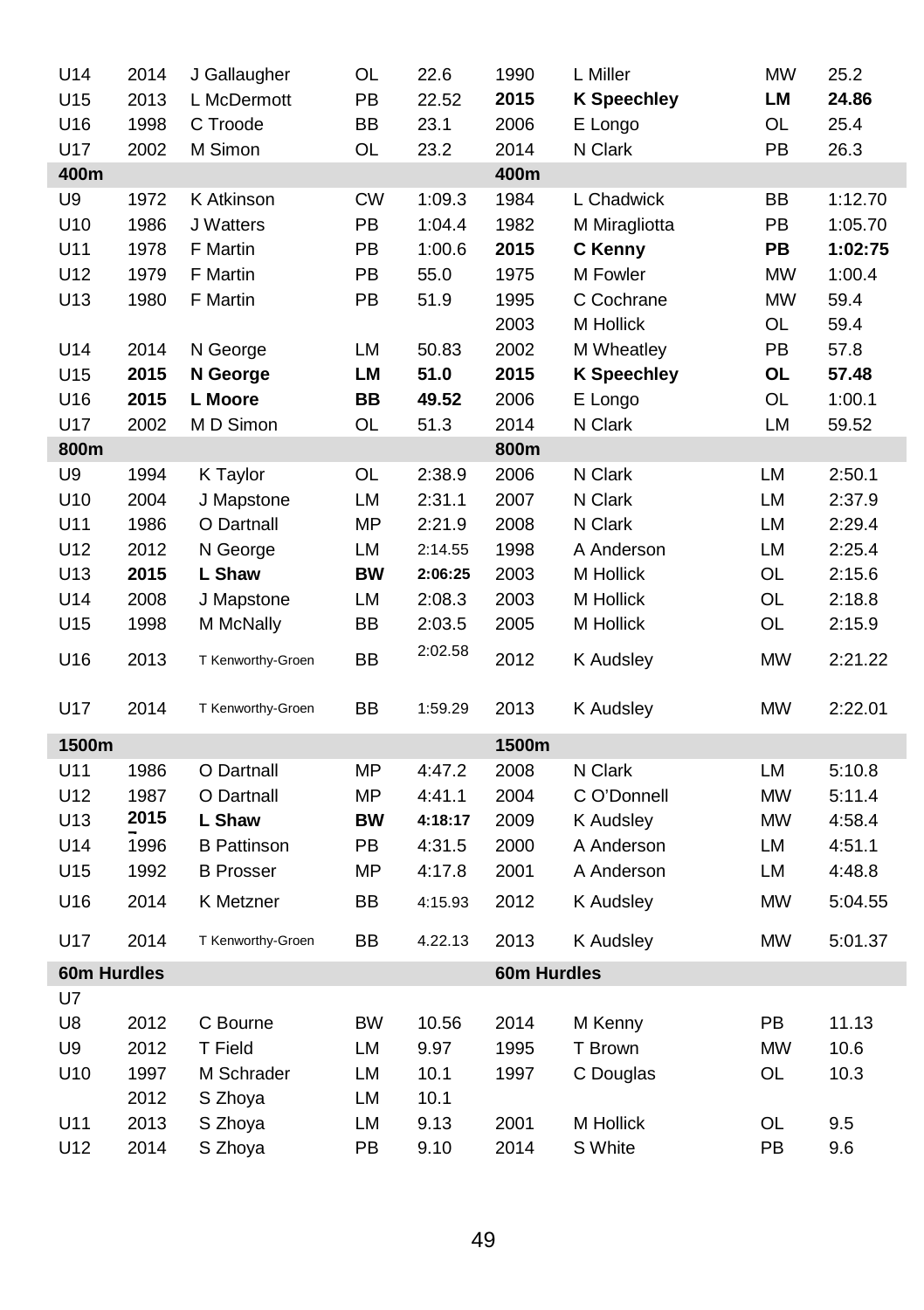| | | | | | | | | |
|---|---|---|---|---|---|---|---|---|
| U14 | 2014 | J Gallaugher | OL | 22.6 | 1990 | L Miller | MW | 25.2 |
| U15 | 2013 | L McDermott | PB | 22.52 | **2015** | **K Speechley** | **LM** | **24.86** |
| U16 | 1998 | C Troode | BB | 23.1 | 2006 | E Longo | OL | 25.4 |
| U17 | 2002 | M Simon | OL | 23.2 | 2014 | N Clark | PB | 26.3 |
| **400m** | | | | | **400m** | | | |
| U9 | 1972 | K Atkinson | CW | 1:09.3 | 1984 | L Chadwick | BB | 1:12.70 |
| U10 | 1986 | J Watters | PB | 1:04.4 | 1982 | M Miragliotta | PB | 1:05.70 |
| U11 | 1978 | F Martin | PB | 1:00.6 | **2015** | **C Kenny** | **PB** | **1:02:75** |
| U12 | 1979 | F Martin | PB | 55.0 | 1975 | M Fowler | MW | 1:00.4 |
| U13 | 1980 | F Martin | PB | 51.9 | 1995 | C Cochrane | MW | 59.4 |
| | | | | | 2003 | M Hollick | OL | 59.4 |
| U14 | 2014 | N George | LM | 50.83 | 2002 | M Wheatley | PB | 57.8 |
| U15 | **2015** | **N George** | **LM** | **51.0** | **2015** | **K Speechley** | **OL** | **57.48** |
| U16 | **2015** | **L Moore** | **BB** | **49.52** | 2006 | E Longo | OL | 1:00.1 |
| U17 | 2002 | M D Simon | OL | 51.3 | 2014 | N Clark | LM | 59.52 |
| **800m** | | | | | **800m** | | | |
| U9 | 1994 | K Taylor | OL | 2:38.9 | 2006 | N Clark | LM | 2:50.1 |
| U10 | 2004 | J Mapstone | LM | 2:31.1 | 2007 | N Clark | LM | 2:37.9 |
| U11 | 1986 | O Dartnall | MP | 2:21.9 | 2008 | N Clark | LM | 2:29.4 |
| U12 | 2012 | N George | LM | 2:14.55 | 1998 | A Anderson | LM | 2:25.4 |
| U13 | **2015** | **L Shaw** | **BW** | **2:06:25** | 2003 | M Hollick | OL | 2:15.6 |
| U14 | 2008 | J Mapstone | LM | 2:08.3 | 2003 | M Hollick | OL | 2:18.8 |
| U15 | 1998 | M McNally | BB | 2:03.5 | 2005 | M Hollick | OL | 2:15.9 |
| U16 | 2013 | T Kenworthy-Groen | BB | 2:02.58 | 2012 | K Audsley | MW | 2:21.22 |
| U17 | 2014 | T Kenworthy-Groen | BB | 1:59.29 | 2013 | K Audsley | MW | 2:22.01 |
| **1500m** | | | | | **1500m** | | | |
| U11 | 1986 | O Dartnall | MP | 4:47.2 | 2008 | N Clark | LM | 5:10.8 |
| U12 | 1987 | O Dartnall | MP | 4:41.1 | 2004 | C O'Donnell | MW | 5:11.4 |
| U13 | **2015** | **L Shaw** | **BW** | **4:18:17** | 2009 | K Audsley | MW | 4:58.4 |
| U14 | 1996 | B Pattinson | PB | 4:31.5 | 2000 | A Anderson | LM | 4:51.1 |
| U15 | 1992 | B Prosser | MP | 4:17.8 | 2001 | A Anderson | LM | 4:48.8 |
| U16 | 2014 | K Metzner | BB | 4:15.93 | 2012 | K Audsley | MW | 5:04.55 |
| U17 | 2014 | T Kenworthy-Groen | BB | 4.22.13 | 2013 | K Audsley | MW | 5:01.37 |
| **60m Hurdles** | | | | | **60m Hurdles** | | | |
| U7 | | | | | | | | |
| U8 | 2012 | C Bourne | BW | 10.56 | 2014 | M Kenny | PB | 11.13 |
| U9 | 2012 | T Field | LM | 9.97 | 1995 | T Brown | MW | 10.6 |
| U10 | 1997 | M Schrader | LM | 10.1 | 1997 | C Douglas | OL | 10.3 |
| | 2012 | S Zhoya | LM | 10.1 | | | | |
| U11 | 2013 | S Zhoya | LM | 9.13 | 2001 | M Hollick | OL | 9.5 |
| U12 | 2014 | S Zhoya | PB | 9.10 | 2014 | S White | PB | 9.6 |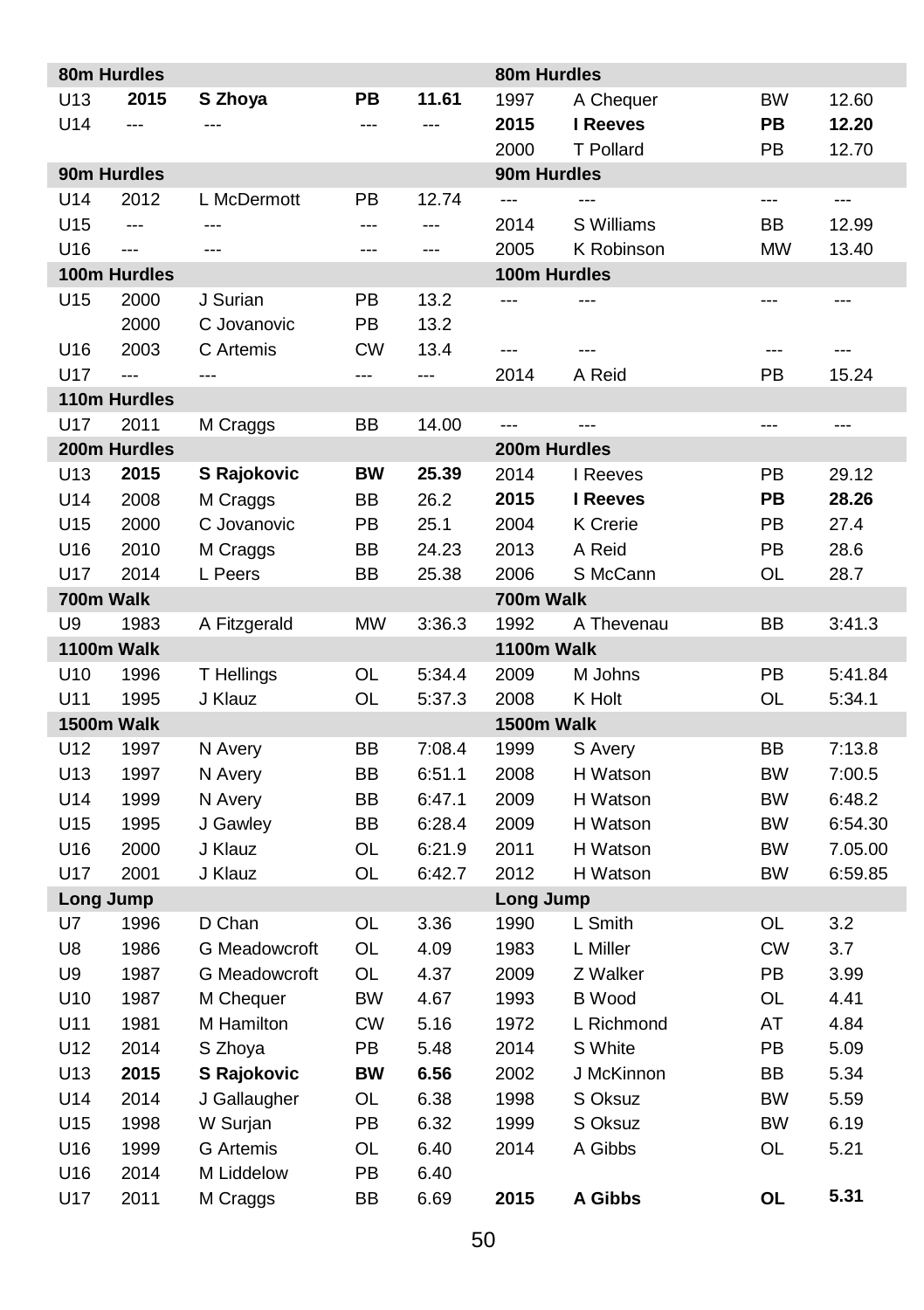| | | | | | | | | |
|---|---|---|---|---|---|---|---|---|
| **80m Hurdles** | | | | | **80m Hurdles** | | | |
| U13 | **2015** | **S Zhoya** | **PB** | **11.61** | 1997 | A Chequer | BW | 12.60 |
| U14 | --- | --- | --- | --- | **2015** | **I Reeves** | **PB** | **12.20** |
| | | | | | 2000 | T Pollard | PB | 12.70 |
| **90m Hurdles** | | | | | **90m Hurdles** | | | |
| U14 | 2012 | L McDermott | PB | 12.74 | --- | --- | --- | --- |
| U15 | --- | --- | --- | --- | 2014 | S Williams | BB | 12.99 |
| U16 | --- | --- | --- | --- | 2005 | K Robinson | MW | 13.40 |
| **100m Hurdles** | | | | | **100m Hurdles** | | | |
| U15 | 2000 | J Surian | PB | 13.2 | --- | --- | --- | --- |
| | 2000 | C Jovanovic | PB | 13.2 | | | | |
| U16 | 2003 | C Artemis | CW | 13.4 | --- | --- | --- | --- |
| U17 | --- | --- | --- | --- | 2014 | A Reid | PB | 15.24 |
| **110m Hurdles** | | | | | | | | |
| U17 | 2011 | M Craggs | BB | 14.00 | --- | --- | --- | --- |
| **200m Hurdles** | | | | | **200m Hurdles** | | | |
| U13 | **2015** | **S Rajokovic** | **BW** | **25.39** | 2014 | I Reeves | PB | 29.12 |
| U14 | 2008 | M Craggs | BB | 26.2 | **2015** | **I Reeves** | **PB** | **28.26** |
| U15 | 2000 | C Jovanovic | PB | 25.1 | 2004 | K Crerie | PB | 27.4 |
| U16 | 2010 | M Craggs | BB | 24.23 | 2013 | A Reid | PB | 28.6 |
| U17 | 2014 | L Peers | BB | 25.38 | 2006 | S McCann | OL | 28.7 |
| **700m Walk** | | | | | **700m Walk** | | | |
| U9 | 1983 | A Fitzgerald | MW | 3:36.3 | 1992 | A Thevenau | BB | 3:41.3 |
| **1100m Walk** | | | | | **1100m Walk** | | | |
| U10 | 1996 | T Hellings | OL | 5:34.4 | 2009 | M Johns | PB | 5:41.84 |
| U11 | 1995 | J Klauz | OL | 5:37.3 | 2008 | K Holt | OL | 5:34.1 |
| **1500m Walk** | | | | | **1500m Walk** | | | |
| U12 | 1997 | N Avery | BB | 7:08.4 | 1999 | S Avery | BB | 7:13.8 |
| U13 | 1997 | N Avery | BB | 6:51.1 | 2008 | H Watson | BW | 7:00.5 |
| U14 | 1999 | N Avery | BB | 6:47.1 | 2009 | H Watson | BW | 6:48.2 |
| U15 | 1995 | J Gawley | BB | 6:28.4 | 2009 | H Watson | BW | 6:54.30 |
| U16 | 2000 | J Klauz | OL | 6:21.9 | 2011 | H Watson | BW | 7.05.00 |
| U17 | 2001 | J Klauz | OL | 6:42.7 | 2012 | H Watson | BW | 6:59.85 |
| **Long Jump** | | | | | **Long Jump** | | | |
| U7 | 1996 | D Chan | OL | 3.36 | 1990 | L Smith | OL | 3.2 |
| U8 | 1986 | G Meadowcroft | OL | 4.09 | 1983 | L Miller | CW | 3.7 |
| U9 | 1987 | G Meadowcroft | OL | 4.37 | 2009 | Z Walker | PB | 3.99 |
| U10 | 1987 | M Chequer | BW | 4.67 | 1993 | B Wood | OL | 4.41 |
| U11 | 1981 | M Hamilton | CW | 5.16 | 1972 | L Richmond | AT | 4.84 |
| U12 | 2014 | S Zhoya | PB | 5.48 | 2014 | S White | PB | 5.09 |
| U13 | **2015** | **S Rajokovic** | **BW** | **6.56** | 2002 | J McKinnon | BB | 5.34 |
| U14 | 2014 | J Gallaugher | OL | 6.38 | 1998 | S Oksuz | BW | 5.59 |
| U15 | 1998 | W Surjan | PB | 6.32 | 1999 | S Oksuz | BW | 6.19 |
| U16 | 1999 | G Artemis | OL | 6.40 | 2014 | A Gibbs | OL | 5.21 |
| U16 | 2014 | M Liddelow | PB | 6.40 | | | | |
| U17 | 2011 | M Craggs | BB | 6.69 | **2015** | **A Gibbs** | **OL** | **5.31** |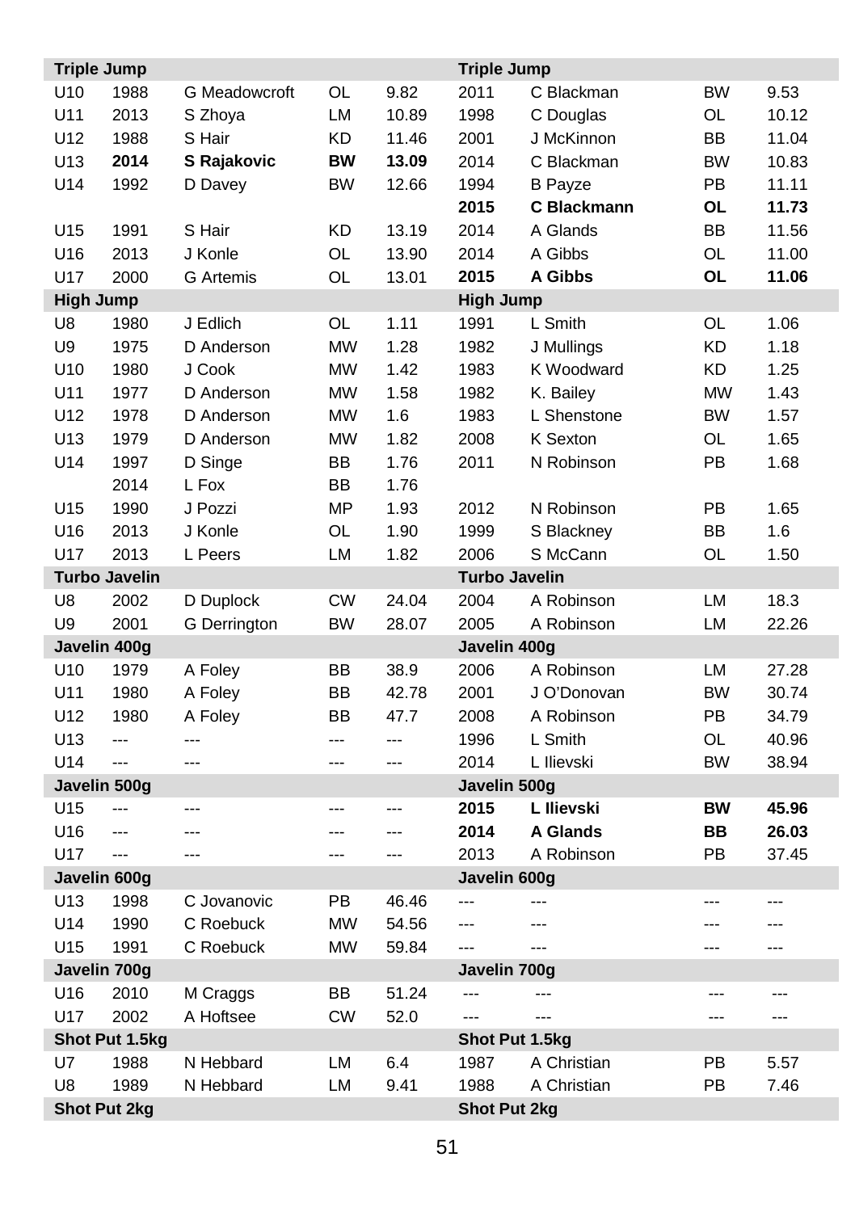| Triple Jump | | | | | Triple Jump | | | |
|---|---|---|---|---|---|---|---|---|
| U10 | 1988 | G Meadowcroft | OL | 9.82 | 2011 | C Blackman | BW | 9.53 |
| U11 | 2013 | S Zhoya | LM | 10.89 | 1998 | C Douglas | OL | 10.12 |
| U12 | 1988 | S Hair | KD | 11.46 | 2001 | J McKinnon | BB | 11.04 |
| U13 | **2014** | **S Rajakovic** | **BW** | **13.09** | 2014 | C Blackman | BW | 10.83 |
| U14 | 1992 | D Davey | BW | 12.66 | 1994 | B Payze | PB | 11.11 |
| | | | | | **2015** | **C Blackmann** | **OL** | **11.73** |
| U15 | 1991 | S Hair | KD | 13.19 | 2014 | A Glands | BB | 11.56 |
| U16 | 2013 | J Konle | OL | 13.90 | 2014 | A Gibbs | OL | 11.00 |
| U17 | 2000 | G Artemis | OL | 13.01 | **2015** | **A Gibbs** | **OL** | **11.06** |
| **High Jump** | | | | | **High Jump** | | | |
| U8 | 1980 | J Edlich | OL | 1.11 | 1991 | L Smith | OL | 1.06 |
| U9 | 1975 | D Anderson | MW | 1.28 | 1982 | J Mullings | KD | 1.18 |
| U10 | 1980 | J Cook | MW | 1.42 | 1983 | K Woodward | KD | 1.25 |
| U11 | 1977 | D Anderson | MW | 1.58 | 1982 | K. Bailey | MW | 1.43 |
| U12 | 1978 | D Anderson | MW | 1.6 | 1983 | L Shenstone | BW | 1.57 |
| U13 | 1979 | D Anderson | MW | 1.82 | 2008 | K Sexton | OL | 1.65 |
| U14 | 1997 | D Singe | BB | 1.76 | 2011 | N Robinson | PB | 1.68 |
| | 2014 | L Fox | BB | 1.76 | | | | |
| U15 | 1990 | J Pozzi | MP | 1.93 | 2012 | N Robinson | PB | 1.65 |
| U16 | 2013 | J Konle | OL | 1.90 | 1999 | S Blackney | BB | 1.6 |
| U17 | 2013 | L Peers | LM | 1.82 | 2006 | S McCann | OL | 1.50 |
| **Turbo Javelin** | | | | | **Turbo Javelin** | | | |
| U8 | 2002 | D Duplock | CW | 24.04 | 2004 | A Robinson | LM | 18.3 |
| U9 | 2001 | G Derrington | BW | 28.07 | 2005 | A Robinson | LM | 22.26 |
| **Javelin 400g** | | | | | **Javelin 400g** | | | |
| U10 | 1979 | A Foley | BB | 38.9 | 2006 | A Robinson | LM | 27.28 |
| U11 | 1980 | A Foley | BB | 42.78 | 2001 | J O'Donovan | BW | 30.74 |
| U12 | 1980 | A Foley | BB | 47.7 | 2008 | A Robinson | PB | 34.79 |
| U13 | --- | --- | --- | --- | 1996 | L Smith | OL | 40.96 |
| U14 | --- | --- | --- | --- | 2014 | L Ilievski | BW | 38.94 |
| **Javelin 500g** | | | | | **Javelin 500g** | | | |
| U15 | --- | --- | --- | --- | **2015** | **L Ilievski** | **BW** | **45.96** |
| U16 | --- | --- | --- | --- | **2014** | **A Glands** | **BB** | **26.03** |
| U17 | --- | --- | --- | --- | 2013 | A Robinson | PB | 37.45 |
| **Javelin 600g** | | | | | **Javelin 600g** | | | |
| U13 | 1998 | C Jovanovic | PB | 46.46 | --- | --- | --- | --- |
| U14 | 1990 | C Roebuck | MW | 54.56 | --- | --- | --- | --- |
| U15 | 1991 | C Roebuck | MW | 59.84 | --- | --- | --- | --- |
| **Javelin 700g** | | | | | **Javelin 700g** | | | |
| U16 | 2010 | M Craggs | BB | 51.24 | --- | --- | --- | --- |
| U17 | 2002 | A Hoftsee | CW | 52.0 | --- | --- | --- | --- |
| **Shot Put 1.5kg** | | | | | **Shot Put 1.5kg** | | | |
| U7 | 1988 | N Hebbard | LM | 6.4 | 1987 | A Christian | PB | 5.57 |
| U8 | 1989 | N Hebbard | LM | 9.41 | 1988 | A Christian | PB | 7.46 |
| **Shot Put 2kg** | | | | | **Shot Put 2kg** | | | |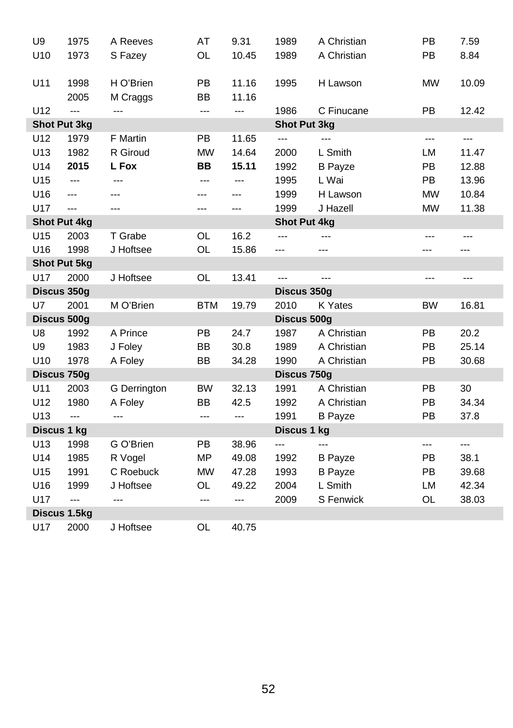| | | | | | | | | |
|---|---|---|---|---|---|---|---|---|
| U9 | 1975 | A Reeves | AT | 9.31 | 1989 | A Christian | PB | 7.59 |
| U10 | 1973 | S Fazey | OL | 10.45 | 1989 | A Christian | PB | 8.84 |
| U11 | 1998 | H O'Brien | PB | 11.16 | 1995 | H Lawson | MW | 10.09 |
| | 2005 | M Craggs | BB | 11.16 | | | | |
| U12 | --- | --- | --- | --- | 1986 | C Finucane | PB | 12.42 |
| **Shot Put 3kg** | | | | | **Shot Put 3kg** | | | |
| U12 | 1979 | F Martin | PB | 11.65 | --- | --- | --- | --- |
| U13 | 1982 | R Giroud | MW | 14.64 | 2000 | L Smith | LM | 11.47 |
| U14 | **2015** | **L Fox** | **BB** | **15.11** | 1992 | B Payze | PB | 12.88 |
| U15 | --- | --- | --- | --- | 1995 | L Wai | PB | 13.96 |
| U16 | --- | --- | --- | --- | 1999 | H Lawson | MW | 10.84 |
| U17 | --- | --- | --- | --- | 1999 | J Hazell | MW | 11.38 |
| **Shot Put 4kg** | | | | | **Shot Put 4kg** | | | |
| U15 | 2003 | T Grabe | OL | 16.2 | --- | --- | --- | --- |
| U16 | 1998 | J Hoftsee | OL | 15.86 | --- | --- | --- | --- |
| **Shot Put 5kg** | | | | | | | | |
| U17 | 2000 | J Hoftsee | OL | 13.41 | --- | --- | --- | --- |
| **Discus 350g** | | | | | **Discus 350g** | | | |
| U7 | 2001 | M O'Brien | BTM | 19.79 | 2010 | K Yates | BW | 16.81 |
| **Discus 500g** | | | | | **Discus 500g** | | | |
| U8 | 1992 | A Prince | PB | 24.7 | 1987 | A Christian | PB | 20.2 |
| U9 | 1983 | J Foley | BB | 30.8 | 1989 | A Christian | PB | 25.14 |
| U10 | 1978 | A Foley | BB | 34.28 | 1990 | A Christian | PB | 30.68 |
| **Discus 750g** | | | | | **Discus 750g** | | | |
| U11 | 2003 | G Derrington | BW | 32.13 | 1991 | A Christian | PB | 30 |
| U12 | 1980 | A Foley | BB | 42.5 | 1992 | A Christian | PB | 34.34 |
| U13 | --- | --- | --- | --- | 1991 | B Payze | PB | 37.8 |
| **Discus 1 kg** | | | | | **Discus 1 kg** | | | |
| U13 | 1998 | G O'Brien | PB | 38.96 | --- | --- | --- | --- |
| U14 | 1985 | R Vogel | MP | 49.08 | 1992 | B Payze | PB | 38.1 |
| U15 | 1991 | C Roebuck | MW | 47.28 | 1993 | B Payze | PB | 39.68 |
| U16 | 1999 | J Hoftsee | OL | 49.22 | 2004 | L Smith | LM | 42.34 |
| U17 | --- | --- | --- | --- | 2009 | S Fenwick | OL | 38.03 |
| **Discus 1.5kg** | | | | | | | | |
| U17 | 2000 | J Hoftsee | OL | 40.75 | | | | |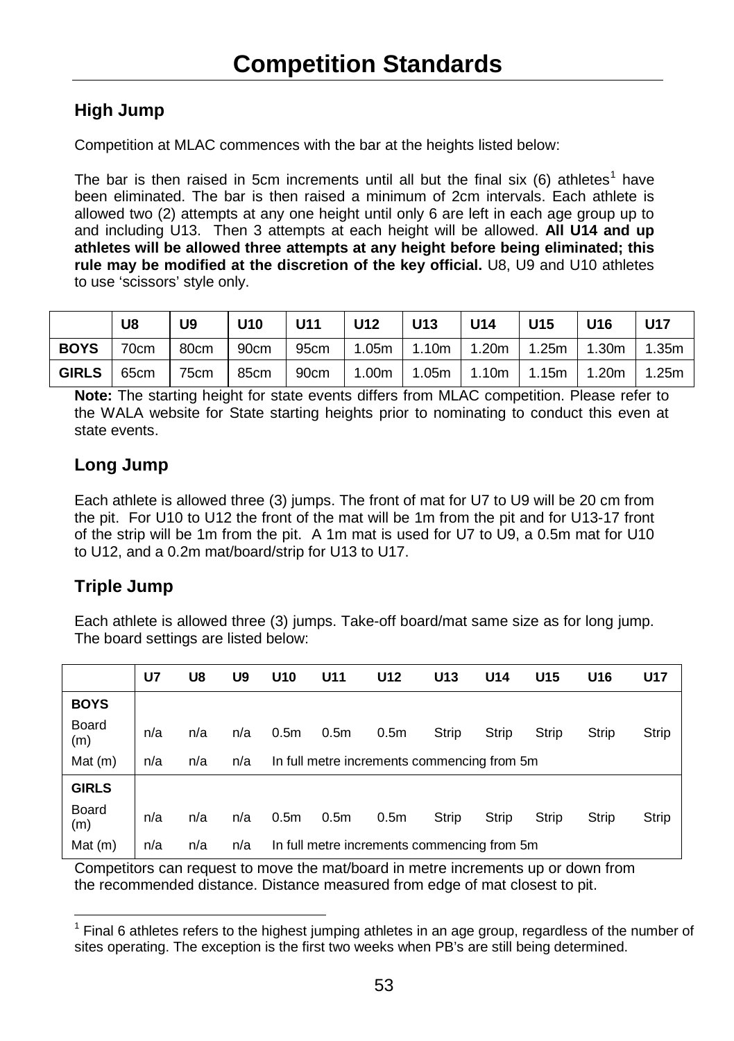# Competition Standards

## High Jump

Competition at MLAC commences with the bar at the heights listed below:

The bar is then raised in 5cm increments until all but the final six (6) athletes[1] have been eliminated. The bar is then raised a minimum of 2cm intervals. Each athlete is allowed two (2) attempts at any one height until only 6 are left in each age group up to and including U13. Then 3 attempts at each height will be allowed. **All U14 and up athletes will be allowed three attempts at any height before being eliminated; this rule may be modified at the discretion of the key official.** U8, U9 and U10 athletes to use 'scissors' style only.

| | U8 | U9 | U10 | U11 | U12 | U13 | U14 | U15 | U16 | U17 |
|---|---|---|---|---|---|---|---|---|---|---|
| **BOYS** | 70cm | 80cm | 90cm | 95cm | 1.05m | 1.10m | 1.20m | 1.25m | 1.30m | 1.35m |
| **GIRLS** | 65cm | 75cm | 85cm | 90cm | 1.00m | 1.05m | 1.10m | 1.15m | 1.20m | 1.25m |

**Note:** The starting height for state events differs from MLAC competition. Please refer to the WALA website for State starting heights prior to nominating to conduct this even at state events.

## Long Jump

Each athlete is allowed three (3) jumps. The front of mat for U7 to U9 will be 20 cm from the pit. For U10 to U12 the front of the mat will be 1m from the pit and for U13-17 front of the strip will be 1m from the pit. A 1m mat is used for U7 to U9, a 0.5m mat for U10 to U12, and a 0.2m mat/board/strip for U13 to U17.

## Triple Jump

Each athlete is allowed three (3) jumps. Take-off board/mat same size as for long jump. The board settings are listed below:

| | U7 | U8 | U9 | U10 | U11 | U12 | U13 | U14 | U15 | U16 | U17 |
|---|---|---|---|---|---|---|---|---|---|---|---|
| **BOYS** | | | | | | | | | | | |
| Board (m) | n/a | n/a | n/a | 0.5m | 0.5m | 0.5m | Strip | Strip | Strip | Strip | Strip |
| Mat (m) | n/a | n/a | n/a | In full metre increments commencing from 5m | | | | | | | |
| **GIRLS** | | | | | | | | | | | |
| Board (m) | n/a | n/a | n/a | 0.5m | 0.5m | 0.5m | Strip | Strip | Strip | Strip | Strip |
| Mat (m) | n/a | n/a | n/a | In full metre increments commencing from 5m | | | | | | | |

Competitors can request to move the mat/board in metre increments up or down from the recommended distance. Distance measured from edge of mat closest to pit.

[1] Final 6 athletes refers to the highest jumping athletes in an age group, regardless of the number of sites operating. The exception is the first two weeks when PB's are still being determined.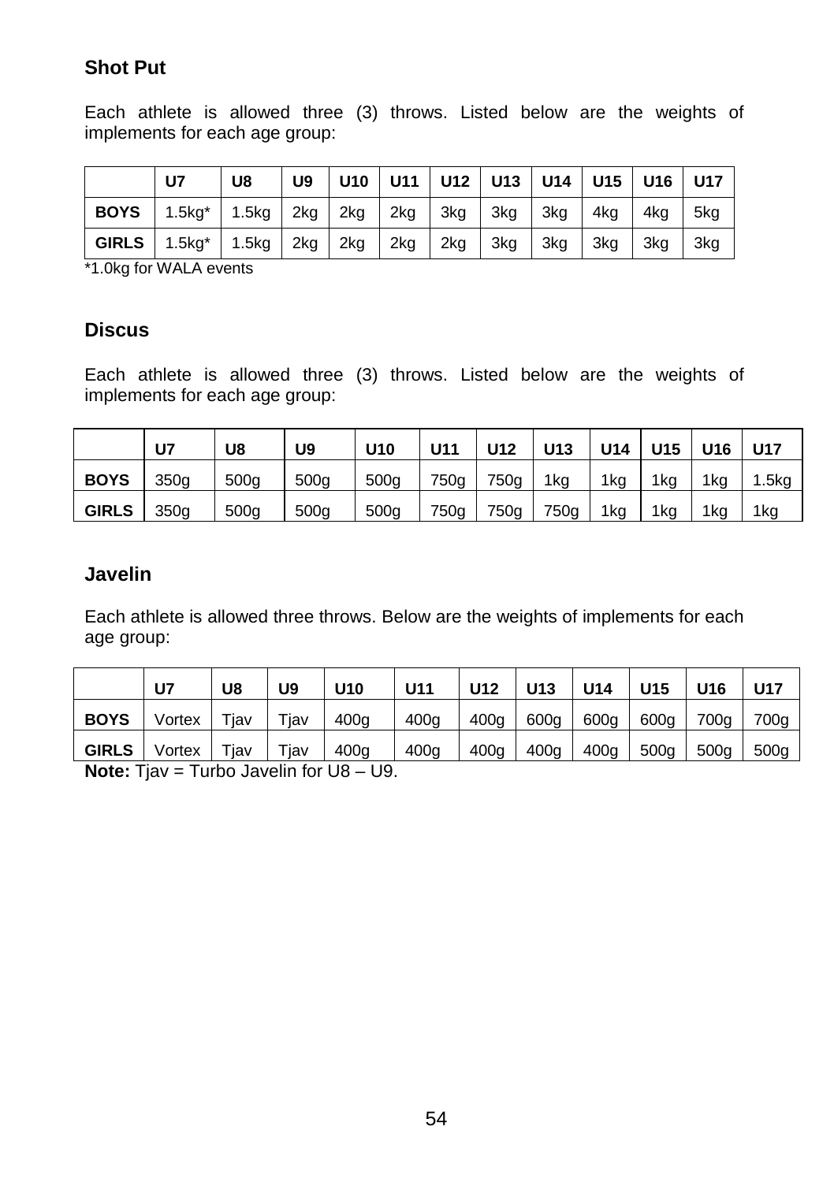## Shot Put

Each athlete is allowed three (3) throws. Listed below are the weights of implements for each age group:

| | U7 | U8 | U9 | U10 | U11 | U12 | U13 | U14 | U15 | U16 | U17 |
|---|---|---|---|---|---|---|---|---|---|---|---|
| **BOYS** | 1.5kg* | 1.5kg | 2kg | 2kg | 2kg | 3kg | 3kg | 3kg | 4kg | 4kg | 5kg |
| **GIRLS** | 1.5kg* | 1.5kg | 2kg | 2kg | 2kg | 2kg | 3kg | 3kg | 3kg | 3kg | 3kg |

*1.0kg for WALA events

## Discus

Each athlete is allowed three (3) throws. Listed below are the weights of implements for each age group:

| | U7 | U8 | U9 | U10 | U11 | U12 | U13 | U14 | U15 | U16 | U17 |
|---|---|---|---|---|---|---|---|---|---|---|---|
| **BOYS** | 350g | 500g | 500g | 500g | 750g | 750g | 1kg | 1kg | 1kg | 1kg | 1.5kg |
| **GIRLS** | 350g | 500g | 500g | 500g | 750g | 750g | 750g | 1kg | 1kg | 1kg | 1kg |

## Javelin

Each athlete is allowed three throws. Below are the weights of implements for each age group:

| | U7 | U8 | U9 | U10 | U11 | U12 | U13 | U14 | U15 | U16 | U17 |
|---|---|---|---|---|---|---|---|---|---|---|---|
| **BOYS** | Vortex | Tjav | Tjav | 400g | 400g | 400g | 600g | 600g | 600g | 700g | 700g |
| **GIRLS** | Vortex | Tjav | Tjav | 400g | 400g | 400g | 400g | 400g | 500g | 500g | 500g |

**Note:** Tjav = Turbo Javelin for U8 – U9.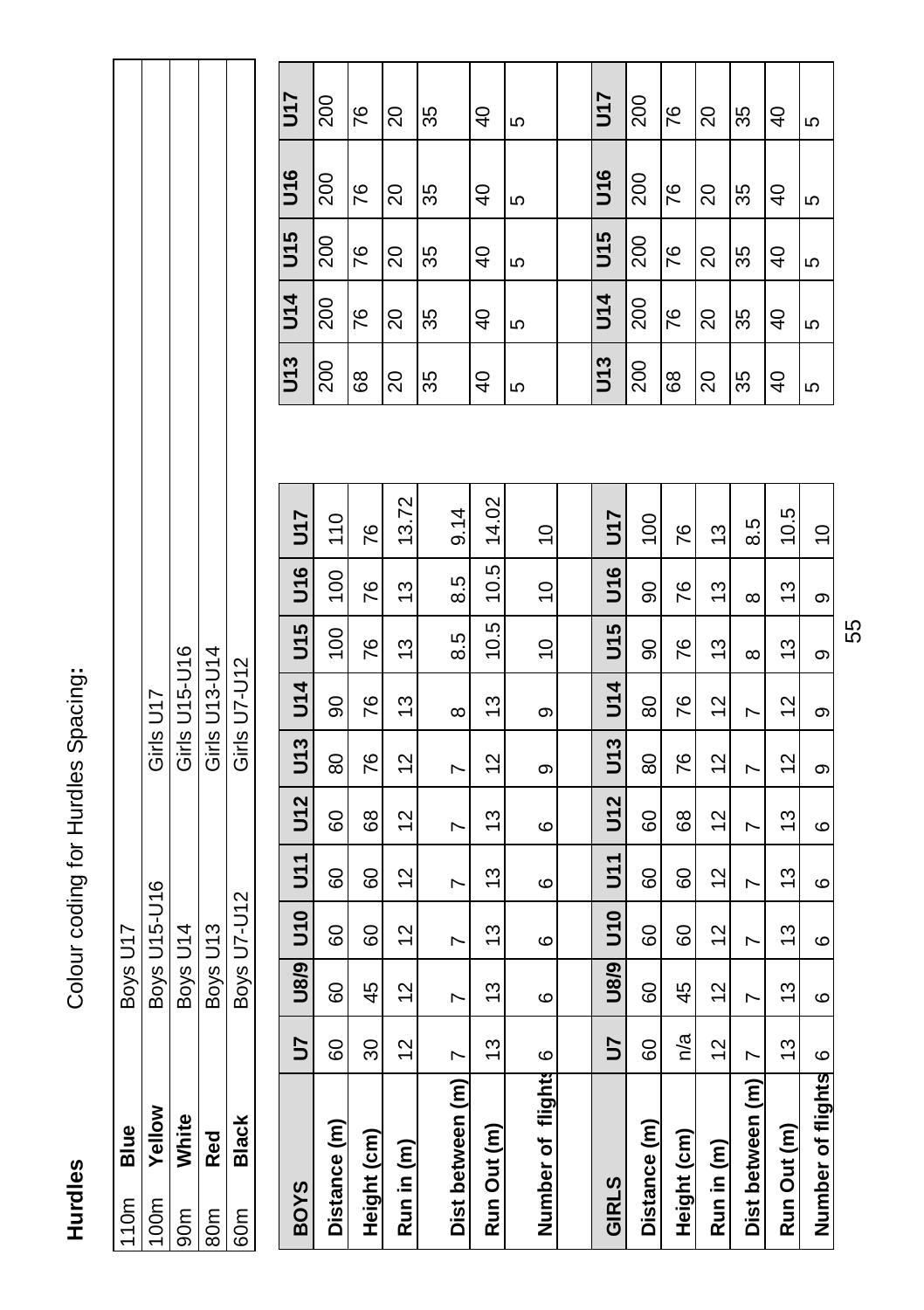# Hurdles

Colour coding for Hurdles Spacing:

| | | | |
|---|---|---|---|
| 110m | **Blue** | Boys U17 | |
| 100m | **Yellow** | Boys U15-U16 | Girls U17 |
| 90m | **White** | Boys U14 | Girls U15-U16 |
| 80m | **Red** | Boys U13 | Girls U13-U14 |
| 60m | **Black** | Boys U7-U12 | Girls U7-U12 |

| **BOYS** | **U7** | **U8/9** | **U10** | **U11** | **U12** | **U13** | **U14** | **U15** | **U16** | **U17** |
|---|---|---|---|---|---|---|---|---|---|---|
| **Distance (m)** | 60 | 60 | 60 | 60 | 60 | 80 | 90 | 100 | 100 | 110 |
| **Height (cm)** | 30 | 45 | 60 | 60 | 68 | 76 | 76 | 76 | 76 | 76 |
| **Run in (m)** | 12 | 12 | 12 | 12 | 12 | 12 | 13 | 13 | 13 | 13.72 |
| **Dist between (m)** | 7 | 7 | 7 | 7 | 7 | 7 | 8 | 8.5 | 8.5 | 9.14 |
| **Run Out (m)** | 13 | 13 | 13 | 13 | 13 | 12 | 13 | 10.5 | 10.5 | 14.02 |
| **Number of flights** | 6 | 6 | 6 | 6 | 6 | 9 | 9 | 10 | 10 | 10 |

| **GIRLS** | **U7** | **U8/9** | **U10** | **U11** | **U12** | **U13** | **U14** | **U15** | **U16** | **U17** |
|---|---|---|---|---|---|---|---|---|---|---|
| **Distance (m)** | 60 | 60 | 60 | 60 | 60 | 80 | 80 | 90 | 90 | 100 |
| **Height (cm)** | n/a | 45 | 60 | 60 | 68 | 76 | 76 | 76 | 76 | 76 |
| **Run in (m)** | 12 | 12 | 12 | 12 | 12 | 12 | 12 | 13 | 13 | 13 |
| **Dist between (m)** | 7 | 7 | 7 | 7 | 7 | 7 | 7 | 8 | 8 | 8.5 |
| **Run Out (m)** | 13 | 13 | 13 | 13 | 13 | 12 | 12 | 13 | 13 | 10.5 |
| **Number of flights** | 6 | 6 | 6 | 6 | 6 | 9 | 9 | 9 | 9 | 10 |

| | **U13** | **U14** | **U15** | **U16** | **U17** |
|---|---|---|---|---|---|
| **Distance (m)** | 200 | 200 | 200 | 200 | 200 |
| **Height (cm)** | 68 | 76 | 76 | 76 | 76 |
| **Run in (m)** | 20 | 20 | 20 | 20 | 20 |
| **Dist between (m)** | 35 | 35 | 35 | 35 | 35 |
| **Run Out (m)** | 40 | 40 | 40 | 40 | 40 |
| **Number of flights** | 5 | 5 | 5 | 5 | 5 |

| | **U13** | **U14** | **U15** | **U16** | **U17** |
|---|---|---|---|---|---|
| **Distance (m)** | 200 | 200 | 200 | 200 | 200 |
| **Height (cm)** | 68 | 76 | 76 | 76 | 76 |
| **Run in (m)** | 20 | 20 | 20 | 20 | 20 |
| **Dist between (m)** | 35 | 35 | 35 | 35 | 35 |
| **Run Out (m)** | 40 | 40 | 40 | 40 | 40 |
| **Number of flights** | 5 | 5 | 5 | 5 | 5 |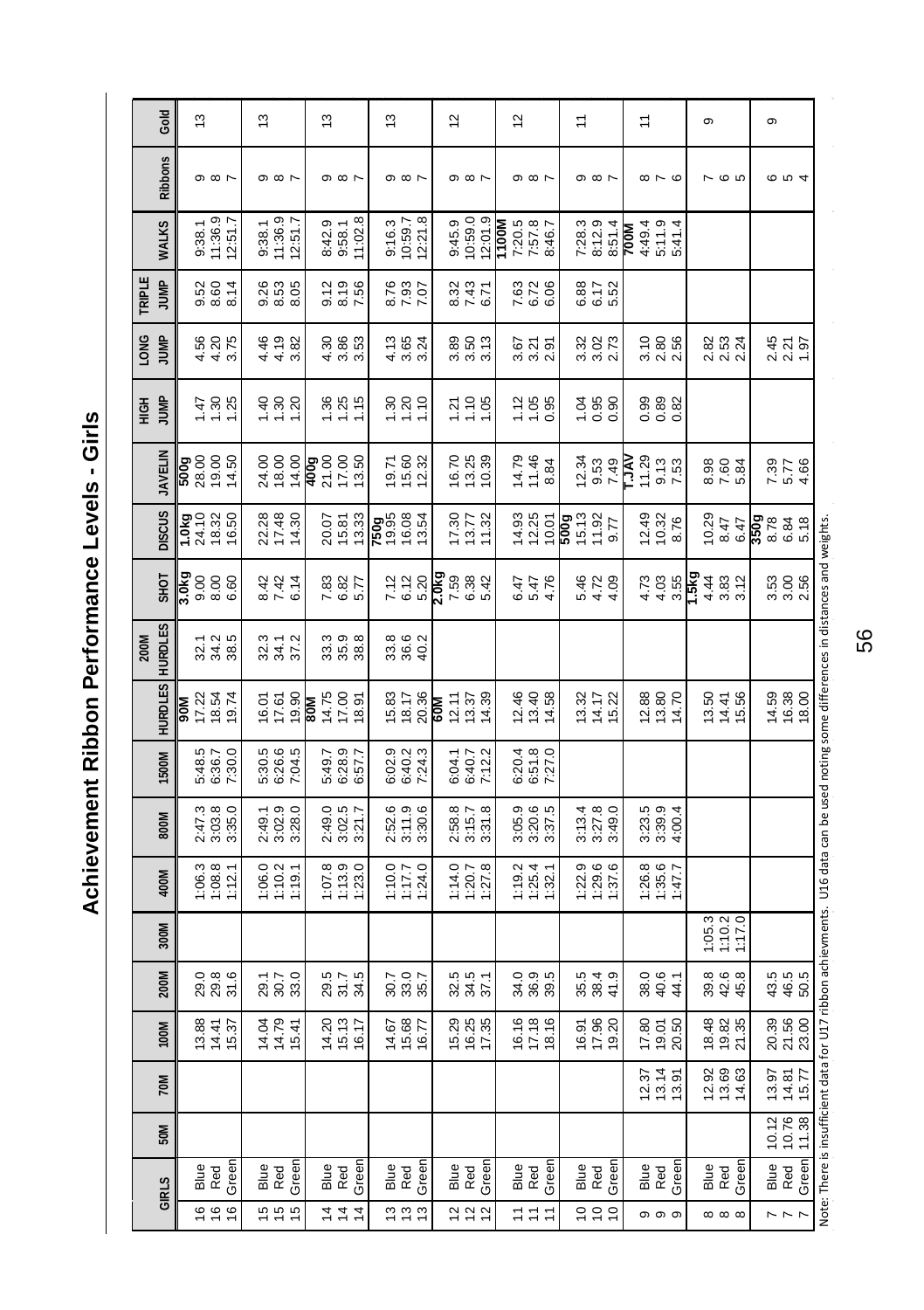# Achievement Ribbon Performance Levels - Girls

| GIRLS | | 50M | 70M | 100M | 200M | 300M | 400M | 800M | 1500M | HURDLES | 200M HURDLES | SHOT | DISCUS | JAVELIN | HIGH JUMP | LONG JUMP | TRIPLE JUMP | WALKS | Ribbons | Gold |
|---|---|---|---|---|---|---|---|---|---|---|---|---|---|---|---|---|---|---|---|---|
| 16 | Blue | | | 13.88 | 29.0 | | 1:06.3 | 2:47.3 | 5:48.5 | **90M** 17.22 | 32.1 | **3.0kg** 9.00 | **1.0kg** 24.10 | **500g** 28.00 | 1.47 | 4.56 | 9.52 | 9:38.1 | 9 | 13 |
| 16 | Red | | | 14.41 | 29.8 | | 1:08.8 | 3:03.8 | 6:36.7 | 18.54 | 34.2 | 8.00 | 18.32 | 19.00 | 1.30 | 4.20 | 8.60 | 11:36.9 | 8 | |
| 16 | Green | | | 15.37 | 31.6 | | 1:12.1 | 3:35.0 | 7:30.0 | 19.74 | 38.5 | 6.60 | 16.50 | 14.50 | 1.25 | 3.75 | 8.14 | 12:51.7 | 7 | |
| 15 | Blue | | | 14.04 | 29.1 | | 1:06.0 | 2:49.1 | 5:30.5 | 16.01 | 32.3 | 8.42 | 22.28 | 24.00 | 1.40 | 4.46 | 9.26 | 9:38.1 | 9 | 13 |
| 15 | Red | | | 14.79 | 30.7 | | 1:10.2 | 3:02.9 | 6:26.6 | 17.61 | 34.1 | 7.42 | 17.48 | 18.00 | 1.30 | 4.19 | 8.53 | 11:36.9 | 8 | |
| 15 | Green | | | 15.41 | 33.0 | | 1:19.1 | 3:28.0 | 7:04.5 | 19.90 | 37.2 | 6.14 | 14.30 | 14.00 | 1.20 | 3.82 | 8.05 | 12:51.7 | 7 | |
| 14 | Blue | | | 14.20 | 29.5 | | 1:07.8 | 2:49.0 | 5:49.7 | **80M** 14.75 | 33.3 | 7.83 | 20.07 | **400g** 21.00 | 1.36 | 4.30 | 9.12 | 8:42.9 | 9 | 13 |
| 14 | Red | | | 15.13 | 31.7 | | 1:13.9 | 3:02.5 | 6:28.9 | 17.00 | 35.9 | 6.82 | 15.81 | 17.00 | 1.25 | 3.86 | 8.19 | 9:58.1 | 8 | |
| 14 | Green | | | 16.17 | 34.5 | | 1:23.0 | 3:21.7 | 6:57.7 | 18.91 | 38.8 | 5.77 | 13.33 | 13.50 | 1.15 | 3.53 | 7.56 | 11:02.8 | 7 | |
| 13 | Blue | | | 14.67 | 30.7 | | 1:10.0 | 2:52.6 | 6:02.9 | 15.83 | 33.8 | 7.12 | **750g** 19.95 | 19.71 | 1.30 | 4.13 | 8.76 | 9:16.3 | 9 | 13 |
| 13 | Red | | | 15.68 | 33.0 | | 1:17.7 | 3:11.9 | 6:40.2 | 18.17 | 36.6 | 6.12 | 16.08 | 15.60 | 1.20 | 3.65 | 7.93 | 10:59.7 | 8 | |
| 13 | Green | | | 16.77 | 35.7 | | 1:24.0 | 3:30.6 | 7:24.3 | 20.36 | 40.2 | 5.20 | 13.54 | 12.32 | 1.10 | 3.24 | 7.07 | 12:21.8 | 7 | |
| 12 | Blue | | | 15.29 | 32.5 | | 1:14.0 | 2:58.8 | 6:04.1 | **60M** 12.11 | | **2.0kg** 7.59 | 17.30 | 16.70 | 1.21 | 3.89 | 8.32 | 9:45.9 | 9 | 12 |
| 12 | Red | | | 16.25 | 34.5 | | 1:20.7 | 3:15.7 | 6:40.7 | 13.37 | | 6.38 | 13.77 | 13.25 | 1.10 | 3.50 | 7.43 | 10:59.0 | 8 | |
| 12 | Green | | | 17.35 | 37.1 | | 1:27.8 | 3:31.8 | 7:12.2 | 14.39 | | 5.42 | 11.32 | 10.39 | 1.05 | 3.13 | 6.71 | 12:01.9 | 7 | |
| 11 | Blue | | | 16.16 | 34.0 | | 1:19.2 | 3:05.9 | 6:20.4 | 12.46 | | 6.47 | 14.93 | 14.79 | 1.12 | 3.67 | 7.63 | **1100M** 7:20.5 | 9 | 12 |
| 11 | Red | | | 17.18 | 36.9 | | 1:25.4 | 3:20.6 | 6:51.8 | 13.40 | | 5.47 | 12.25 | 11.46 | 1.05 | 3.21 | 6.72 | 7:57.8 | 8 | |
| 11 | Green | | | 18.16 | 39.5 | | 1:32.1 | 3:37.5 | 7:27.0 | 14.58 | | 4.76 | 10.01 | 8.84 | 0.95 | 2.91 | 6.06 | 8:46.7 | 7 | |
| 10 | Blue | | | 16.91 | 35.5 | | 1:22.9 | 3:13.4 | | 13.32 | | 5.46 | **500g** 15.13 | 12.34 | 1.04 | 3.32 | 6.88 | 7:28.3 | 9 | 11 |
| 10 | Red | | | 17.96 | 38.4 | | 1:29.6 | 3:27.8 | | 14.17 | | 4.72 | 11.92 | 9.53 | 0.95 | 3.02 | 6.17 | 8:12.9 | 8 | |
| 10 | Green | | | 19.20 | 41.9 | | 1:37.6 | 3:49.0 | | 15.22 | | 4.09 | 9.77 | 7.49 | 0.90 | 2.73 | 5.52 | 8:51.4 | 7 | |
| 9 | Blue | | 12.37 | 17.80 | 38.0 | | 1:26.8 | 3:23.5 | | 12.88 | | 4.73 | 12.49 | **T.JAV** 11.29 | 0.99 | 3.10 | | **700M** 4:49.4 | 8 | 11 |
| 9 | Red | | 13.14 | 19.01 | 40.6 | | 1:35.6 | 3:39.9 | | 13.80 | | 4.03 | 10.32 | 9.13 | 0.89 | 2.80 | | 5:11.9 | 7 | |
| 9 | Green | | 13.91 | 20.50 | 44.1 | | 1:47.7 | 4:00.4 | | 14.70 | | 3.55 | 8.76 | 7.53 | 0.82 | 2.56 | | 5:41.4 | 6 | |
| 8 | Blue | | 12.92 | 18.48 | 39.8 | 1:05.3 | | | | 13.50 | | **1.5kg** 4.44 | 10.29 | 8.98 | | 2.82 | | | 7 | 9 |
| 8 | Red | | 13.69 | 19.82 | 42.6 | 1:10.2 | | | | 14.41 | | 3.83 | 8.47 | 7.60 | | 2.53 | | | 6 | |
| 8 | Green | | 14.63 | 21.35 | 45.8 | 1:17.0 | | | | 15.56 | | 3.12 | 6.47 | 5.84 | | 2.24 | | | 5 | |
| 7 | Blue | 10.12 | 13.97 | 20.39 | 43.5 | | | | | 14.59 | | 3.53 | **350g** 8.78 | 7.39 | | 2.45 | | | 6 | 9 |
| 7 | Red | 10.76 | 14.81 | 21.56 | 46.5 | | | | | 16.38 | | 3.00 | 6.84 | 5.77 | | 2.21 | | | 5 | |
| 7 | Green | 11.38 | 15.77 | 23.00 | 50.5 | | | | | 18.00 | | 2.56 | 5.18 | 4.66 | | 1.97 | | | 4 | |

Note: There is insufficient data for U17 ribbon achievments. U16 data can be used noting some differences in distances and weights.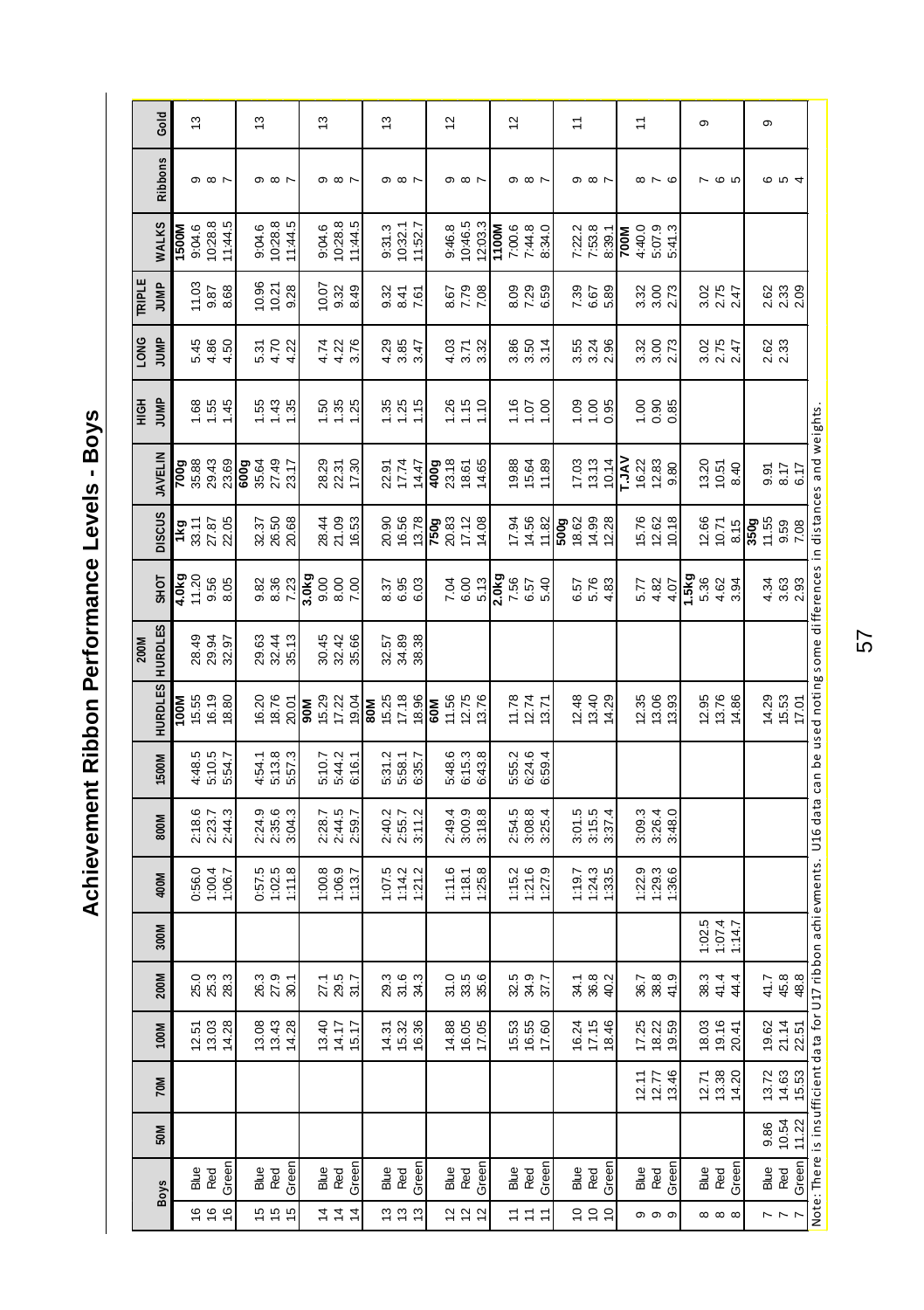# Achievement Ribbon Performance Levels - Boys

| Boys | | 50M | 70M | 100M | 200M | 300M | 400M | 800M | 1500M | HURDLES | 200M HURDLES | SHOT | DISCUS | JAVELIN | HIGH JUMP | LONG JUMP | TRIPLE JUMP | WALKS | Ribbons | Gold |
|---|---|---|---|---|---|---|---|---|---|---|---|---|---|---|---|---|---|---|---|---|
| 16 | Blue | | | 12.51 | 25.0 | | 0:56.0 | 2:18.6 | 4:48.5 | **100M** 15.55 | 28.49 | **4.0kg** 11.20 | **1kg** 33.11 | **700g** 35.88 | 1.68 | 5.45 | 11.03 | **1500M** 9:04.6 | 9 | 13 |
| 16 | Red | | | 13.03 | 25.3 | | 1:00.4 | 2:23.7 | 5:10.5 | 16.19 | 29.94 | 9.56 | 27.87 | 29.43 | 1.55 | 4.86 | 9.87 | 10:28.8 | 8 | |
| 16 | Green | | | 14.28 | 28.3 | | 1:06.7 | 2:44.3 | 5:54.7 | 18.80 | 32.97 | 8.05 | 22.05 | 23.69 | 1.45 | 4.50 | 8.68 | 11:44.5 | 7 | |
| 15 | Blue | | | 13.08 | 26.3 | | 0:57.5 | 2:24.9 | 4:54.1 | 16.20 | 29.63 | 9.82 | 32.37 | **600g** 35.64 | 1.55 | 5.31 | 10.96 | 9:04.6 | 9 | 13 |
| 15 | Red | | | 13.43 | 27.9 | | 1:02.5 | 2:35.6 | 5:13.8 | 18.76 | 32.44 | 8.36 | 26.50 | 27.49 | 1.43 | 4.70 | 10.21 | 10:28.8 | 8 | |
| 15 | Green | | | 14.28 | 30.1 | | 1:11.8 | 3:04.3 | 5:57.3 | 20.01 | 35.13 | 7.23 | 20.68 | 23.17 | 1.35 | 4.22 | 9.28 | 11:44.5 | 7 | |
| 14 | Blue | | | 13.40 | 27.1 | | 1:00.8 | 2:28.7 | 5:10.7 | **90M** 15.29 | 30.45 | **3.0kg** 9.00 | 28.44 | 28.29 | 1.50 | 4.74 | 10.07 | 9:04.6 | 9 | 13 |
| 14 | Red | | | 14.17 | 29.5 | | 1:06.9 | 2:44.5 | 5:44.2 | 17.22 | 32.42 | 8.00 | 21.09 | 22.31 | 1.35 | 4.22 | 9.32 | 10:28.8 | 8 | |
| 14 | Green | | | 15.17 | 31.7 | | 1:13.7 | 2:59.7 | 6:16.1 | 19.04 | 35.66 | 7.00 | 16.53 | 17.30 | 1.25 | 3.76 | 8.49 | 11:44.5 | 7 | |
| 13 | Blue | | | 14.31 | 29.3 | | 1:07.5 | 2:40.2 | 5:31.2 | **80M** 15.25 | 32.57 | 8.37 | 20.90 | 22.91 | 1.35 | 4.29 | 9.32 | 9:31.3 | 9 | 13 |
| 13 | Red | | | 15.32 | 31.6 | | 1:14.2 | 2:55.7 | 5:58.1 | 17.18 | 34.89 | 6.95 | 16.56 | 17.74 | 1.25 | 3.85 | 8.41 | 10:32.1 | 8 | |
| 13 | Green | | | 16.36 | 34.3 | | 1:21.2 | 3:11.2 | 6:35.7 | 18.96 | 38.38 | 6.03 | 13.78 | 14.47 | 1.15 | 3.47 | 7.61 | 11:52.7 | 7 | |
| 12 | Blue | | | 14.88 | 31.0 | | 1:11.6 | 2:49.4 | 5:48.6 | **60M** 11.56 | | 7.04 | **750g** 20.83 | **400g** 23.18 | 1.26 | 4.03 | 8.67 | 9:46.8 | 9 | 12 |
| 12 | Red | | | 16.05 | 33.5 | | 1:18.1 | 3:00.9 | 6:15.3 | 12.75 | | 6.00 | 17.12 | 18.61 | 1.15 | 3.71 | 7.79 | 10:46.5 | 8 | |
| 12 | Green | | | 17.05 | 35.6 | | 1:25.8 | 3:18.8 | 6:43.8 | 13.76 | | 5.13 | 14.08 | 14.65 | 1.10 | 3.32 | 7.08 | 12:03.3 | 7 | |
| 11 | Blue | | | 15.53 | 32.5 | | 1:15.2 | 2:54.5 | 5:55.2 | 11.78 | | **2.0kg** 7.56 | 17.94 | 19.88 | 1.16 | 3.86 | 8.09 | **1100M** 7:00.6 | 9 | 12 |
| 11 | Red | | | 16.55 | 34.9 | | 1:21.6 | 3:08.8 | 6:24.6 | 12.74 | | 6.57 | 14.56 | 15.64 | 1.07 | 3.50 | 7.29 | 7:44.8 | 8 | |
| 11 | Green | | | 17.60 | 37.7 | | 1:27.9 | 3:25.4 | 6:59.4 | 13.71 | | 5.40 | 11.82 | 11.89 | 1.00 | 3.14 | 6.59 | 8:34.0 | 7 | |
| 10 | Blue | | | 16.24 | 34.1 | | 1:19.7 | 3:01.5 | | 12.48 | | 6.57 | **500g** 18.62 | 17.03 | 1.09 | 3.55 | 7.39 | 7:22.2 | 9 | 11 |
| 10 | Red | | | 17.15 | 36.8 | | 1:24.3 | 3:15.5 | | 13.40 | | 5.76 | 14.99 | 13.13 | 1.00 | 3.24 | 6.67 | 7:53.8 | 8 | |
| 10 | Green | | | 18.46 | 40.2 | | 1:33.5 | 3:37.4 | | 14.29 | | 4.83 | 12.28 | 10.14 | 0.95 | 2.96 | 5.89 | 8:39.1 | 7 | |
| 9 | Blue | | 12.11 | 17.25 | 36.7 | | 1:22.9 | 3:09.3 | | 12.35 | | 5.77 | 15.76 | **T.JAV** 16.22 | 1.00 | 3.32 | 3.32 | **700M** 4:40.0 | 8 | 11 |
| 9 | Red | | 12.77 | 18.22 | 38.8 | | 1:29.3 | 3:26.4 | | 13.06 | | 4.82 | 12.62 | 12.83 | 0.90 | 3.00 | 3.00 | 5:07.9 | 7 | |
| 9 | Green | | 13.46 | 19.59 | 41.9 | | 1:36.6 | 3:48.0 | | 13.93 | | 4.07 | 10.18 | 9.80 | 0.85 | 2.73 | 2.73 | 5:41.3 | 6 | |
| 8 | Blue | | 12.71 | 18.03 | 38.3 | 1:02.5 | | | | 12.95 | | **1.5kg** 5.36 | 12.66 | 13.20 | | 3.02 | 3.02 | | 7 | 9 |
| 8 | Red | | 13.38 | 19.16 | 41.4 | 1:07.4 | | | | 13.76 | | 4.62 | 10.71 | 10.51 | | 2.75 | 2.75 | | 6 | |
| 8 | Green | | 14.20 | 20.41 | 44.4 | 1:14.7 | | | | 14.86 | | 3.94 | 8.15 | 8.40 | | 2.47 | 2.47 | | 5 | |
| 7 | Blue | 9.86 | 13.72 | 19.62 | 41.7 | | | | | 14.29 | | 4.34 | **350g** 11.55 | 9.91 | | 2.62 | 2.62 | | 6 | 9 |
| 7 | Red | 10.54 | 14.63 | 21.14 | 45.8 | | | | | 15.53 | | 3.63 | 9.59 | 8.17 | | 2.33 | 2.33 | | 5 | |
| 7 | Green | 11.22 | 15.53 | 22.51 | 48.8 | | | | | 17.01 | | 2.93 | 7.08 | 6.17 | | | 2.09 | | 4 | |

Note: There is insufficient data for U17 ribbon achievements. U16 data can be used noting some differences in distances and weights.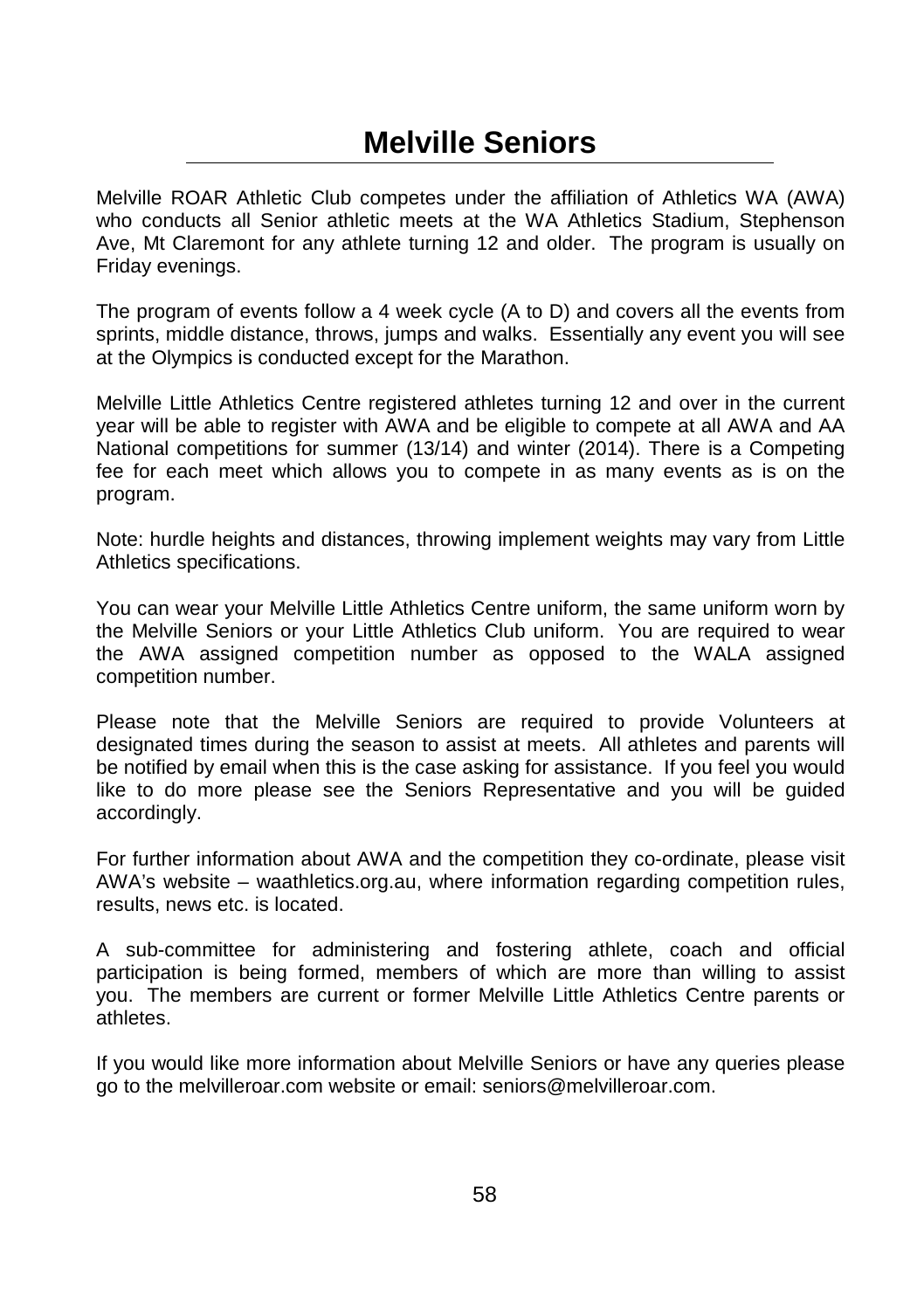# Melville Seniors

Melville ROAR Athletic Club competes under the affiliation of Athletics WA (AWA) who conducts all Senior athletic meets at the WA Athletics Stadium, Stephenson Ave, Mt Claremont for any athlete turning 12 and older. The program is usually on Friday evenings.

The program of events follow a 4 week cycle (A to D) and covers all the events from sprints, middle distance, throws, jumps and walks. Essentially any event you will see at the Olympics is conducted except for the Marathon.

Melville Little Athletics Centre registered athletes turning 12 and over in the current year will be able to register with AWA and be eligible to compete at all AWA and AA National competitions for summer (13/14) and winter (2014). There is a Competing fee for each meet which allows you to compete in as many events as is on the program.

Note: hurdle heights and distances, throwing implement weights may vary from Little Athletics specifications.

You can wear your Melville Little Athletics Centre uniform, the same uniform worn by the Melville Seniors or your Little Athletics Club uniform. You are required to wear the AWA assigned competition number as opposed to the WALA assigned competition number.

Please note that the Melville Seniors are required to provide Volunteers at designated times during the season to assist at meets. All athletes and parents will be notified by email when this is the case asking for assistance. If you feel you would like to do more please see the Seniors Representative and you will be guided accordingly.

For further information about AWA and the competition they co-ordinate, please visit AWA's website – waathletics.org.au, where information regarding competition rules, results, news etc. is located.

A sub-committee for administering and fostering athlete, coach and official participation is being formed, members of which are more than willing to assist you. The members are current or former Melville Little Athletics Centre parents or athletes.

If you would like more information about Melville Seniors or have any queries please go to the melvilleroar.com website or email: seniors@melvilleroar.com.